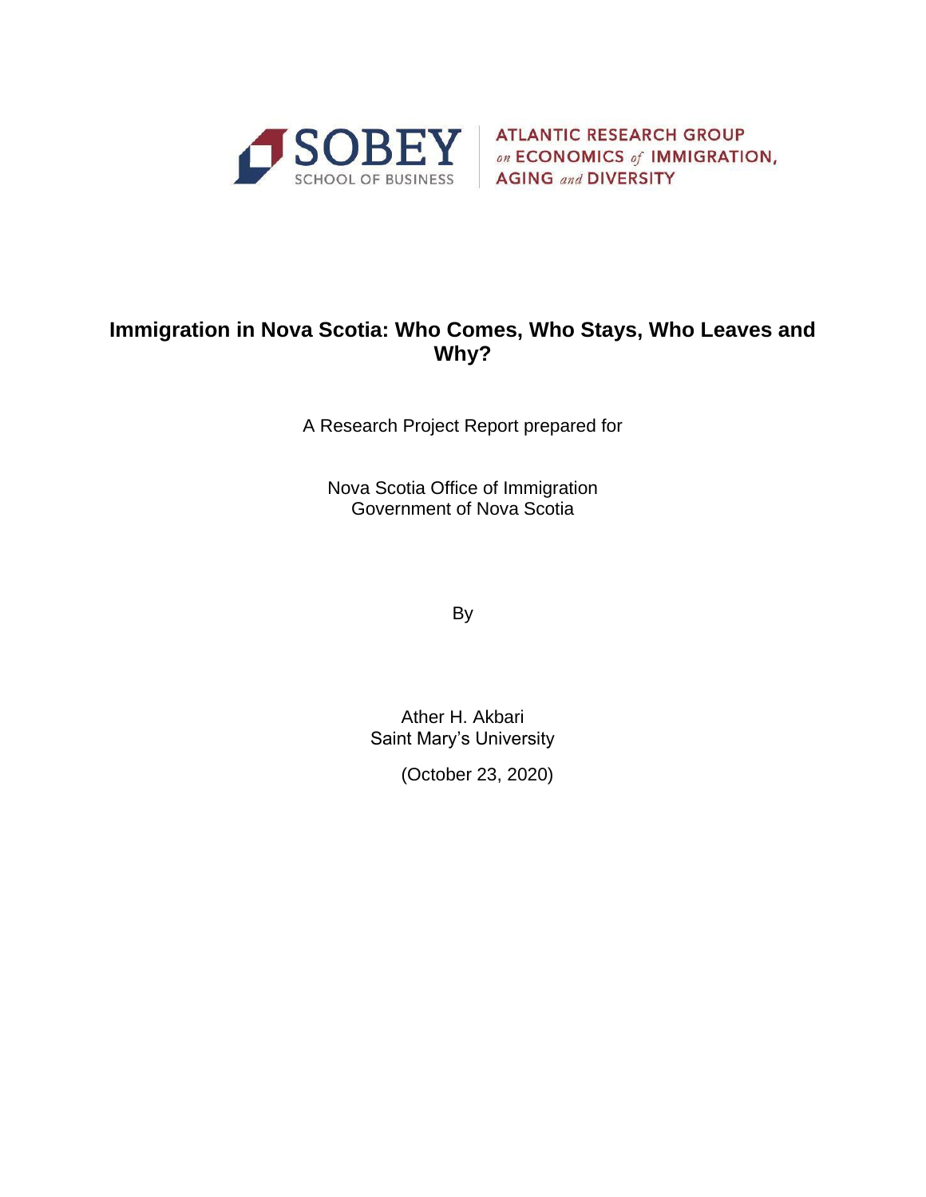SOBEY
SCHOOL OF BUSINESS

ATLANTIC RESEARCH GROUP
*on* ECONOMICS *of* IMMIGRATION,
AGING *and* DIVERSITY

# Immigration in Nova Scotia: Who Comes, Who Stays, Who Leaves and Why?

A Research Project Report prepared for

Nova Scotia Office of Immigration
Government of Nova Scotia

By

Ather H. Akbari
Saint Mary's University

(October 23, 2020)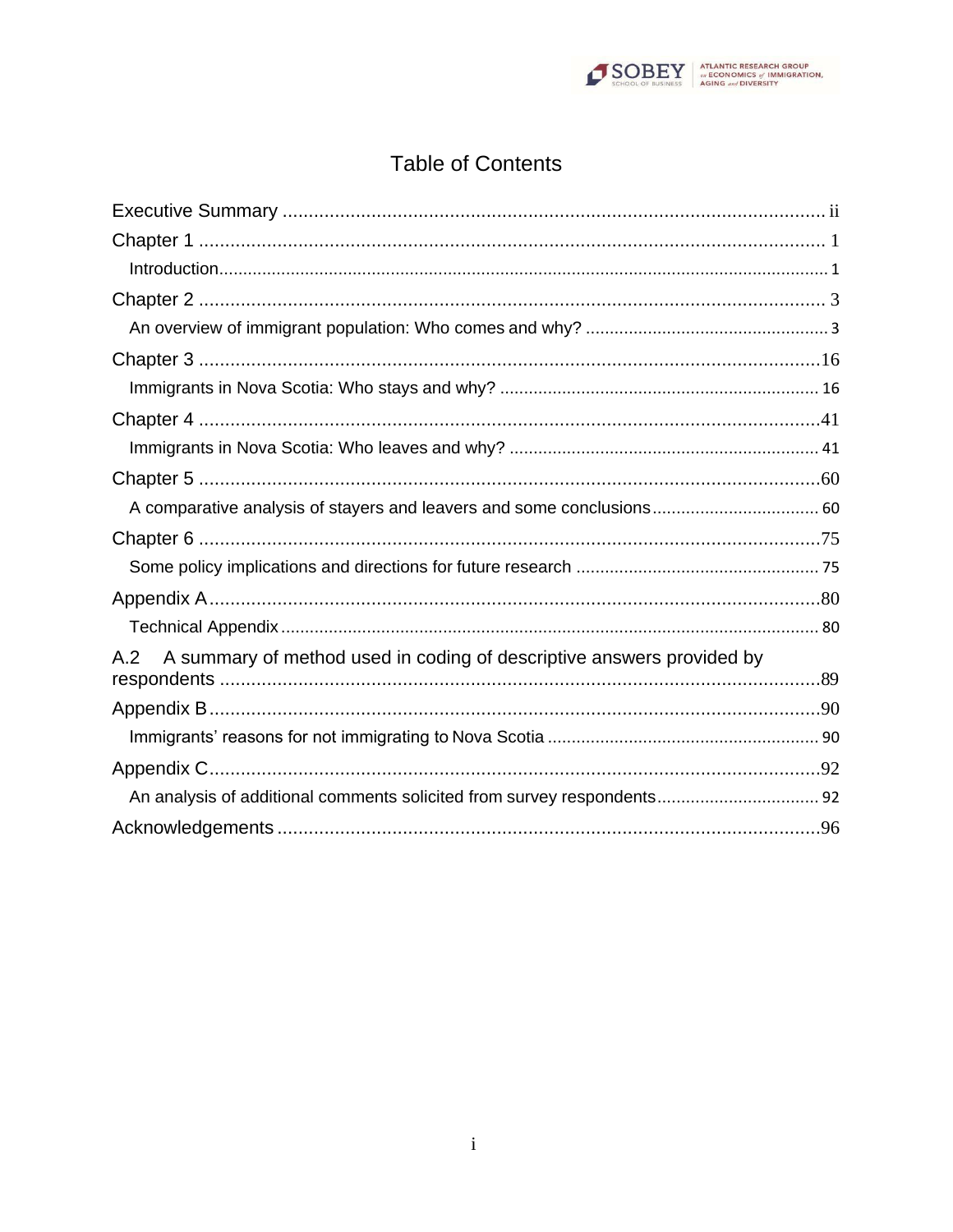# Table of Contents

Executive Summary ........................................................................................................ ii

Chapter 1 ........................................................................................................................ 1

Introduction.................................................................................................................... 1

Chapter 2 ........................................................................................................................ 3

An overview of immigrant population: Who comes and why? ........................................ 3

Chapter 3 ...................................................................................................................... 16

Immigrants in Nova Scotia: Who stays and why? ......................................................... 16

Chapter 4 ...................................................................................................................... 41

Immigrants in Nova Scotia: Who leaves and why? ....................................................... 41

Chapter 5 ...................................................................................................................... 60

A comparative analysis of stayers and leavers and some conclusions ............................ 60

Chapter 6 ...................................................................................................................... 75

Some policy implications and directions for future research ......................................... 75

Appendix A .................................................................................................................... 80

Technical Appendix ....................................................................................................... 80

A.2 A summary of method used in coding of descriptive answers provided by respondents ..................................................................................................................... 89

Appendix B .................................................................................................................... 90

Immigrants' reasons for not immigrating to Nova Scotia ............................................... 90

Appendix C .................................................................................................................... 92

An analysis of additional comments solicited from survey respondents ......................... 92

Acknowledgements ........................................................................................................ 96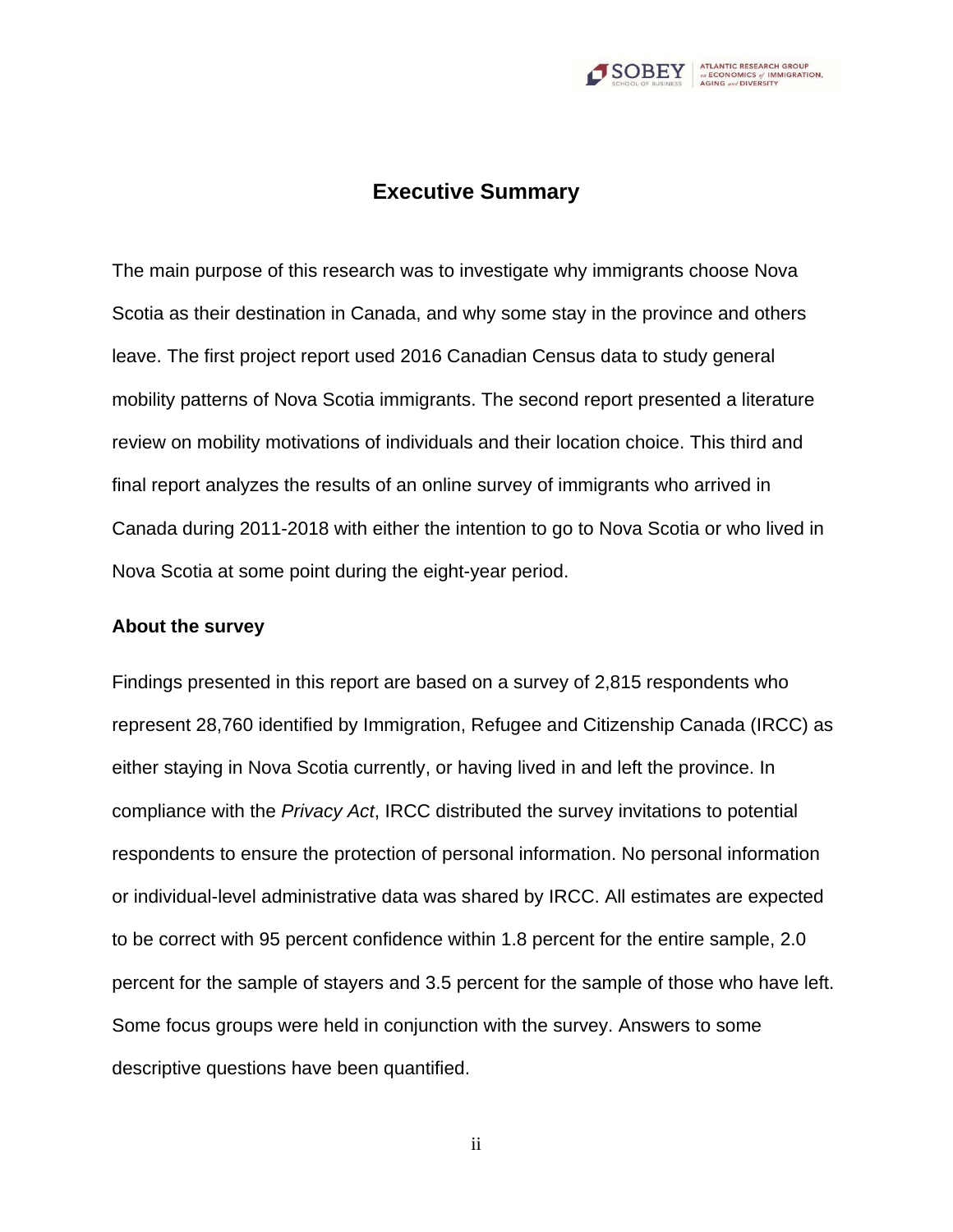# Executive Summary

The main purpose of this research was to investigate why immigrants choose Nova Scotia as their destination in Canada, and why some stay in the province and others leave. The first project report used 2016 Canadian Census data to study general mobility patterns of Nova Scotia immigrants. The second report presented a literature review on mobility motivations of individuals and their location choice. This third and final report analyzes the results of an online survey of immigrants who arrived in Canada during 2011-2018 with either the intention to go to Nova Scotia or who lived in Nova Scotia at some point during the eight-year period.

**About the survey**

Findings presented in this report are based on a survey of 2,815 respondents who represent 28,760 identified by Immigration, Refugee and Citizenship Canada (IRCC) as either staying in Nova Scotia currently, or having lived in and left the province. In compliance with the *Privacy Act*, IRCC distributed the survey invitations to potential respondents to ensure the protection of personal information. No personal information or individual-level administrative data was shared by IRCC. All estimates are expected to be correct with 95 percent confidence within 1.8 percent for the entire sample, 2.0 percent for the sample of stayers and 3.5 percent for the sample of those who have left. Some focus groups were held in conjunction with the survey. Answers to some descriptive questions have been quantified.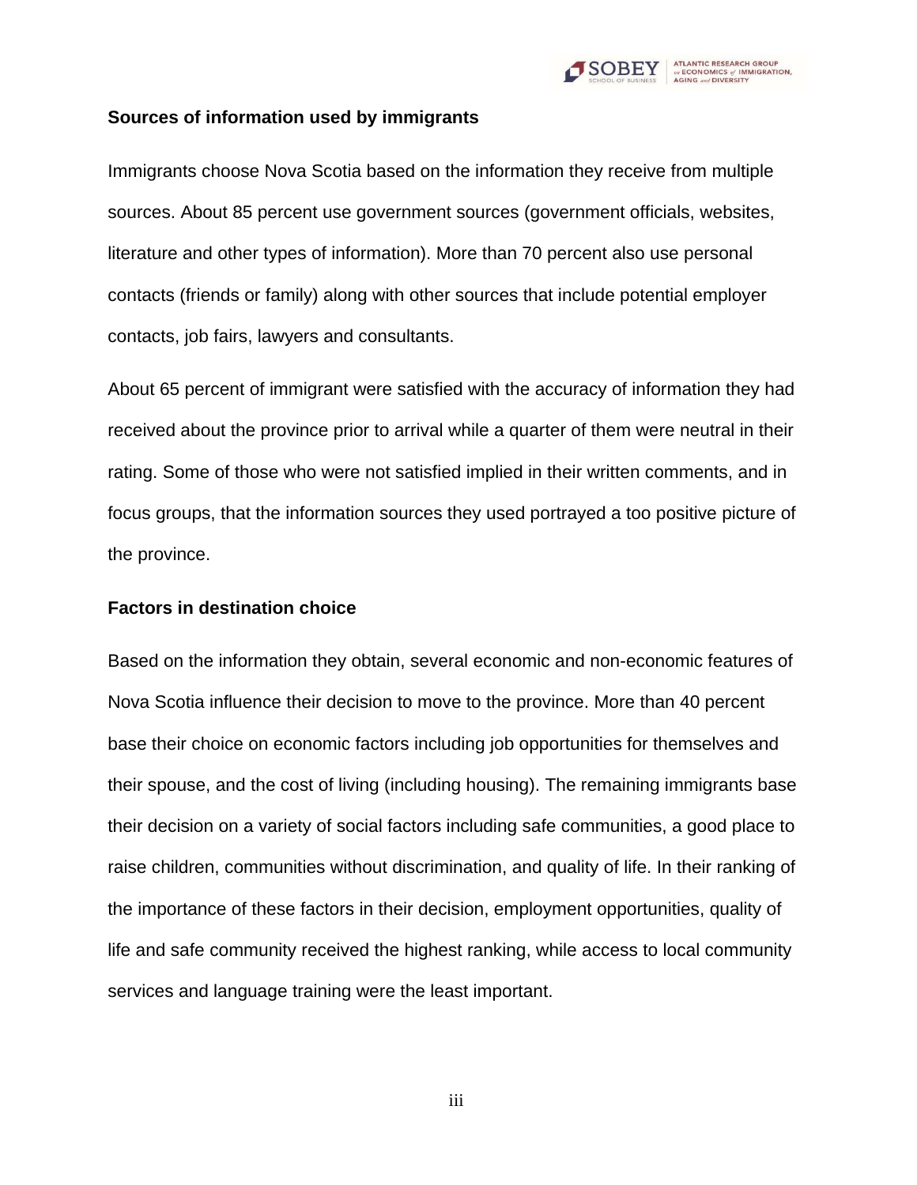**Sources of information used by immigrants**

Immigrants choose Nova Scotia based on the information they receive from multiple sources. About 85 percent use government sources (government officials, websites, literature and other types of information). More than 70 percent also use personal contacts (friends or family) along with other sources that include potential employer contacts, job fairs, lawyers and consultants.

About 65 percent of immigrant were satisfied with the accuracy of information they had received about the province prior to arrival while a quarter of them were neutral in their rating. Some of those who were not satisfied implied in their written comments, and in focus groups, that the information sources they used portrayed a too positive picture of the province.

**Factors in destination choice**

Based on the information they obtain, several economic and non-economic features of Nova Scotia influence their decision to move to the province. More than 40 percent base their choice on economic factors including job opportunities for themselves and their spouse, and the cost of living (including housing). The remaining immigrants base their decision on a variety of social factors including safe communities, a good place to raise children, communities without discrimination, and quality of life. In their ranking of the importance of these factors in their decision, employment opportunities, quality of life and safe community received the highest ranking, while access to local community services and language training were the least important.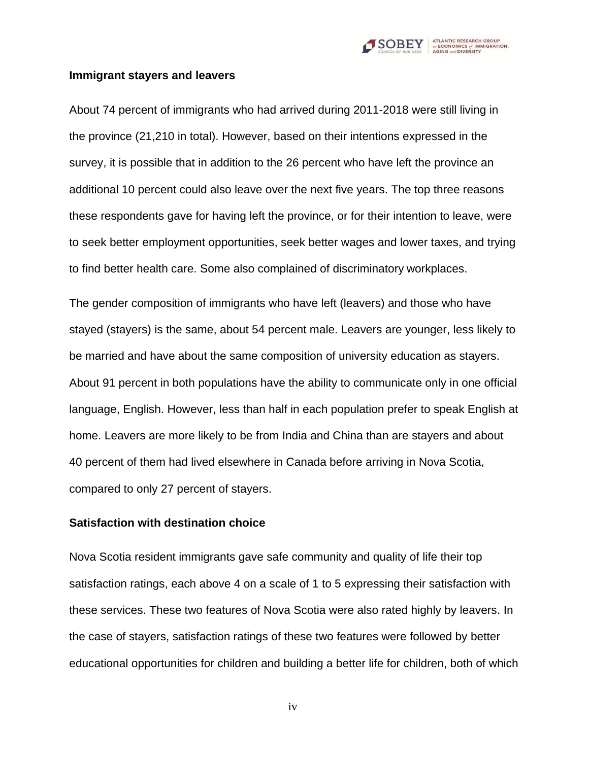**Immigrant stayers and leavers**

About 74 percent of immigrants who had arrived during 2011-2018 were still living in the province (21,210 in total). However, based on their intentions expressed in the survey, it is possible that in addition to the 26 percent who have left the province an additional 10 percent could also leave over the next five years. The top three reasons these respondents gave for having left the province, or for their intention to leave, were to seek better employment opportunities, seek better wages and lower taxes, and trying to find better health care. Some also complained of discriminatory workplaces.

The gender composition of immigrants who have left (leavers) and those who have stayed (stayers) is the same, about 54 percent male. Leavers are younger, less likely to be married and have about the same composition of university education as stayers. About 91 percent in both populations have the ability to communicate only in one official language, English. However, less than half in each population prefer to speak English at home. Leavers are more likely to be from India and China than are stayers and about 40 percent of them had lived elsewhere in Canada before arriving in Nova Scotia, compared to only 27 percent of stayers.

**Satisfaction with destination choice**

Nova Scotia resident immigrants gave safe community and quality of life their top satisfaction ratings, each above 4 on a scale of 1 to 5 expressing their satisfaction with these services. These two features of Nova Scotia were also rated highly by leavers. In the case of stayers, satisfaction ratings of these two features were followed by better educational opportunities for children and building a better life for children, both of which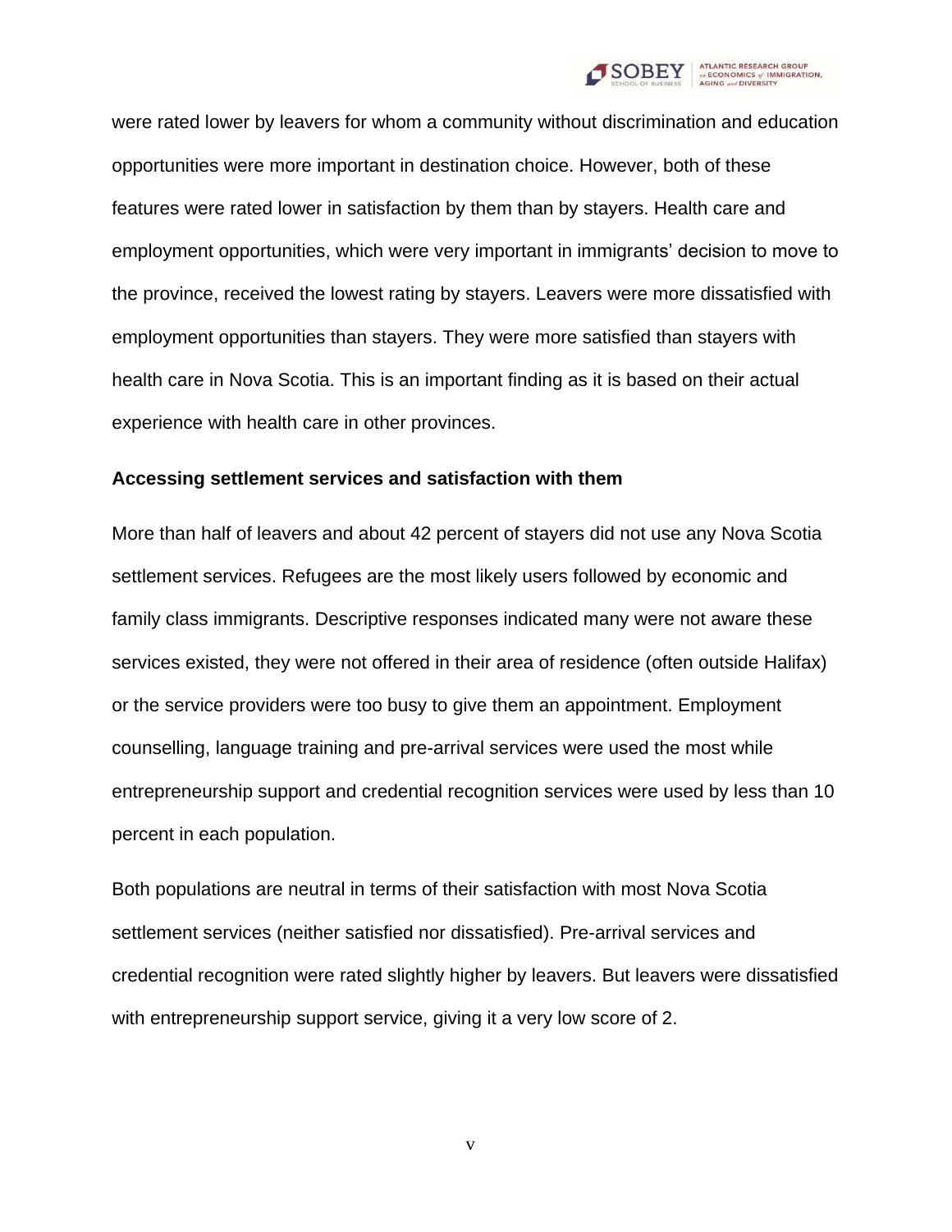were rated lower by leavers for whom a community without discrimination and education opportunities were more important in destination choice. However, both of these features were rated lower in satisfaction by them than by stayers. Health care and employment opportunities, which were very important in immigrants' decision to move to the province, received the lowest rating by stayers. Leavers were more dissatisfied with employment opportunities than stayers. They were more satisfied than stayers with health care in Nova Scotia. This is an important finding as it is based on their actual experience with health care in other provinces.

**Accessing settlement services and satisfaction with them**

More than half of leavers and about 42 percent of stayers did not use any Nova Scotia settlement services. Refugees are the most likely users followed by economic and family class immigrants. Descriptive responses indicated many were not aware these services existed, they were not offered in their area of residence (often outside Halifax) or the service providers were too busy to give them an appointment. Employment counselling, language training and pre-arrival services were used the most while entrepreneurship support and credential recognition services were used by less than 10 percent in each population.

Both populations are neutral in terms of their satisfaction with most Nova Scotia settlement services (neither satisfied nor dissatisfied). Pre-arrival services and credential recognition were rated slightly higher by leavers. But leavers were dissatisfied with entrepreneurship support service, giving it a very low score of 2.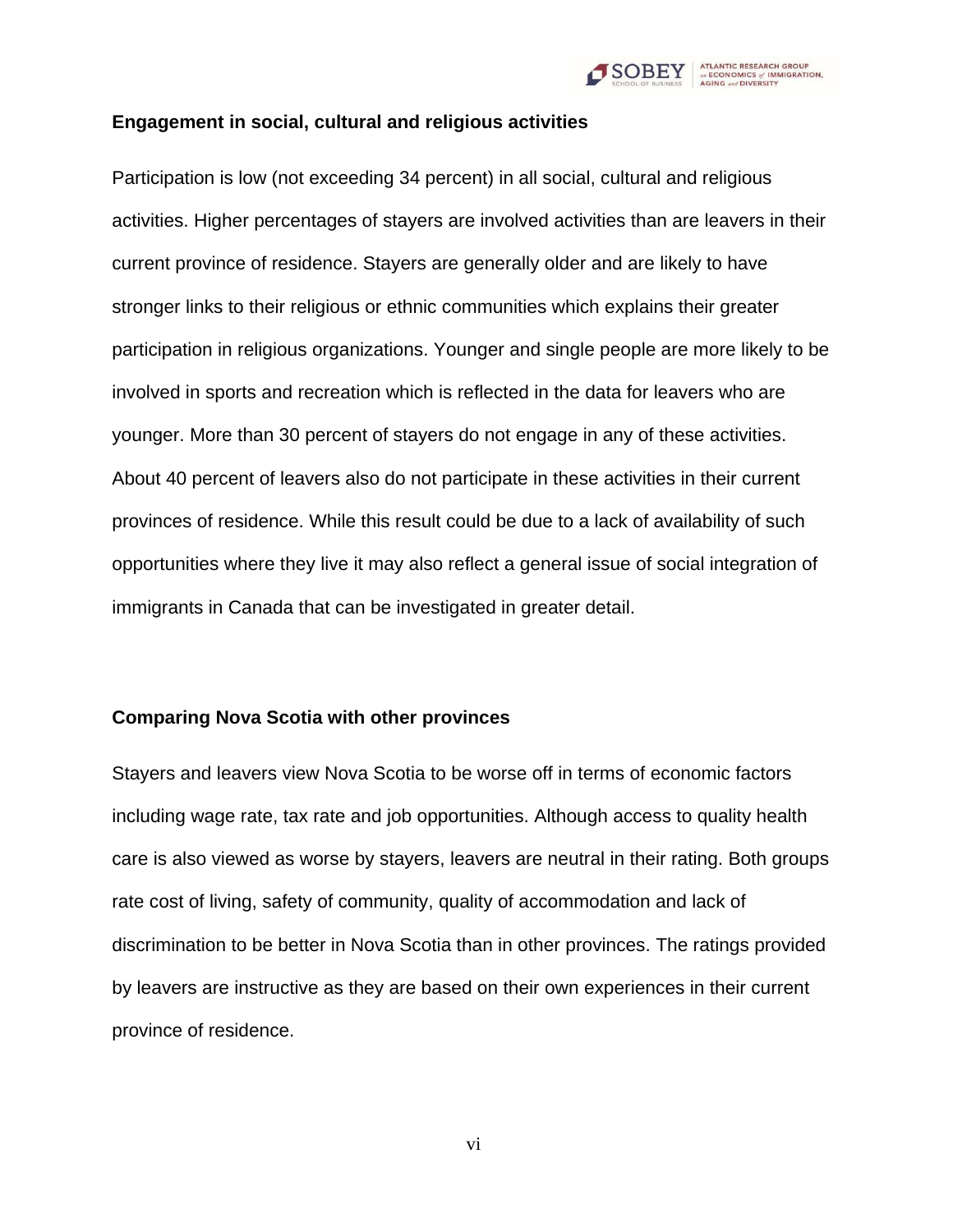**Engagement in social, cultural and religious activities**

Participation is low (not exceeding 34 percent) in all social, cultural and religious activities. Higher percentages of stayers are involved activities than are leavers in their current province of residence. Stayers are generally older and are likely to have stronger links to their religious or ethnic communities which explains their greater participation in religious organizations. Younger and single people are more likely to be involved in sports and recreation which is reflected in the data for leavers who are younger. More than 30 percent of stayers do not engage in any of these activities. About 40 percent of leavers also do not participate in these activities in their current provinces of residence. While this result could be due to a lack of availability of such opportunities where they live it may also reflect a general issue of social integration of immigrants in Canada that can be investigated in greater detail.

**Comparing Nova Scotia with other provinces**

Stayers and leavers view Nova Scotia to be worse off in terms of economic factors including wage rate, tax rate and job opportunities. Although access to quality health care is also viewed as worse by stayers, leavers are neutral in their rating. Both groups rate cost of living, safety of community, quality of accommodation and lack of discrimination to be better in Nova Scotia than in other provinces. The ratings provided by leavers are instructive as they are based on their own experiences in their current province of residence.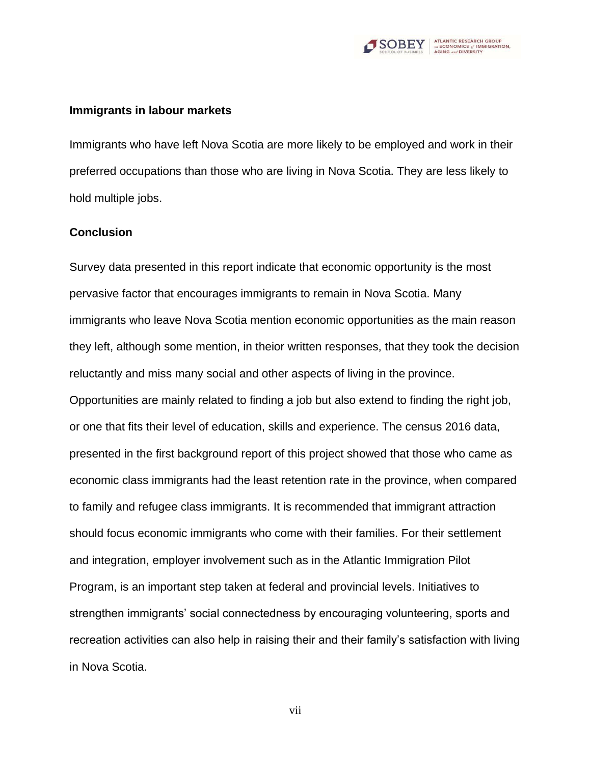**Immigrants in labour markets**

Immigrants who have left Nova Scotia are more likely to be employed and work in their preferred occupations than those who are living in Nova Scotia. They are less likely to hold multiple jobs.

**Conclusion**

Survey data presented in this report indicate that economic opportunity is the most pervasive factor that encourages immigrants to remain in Nova Scotia. Many immigrants who leave Nova Scotia mention economic opportunities as the main reason they left, although some mention, in theior written responses, that they took the decision reluctantly and miss many social and other aspects of living in the province. Opportunities are mainly related to finding a job but also extend to finding the right job, or one that fits their level of education, skills and experience. The census 2016 data, presented in the first background report of this project showed that those who came as economic class immigrants had the least retention rate in the province, when compared to family and refugee class immigrants. It is recommended that immigrant attraction should focus economic immigrants who come with their families. For their settlement and integration, employer involvement such as in the Atlantic Immigration Pilot Program, is an important step taken at federal and provincial levels. Initiatives to strengthen immigrants' social connectedness by encouraging volunteering, sports and recreation activities can also help in raising their and their family's satisfaction with living in Nova Scotia.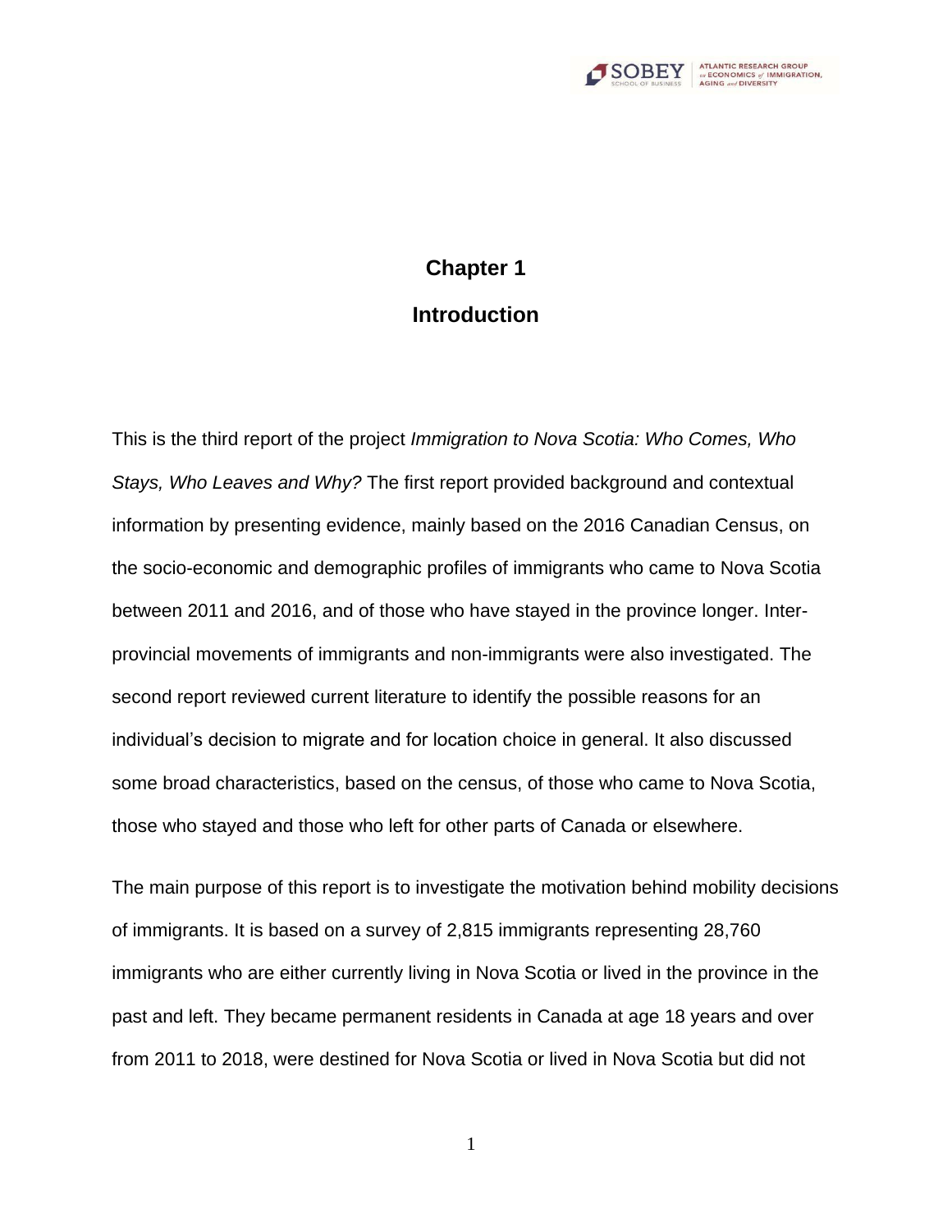# Chapter 1

## Introduction

This is the third report of the project *Immigration to Nova Scotia: Who Comes, Who Stays, Who Leaves and Why?* The first report provided background and contextual information by presenting evidence, mainly based on the 2016 Canadian Census, on the socio-economic and demographic profiles of immigrants who came to Nova Scotia between 2011 and 2016, and of those who have stayed in the province longer. Inter-provincial movements of immigrants and non-immigrants were also investigated. The second report reviewed current literature to identify the possible reasons for an individual's decision to migrate and for location choice in general. It also discussed some broad characteristics, based on the census, of those who came to Nova Scotia, those who stayed and those who left for other parts of Canada or elsewhere.

The main purpose of this report is to investigate the motivation behind mobility decisions of immigrants. It is based on a survey of 2,815 immigrants representing 28,760 immigrants who are either currently living in Nova Scotia or lived in the province in the past and left. They became permanent residents in Canada at age 18 years and over from 2011 to 2018, were destined for Nova Scotia or lived in Nova Scotia but did not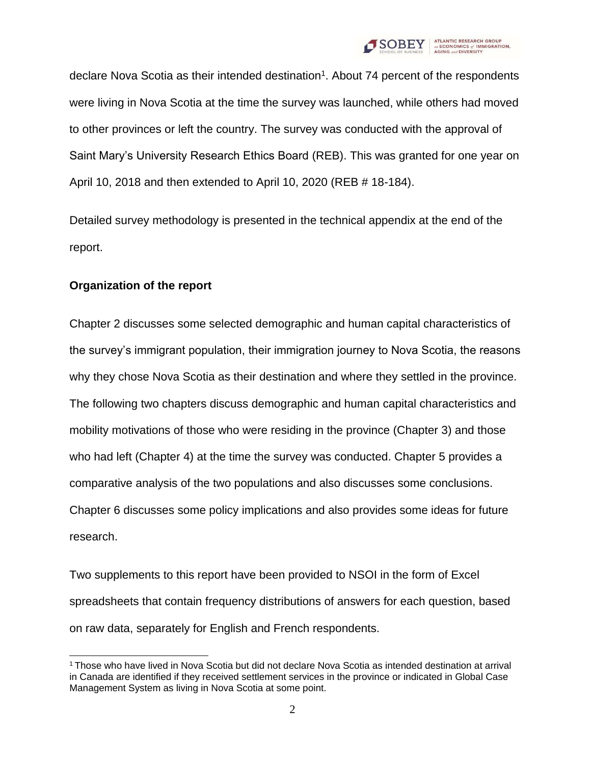declare Nova Scotia as their intended destination[1]. About 74 percent of the respondents were living in Nova Scotia at the time the survey was launched, while others had moved to other provinces or left the country. The survey was conducted with the approval of Saint Mary's University Research Ethics Board (REB). This was granted for one year on April 10, 2018 and then extended to April 10, 2020 (REB # 18-184).

Detailed survey methodology is presented in the technical appendix at the end of the report.

**Organization of the report**

Chapter 2 discusses some selected demographic and human capital characteristics of the survey's immigrant population, their immigration journey to Nova Scotia, the reasons why they chose Nova Scotia as their destination and where they settled in the province. The following two chapters discuss demographic and human capital characteristics and mobility motivations of those who were residing in the province (Chapter 3) and those who had left (Chapter 4) at the time the survey was conducted. Chapter 5 provides a comparative analysis of the two populations and also discusses some conclusions. Chapter 6 discusses some policy implications and also provides some ideas for future research.

Two supplements to this report have been provided to NSOI in the form of Excel spreadsheets that contain frequency distributions of answers for each question, based on raw data, separately for English and French respondents.

[1] Those who have lived in Nova Scotia but did not declare Nova Scotia as intended destination at arrival in Canada are identified if they received settlement services in the province or indicated in Global Case Management System as living in Nova Scotia at some point.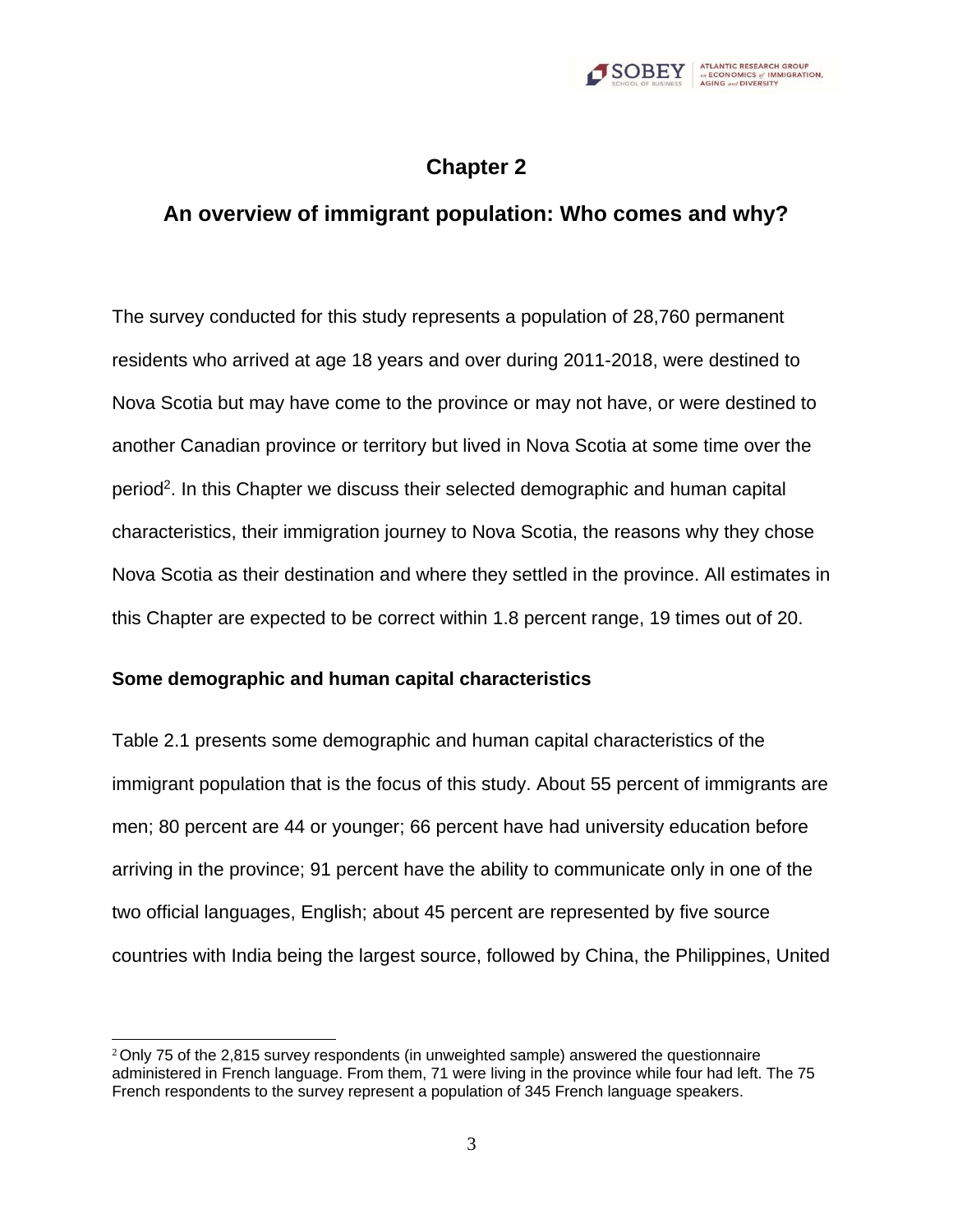# Chapter 2

## An overview of immigrant population: Who comes and why?

The survey conducted for this study represents a population of 28,760 permanent residents who arrived at age 18 years and over during 2011-2018, were destined to Nova Scotia but may have come to the province or may not have, or were destined to another Canadian province or territory but lived in Nova Scotia at some time over the period[2]. In this Chapter we discuss their selected demographic and human capital characteristics, their immigration journey to Nova Scotia, the reasons why they chose Nova Scotia as their destination and where they settled in the province. All estimates in this Chapter are expected to be correct within 1.8 percent range, 19 times out of 20.

### Some demographic and human capital characteristics

Table 2.1 presents some demographic and human capital characteristics of the immigrant population that is the focus of this study. About 55 percent of immigrants are men; 80 percent are 44 or younger; 66 percent have had university education before arriving in the province; 91 percent have the ability to communicate only in one of the two official languages, English; about 45 percent are represented by five source countries with India being the largest source, followed by China, the Philippines, United

[2] Only 75 of the 2,815 survey respondents (in unweighted sample) answered the questionnaire administered in French language. From them, 71 were living in the province while four had left. The 75 French respondents to the survey represent a population of 345 French language speakers.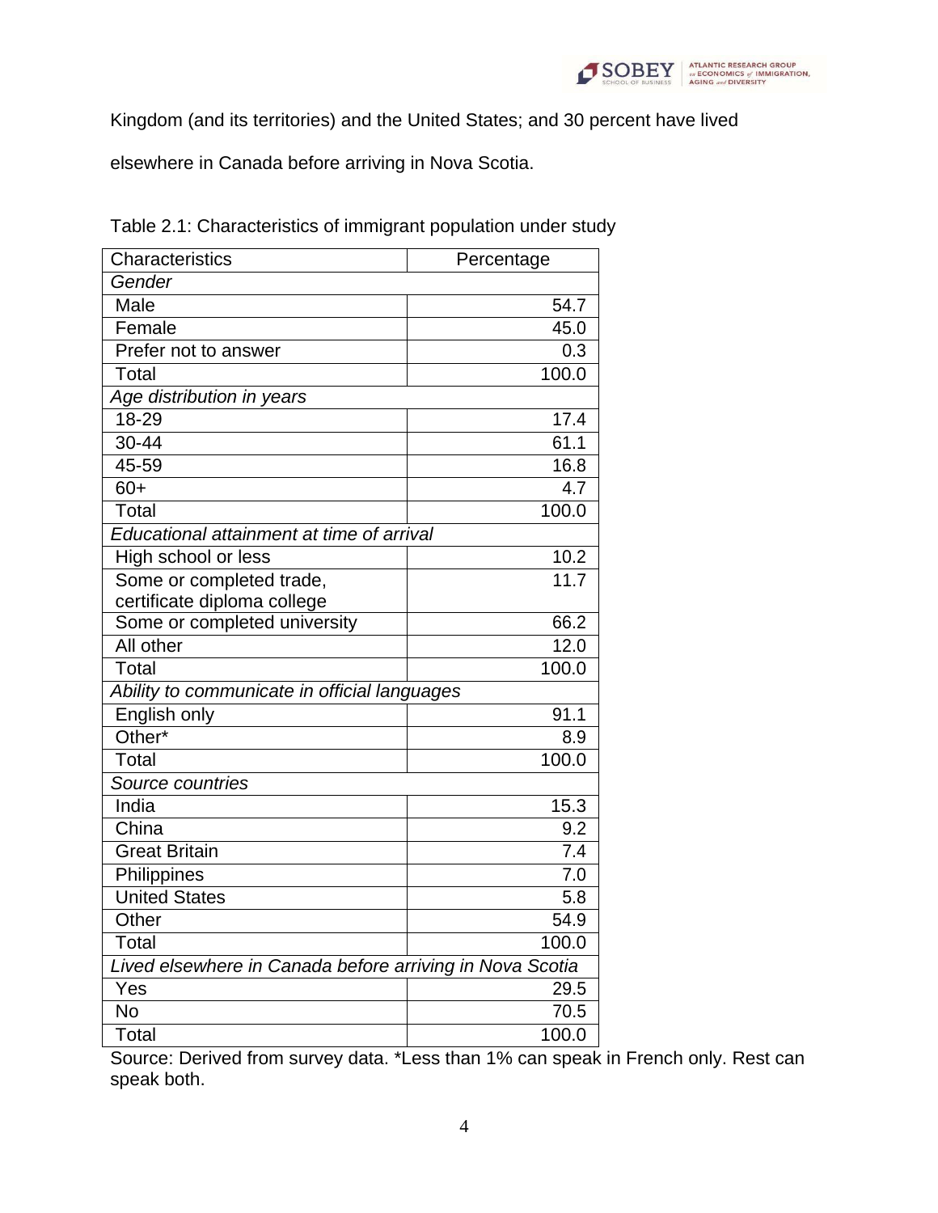Kingdom (and its territories) and the United States; and 30 percent have lived elsewhere in Canada before arriving in Nova Scotia.

Table 2.1: Characteristics of immigrant population under study

| Characteristics | Percentage |
|---|---|
| *Gender* | |
| Male | 54.7 |
| Female | 45.0 |
| Prefer not to answer | 0.3 |
| Total | 100.0 |
| *Age distribution in years* | |
| 18-29 | 17.4 |
| 30-44 | 61.1 |
| 45-59 | 16.8 |
| 60+ | 4.7 |
| Total | 100.0 |
| *Educational attainment at time of arrival* | |
| High school or less | 10.2 |
| Some or completed trade, certificate diploma college | 11.7 |
| Some or completed university | 66.2 |
| All other | 12.0 |
| Total | 100.0 |
| *Ability to communicate in official languages* | |
| English only | 91.1 |
| Other* | 8.9 |
| Total | 100.0 |
| *Source countries* | |
| India | 15.3 |
| China | 9.2 |
| Great Britain | 7.4 |
| Philippines | 7.0 |
| United States | 5.8 |
| Other | 54.9 |
| Total | 100.0 |
| *Lived elsewhere in Canada before arriving in Nova Scotia* | |
| Yes | 29.5 |
| No | 70.5 |
| Total | 100.0 |

Source: Derived from survey data. *Less than 1% can speak in French only. Rest can speak both.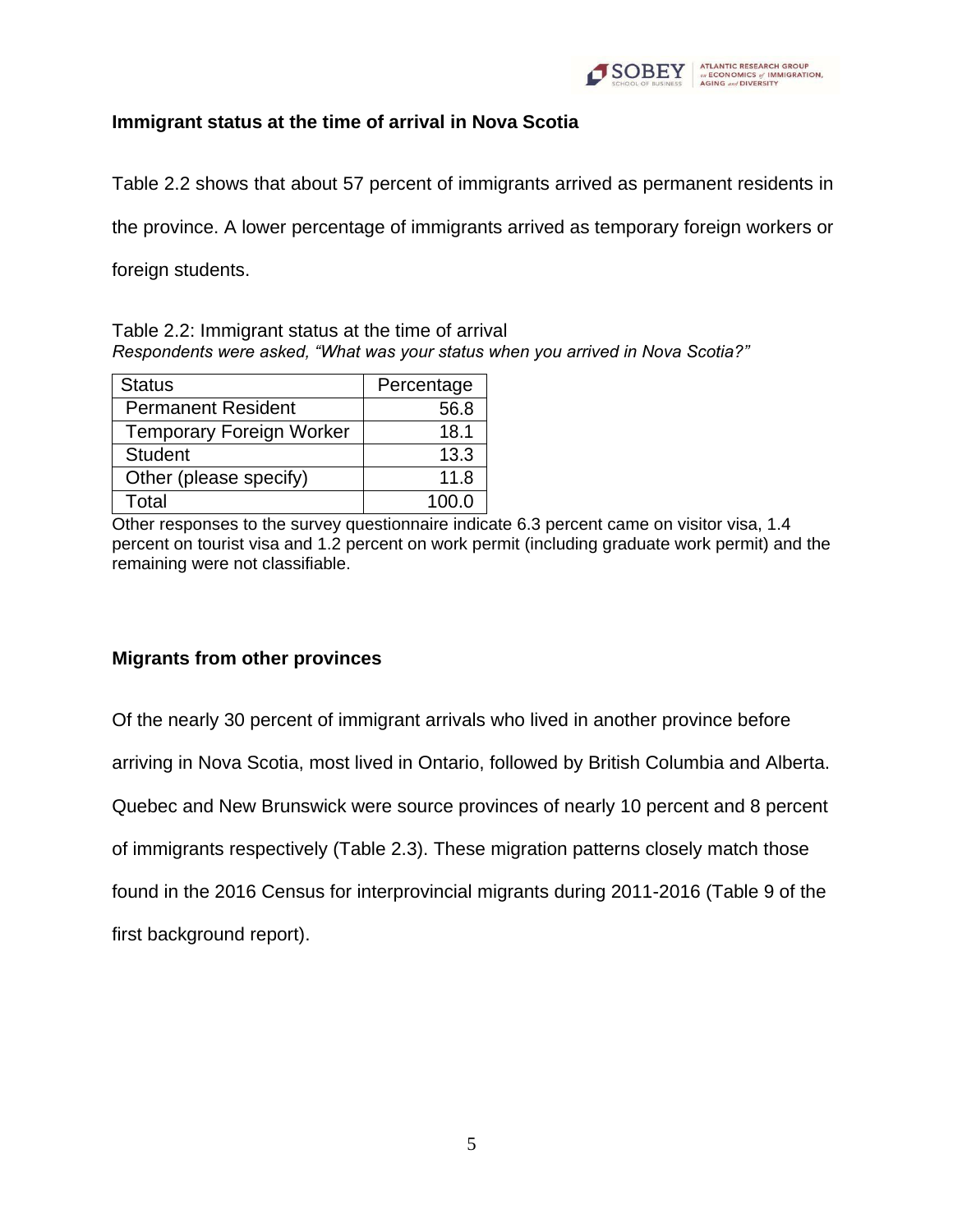## Immigrant status at the time of arrival in Nova Scotia

Table 2.2 shows that about 57 percent of immigrants arrived as permanent residents in the province. A lower percentage of immigrants arrived as temporary foreign workers or foreign students.

Table 2.2: Immigrant status at the time of arrival

*Respondents were asked, "What was your status when you arrived in Nova Scotia?"*

| Status | Percentage |
|---|---|
| Permanent Resident | 56.8 |
| Temporary Foreign Worker | 18.1 |
| Student | 13.3 |
| Other (please specify) | 11.8 |
| Total | 100.0 |

Other responses to the survey questionnaire indicate 6.3 percent came on visitor visa, 1.4 percent on tourist visa and 1.2 percent on work permit (including graduate work permit) and the remaining were not classifiable.

## Migrants from other provinces

Of the nearly 30 percent of immigrant arrivals who lived in another province before arriving in Nova Scotia, most lived in Ontario, followed by British Columbia and Alberta. Quebec and New Brunswick were source provinces of nearly 10 percent and 8 percent of immigrants respectively (Table 2.3). These migration patterns closely match those found in the 2016 Census for interprovincial migrants during 2011-2016 (Table 9 of the first background report).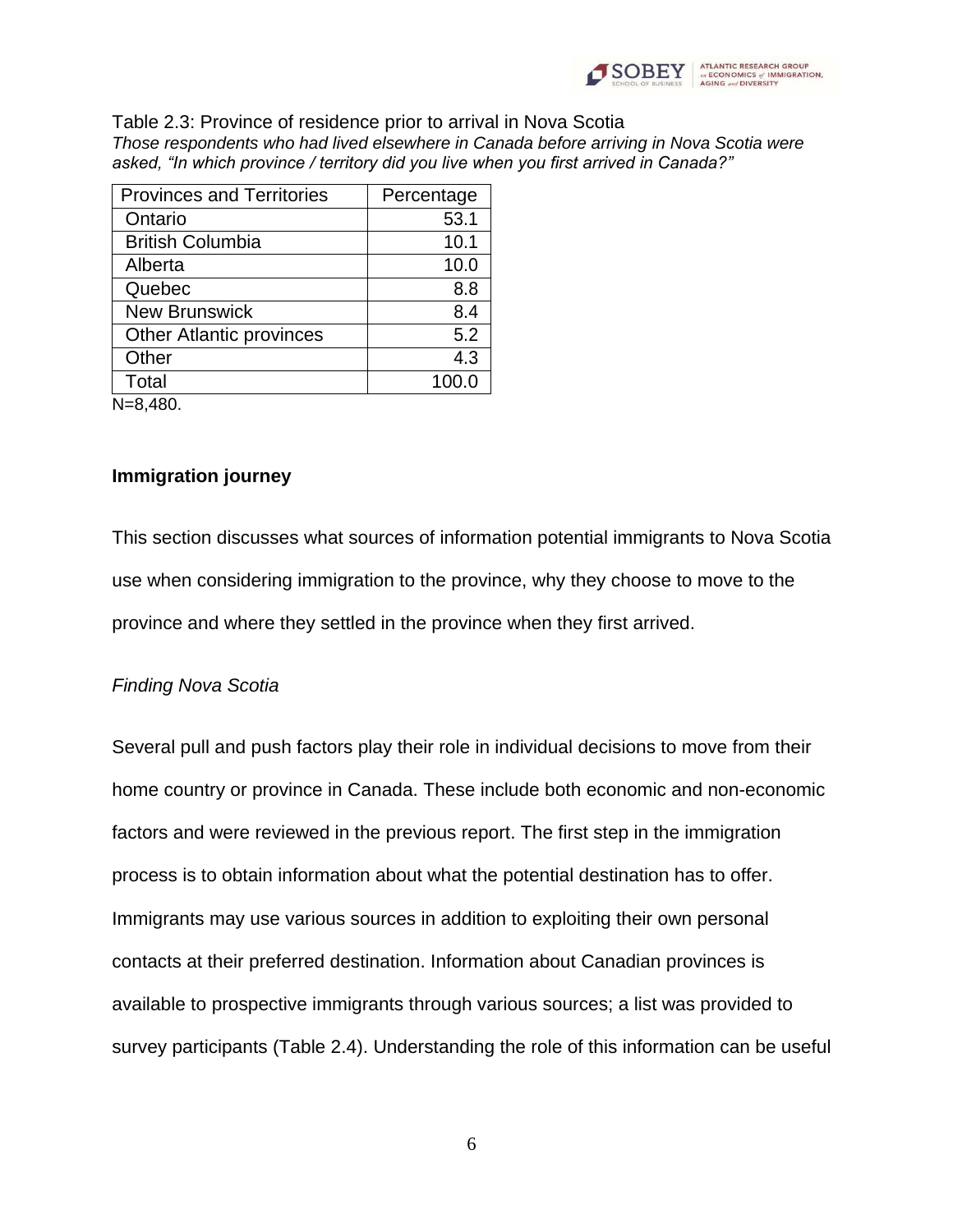Table 2.3: Province of residence prior to arrival in Nova Scotia

*Those respondents who had lived elsewhere in Canada before arriving in Nova Scotia were asked, "In which province / territory did you live when you first arrived in Canada?"*

| Provinces and Territories | Percentage |
|---|---|
| Ontario | 53.1 |
| British Columbia | 10.1 |
| Alberta | 10.0 |
| Quebec | 8.8 |
| New Brunswick | 8.4 |
| Other Atlantic provinces | 5.2 |
| Other | 4.3 |
| Total | 100.0 |

N=8,480.

**Immigration journey**

This section discusses what sources of information potential immigrants to Nova Scotia use when considering immigration to the province, why they choose to move to the province and where they settled in the province when they first arrived.

*Finding Nova Scotia*

Several pull and push factors play their role in individual decisions to move from their home country or province in Canada. These include both economic and non-economic factors and were reviewed in the previous report. The first step in the immigration process is to obtain information about what the potential destination has to offer. Immigrants may use various sources in addition to exploiting their own personal contacts at their preferred destination. Information about Canadian provinces is available to prospective immigrants through various sources; a list was provided to survey participants (Table 2.4). Understanding the role of this information can be useful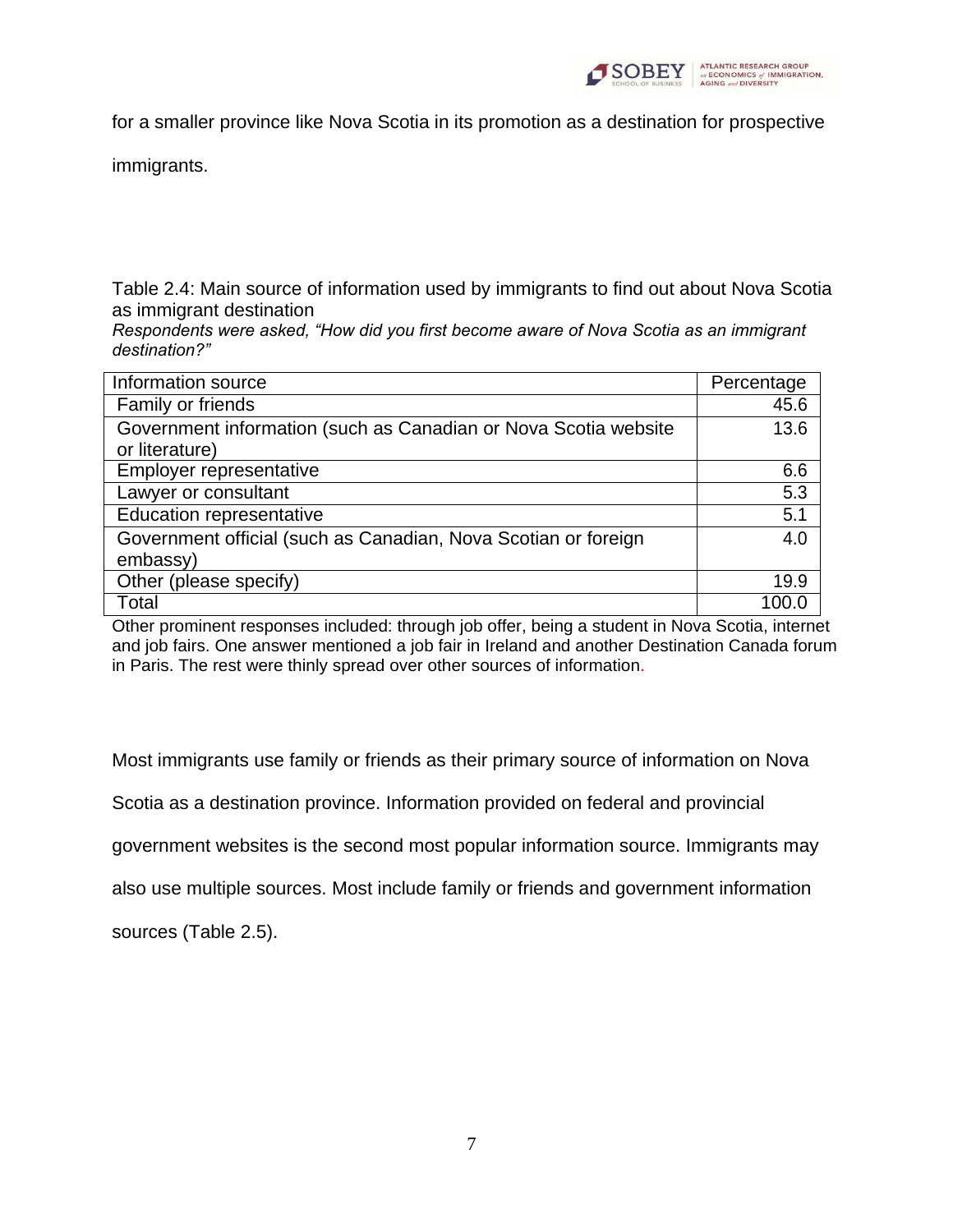for a smaller province like Nova Scotia in its promotion as a destination for prospective immigrants.

Table 2.4: Main source of information used by immigrants to find out about Nova Scotia as immigrant destination

*Respondents were asked, “How did you first become aware of Nova Scotia as an immigrant destination?”*

| Information source | Percentage |
|---|---|
| Family or friends | 45.6 |
| Government information (such as Canadian or Nova Scotia website or literature) | 13.6 |
| Employer representative | 6.6 |
| Lawyer or consultant | 5.3 |
| Education representative | 5.1 |
| Government official (such as Canadian, Nova Scotian or foreign embassy) | 4.0 |
| Other (please specify) | 19.9 |
| Total | 100.0 |

Other prominent responses included: through job offer, being a student in Nova Scotia, internet and job fairs. One answer mentioned a job fair in Ireland and another Destination Canada forum in Paris. The rest were thinly spread over other sources of information.

Most immigrants use family or friends as their primary source of information on Nova Scotia as a destination province. Information provided on federal and provincial government websites is the second most popular information source. Immigrants may also use multiple sources. Most include family or friends and government information sources (Table 2.5).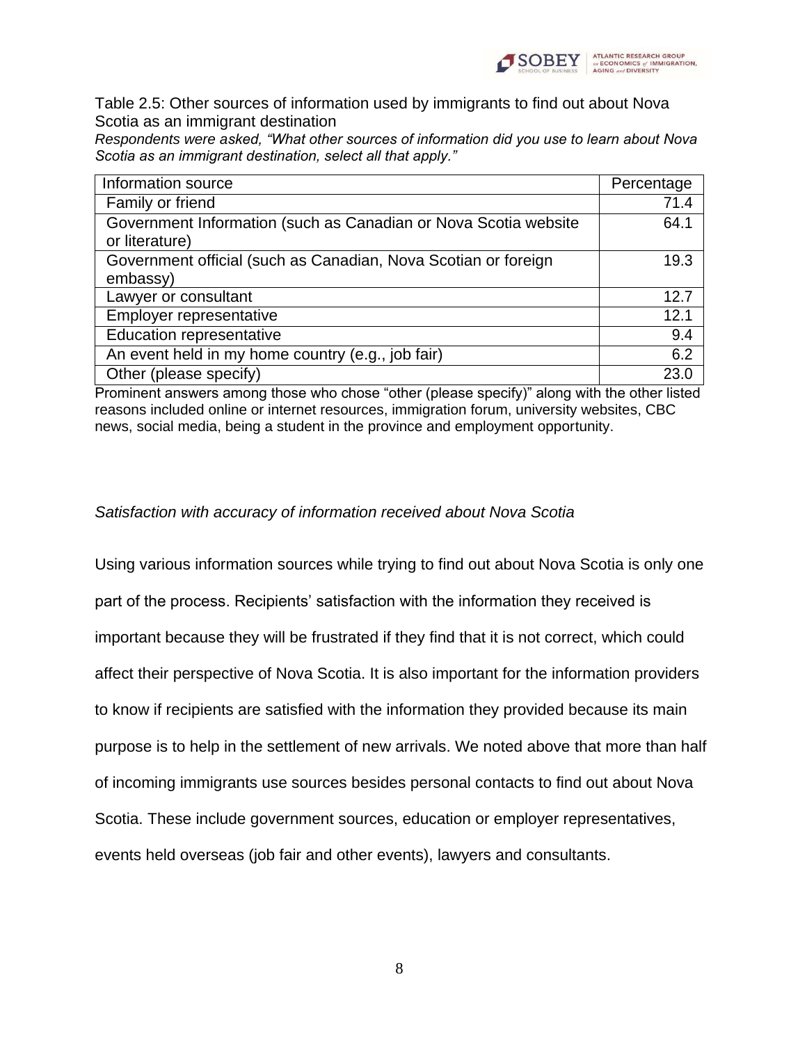Table 2.5: Other sources of information used by immigrants to find out about Nova Scotia as an immigrant destination

*Respondents were asked, "What other sources of information did you use to learn about Nova Scotia as an immigrant destination, select all that apply."*

| Information source | Percentage |
| --- | ---: |
| Family or friend | 71.4 |
| Government Information (such as Canadian or Nova Scotia website or literature) | 64.1 |
| Government official (such as Canadian, Nova Scotian or foreign embassy) | 19.3 |
| Lawyer or consultant | 12.7 |
| Employer representative | 12.1 |
| Education representative | 9.4 |
| An event held in my home country (e.g., job fair) | 6.2 |
| Other (please specify) | 23.0 |

Prominent answers among those who chose "other (please specify)" along with the other listed reasons included online or internet resources, immigration forum, university websites, CBC news, social media, being a student in the province and employment opportunity.

*Satisfaction with accuracy of information received about Nova Scotia*

Using various information sources while trying to find out about Nova Scotia is only one part of the process. Recipients' satisfaction with the information they received is important because they will be frustrated if they find that it is not correct, which could affect their perspective of Nova Scotia. It is also important for the information providers to know if recipients are satisfied with the information they provided because its main purpose is to help in the settlement of new arrivals. We noted above that more than half of incoming immigrants use sources besides personal contacts to find out about Nova Scotia. These include government sources, education or employer representatives, events held overseas (job fair and other events), lawyers and consultants.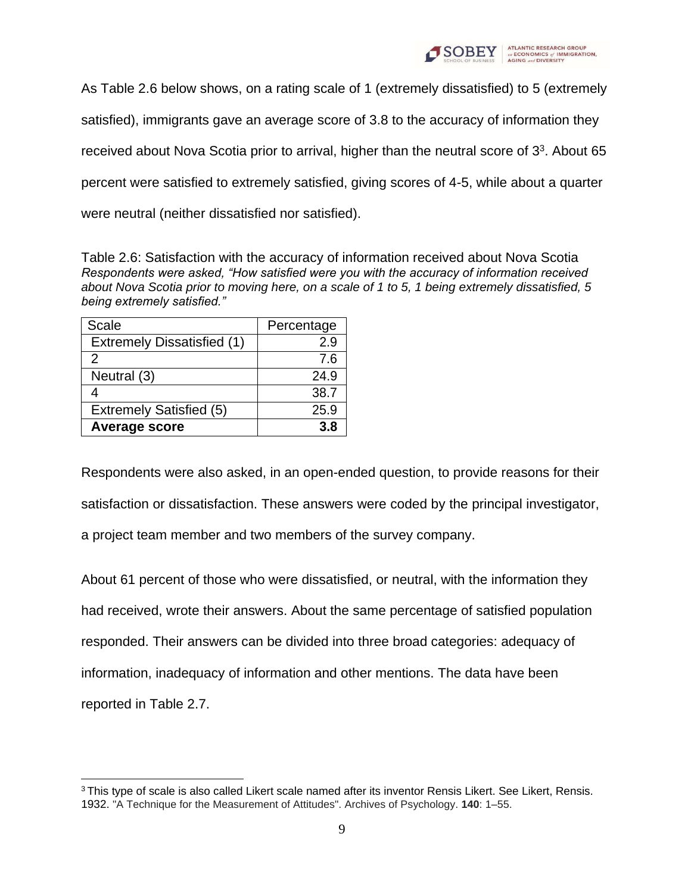As Table 2.6 below shows, on a rating scale of 1 (extremely dissatisfied) to 5 (extremely satisfied), immigrants gave an average score of 3.8 to the accuracy of information they received about Nova Scotia prior to arrival, higher than the neutral score of 3[3]. About 65 percent were satisfied to extremely satisfied, giving scores of 4-5, while about a quarter were neutral (neither dissatisfied nor satisfied).

Table 2.6: Satisfaction with the accuracy of information received about Nova Scotia
*Respondents were asked, "How satisfied were you with the accuracy of information received about Nova Scotia prior to moving here, on a scale of 1 to 5, 1 being extremely dissatisfied, 5 being extremely satisfied."*

| Scale | Percentage |
|---|---|
| Extremely Dissatisfied (1) | 2.9 |
| 2 | 7.6 |
| Neutral (3) | 24.9 |
| 4 | 38.7 |
| Extremely Satisfied (5) | 25.9 |
| **Average score** | **3.8** |

Respondents were also asked, in an open-ended question, to provide reasons for their satisfaction or dissatisfaction. These answers were coded by the principal investigator, a project team member and two members of the survey company.

About 61 percent of those who were dissatisfied, or neutral, with the information they had received, wrote their answers. About the same percentage of satisfied population responded. Their answers can be divided into three broad categories: adequacy of information, inadequacy of information and other mentions. The data have been reported in Table 2.7.

[3] This type of scale is also called Likert scale named after its inventor Rensis Likert. See Likert, Rensis. 1932. "A Technique for the Measurement of Attitudes". Archives of Psychology. **140**: 1–55.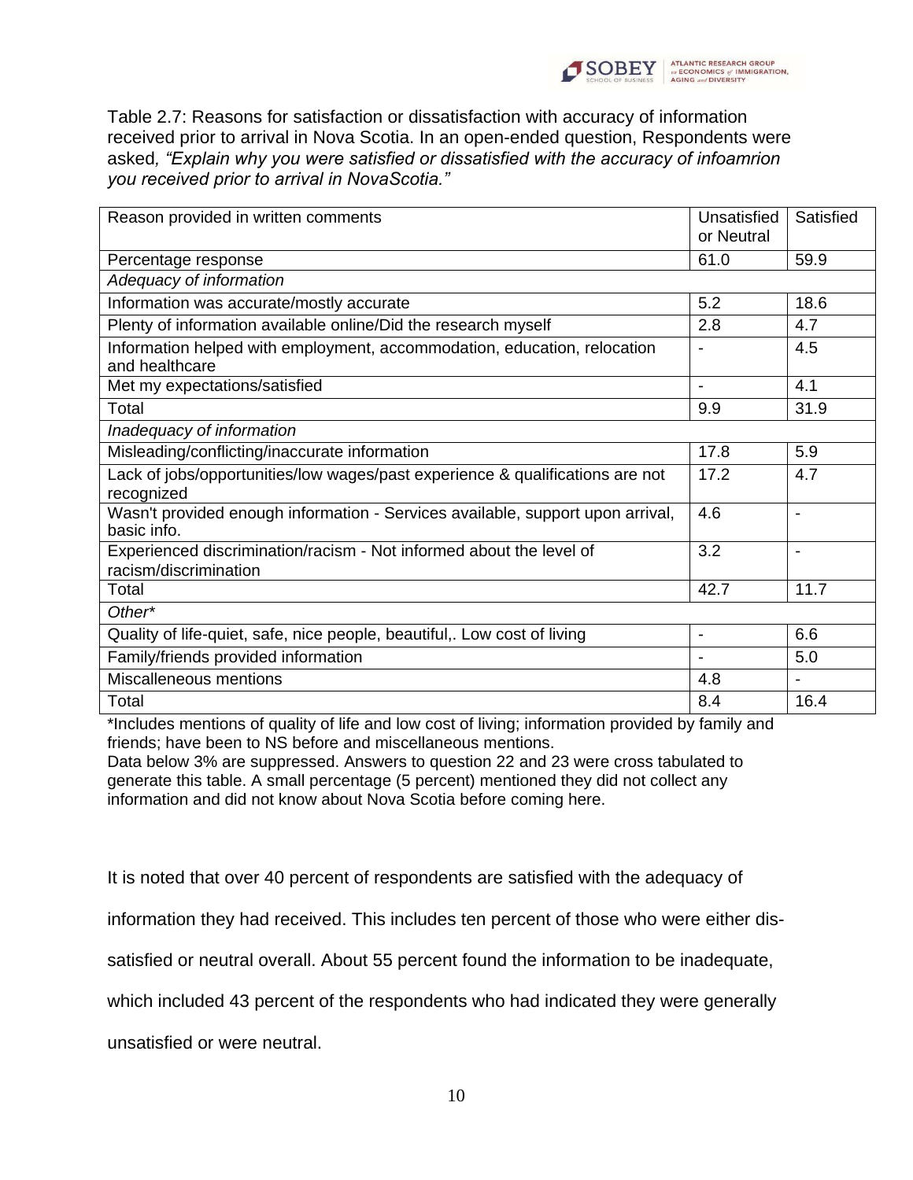Table 2.7: Reasons for satisfaction or dissatisfaction with accuracy of information received prior to arrival in Nova Scotia. In an open-ended question, Respondents were asked*, "Explain why you were satisfied or dissatisfied with the accuracy of infoamrion you received prior to arrival in NovaScotia."*

| Reason provided in written comments | Unsatisfied or Neutral | Satisfied |
|---|---|---|
| Percentage response | 61.0 | 59.9 |
| *Adequacy of information* | | |
| Information was accurate/mostly accurate | 5.2 | 18.6 |
| Plenty of information available online/Did the research myself | 2.8 | 4.7 |
| Information helped with employment, accommodation, education, relocation and healthcare | - | 4.5 |
| Met my expectations/satisfied | - | 4.1 |
| Total | 9.9 | 31.9 |
| *Inadequacy of information* | | |
| Misleading/conflicting/inaccurate information | 17.8 | 5.9 |
| Lack of jobs/opportunities/low wages/past experience & qualifications are not recognized | 17.2 | 4.7 |
| Wasn't provided enough information - Services available, support upon arrival, basic info. | 4.6 | - |
| Experienced discrimination/racism - Not informed about the level of racism/discrimination | 3.2 | - |
| Total | 42.7 | 11.7 |
| *Other** | | |
| Quality of life-quiet, safe, nice people, beautiful,. Low cost of living | - | 6.6 |
| Family/friends provided information | - | 5.0 |
| Miscalleneous mentions | 4.8 | - |
| Total | 8.4 | 16.4 |

*Includes mentions of quality of life and low cost of living; information provided by family and friends; have been to NS before and miscellaneous mentions.
Data below 3% are suppressed. Answers to question 22 and 23 were cross tabulated to generate this table. A small percentage (5 percent) mentioned they did not collect any information and did not know about Nova Scotia before coming here.

It is noted that over 40 percent of respondents are satisfied with the adequacy of information they had received. This includes ten percent of those who were either dis-satisfied or neutral overall. About 55 percent found the information to be inadequate, which included 43 percent of the respondents who had indicated they were generally unsatisfied or were neutral.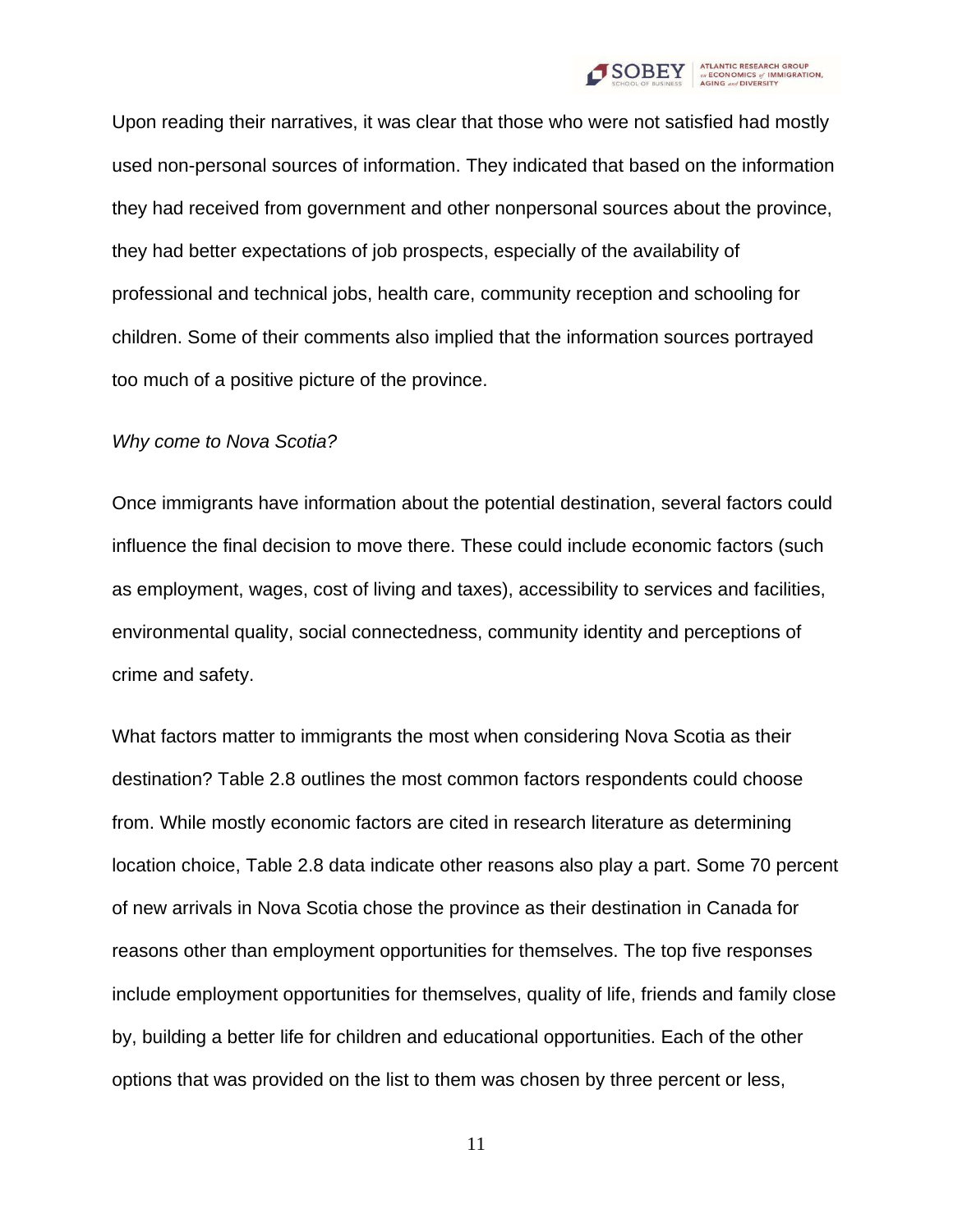Upon reading their narratives, it was clear that those who were not satisfied had mostly used non-personal sources of information. They indicated that based on the information they had received from government and other nonpersonal sources about the province, they had better expectations of job prospects, especially of the availability of professional and technical jobs, health care, community reception and schooling for children. Some of their comments also implied that the information sources portrayed too much of a positive picture of the province.

*Why come to Nova Scotia?*

Once immigrants have information about the potential destination, several factors could influence the final decision to move there. These could include economic factors (such as employment, wages, cost of living and taxes), accessibility to services and facilities, environmental quality, social connectedness, community identity and perceptions of crime and safety.

What factors matter to immigrants the most when considering Nova Scotia as their destination? Table 2.8 outlines the most common factors respondents could choose from. While mostly economic factors are cited in research literature as determining location choice, Table 2.8 data indicate other reasons also play a part. Some 70 percent of new arrivals in Nova Scotia chose the province as their destination in Canada for reasons other than employment opportunities for themselves. The top five responses include employment opportunities for themselves, quality of life, friends and family close by, building a better life for children and educational opportunities. Each of the other options that was provided on the list to them was chosen by three percent or less,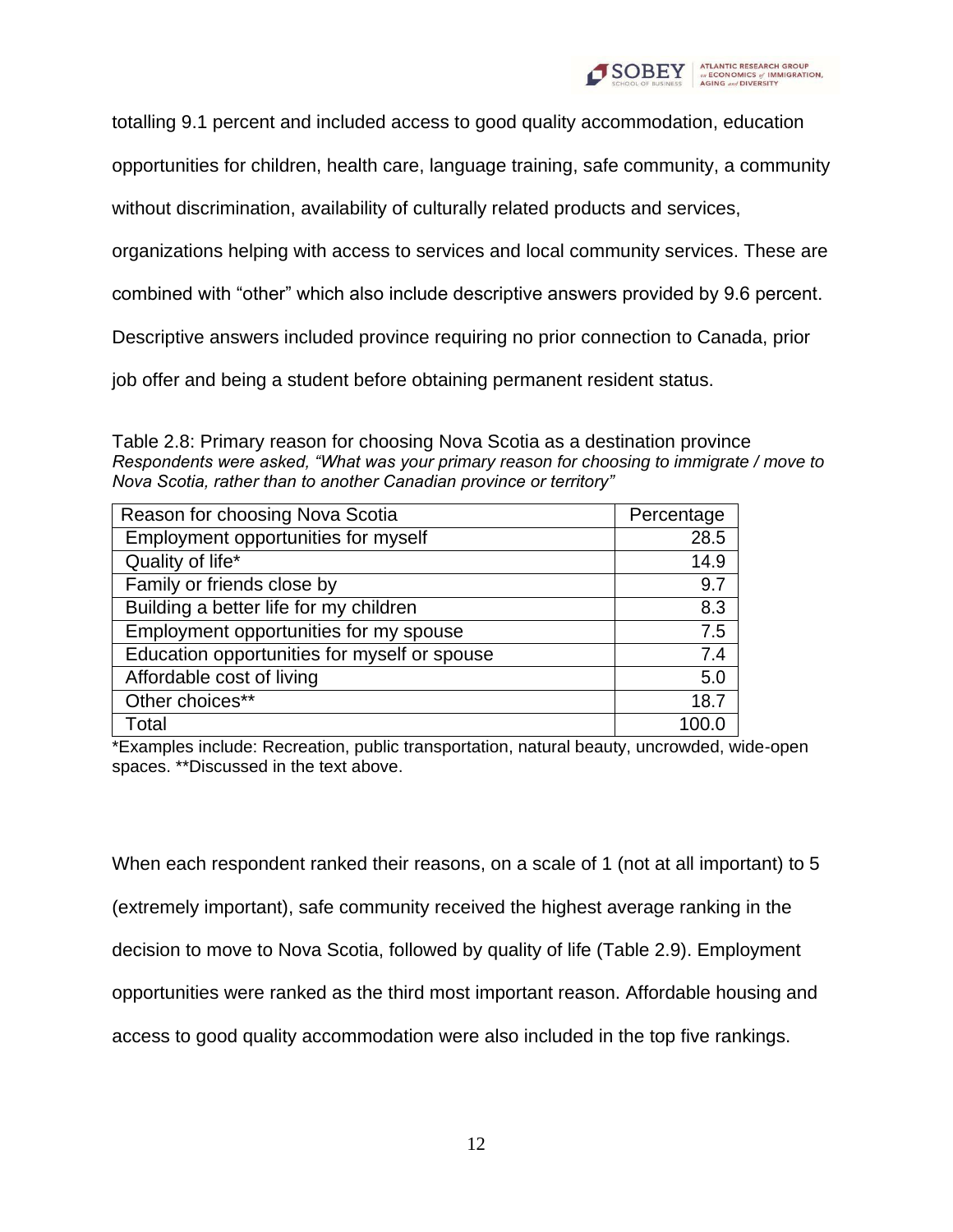totalling 9.1 percent and included access to good quality accommodation, education opportunities for children, health care, language training, safe community, a community without discrimination, availability of culturally related products and services, organizations helping with access to services and local community services. These are combined with “other” which also include descriptive answers provided by 9.6 percent. Descriptive answers included province requiring no prior connection to Canada, prior job offer and being a student before obtaining permanent resident status.

Table 2.8: Primary reason for choosing Nova Scotia as a destination province
*Respondents were asked, “What was your primary reason for choosing to immigrate / move to Nova Scotia, rather than to another Canadian province or territory”*

| Reason for choosing Nova Scotia | Percentage |
|---|---|
| Employment opportunities for myself | 28.5 |
| Quality of life* | 14.9 |
| Family or friends close by | 9.7 |
| Building a better life for my children | 8.3 |
| Employment opportunities for my spouse | 7.5 |
| Education opportunities for myself or spouse | 7.4 |
| Affordable cost of living | 5.0 |
| Other choices** | 18.7 |
| Total | 100.0 |

*Examples include: Recreation, public transportation, natural beauty, uncrowded, wide-open spaces. **Discussed in the text above.

When each respondent ranked their reasons, on a scale of 1 (not at all important) to 5 (extremely important), safe community received the highest average ranking in the decision to move to Nova Scotia, followed by quality of life (Table 2.9). Employment opportunities were ranked as the third most important reason. Affordable housing and access to good quality accommodation were also included in the top five rankings.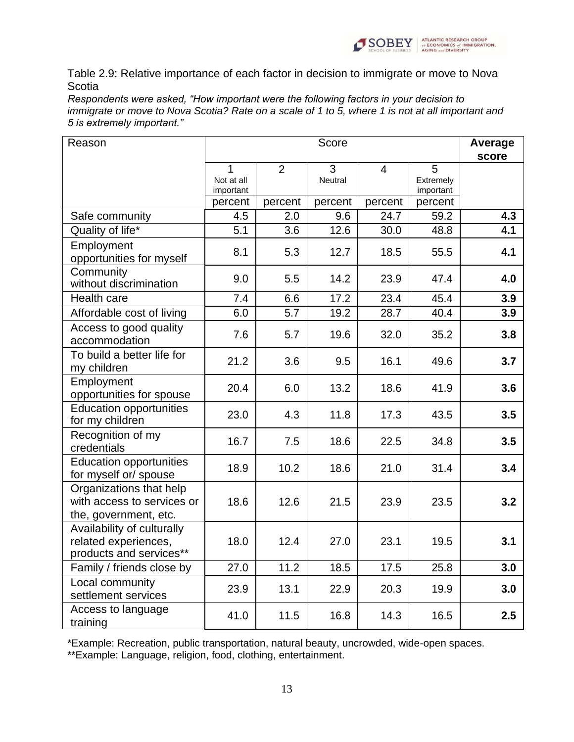Table 2.9: Relative importance of each factor in decision to immigrate or move to Nova Scotia

*Respondents were asked, "How important were the following factors in your decision to immigrate or move to Nova Scotia? Rate on a scale of 1 to 5, where 1 is not at all important and 5 is extremely important."*

| Reason | Score | | | | | Average score |
|---|---|---|---|---|---|---|
| | 1 Not at all important | 2 | 3 Neutral | 4 | 5 Extremely important | |
| | percent | percent | percent | percent | percent | |
| Safe community | 4.5 | 2.0 | 9.6 | 24.7 | 59.2 | **4.3** |
| Quality of life* | 5.1 | 3.6 | 12.6 | 30.0 | 48.8 | **4.1** |
| Employment opportunities for myself | 8.1 | 5.3 | 12.7 | 18.5 | 55.5 | **4.1** |
| Community without discrimination | 9.0 | 5.5 | 14.2 | 23.9 | 47.4 | **4.0** |
| Health care | 7.4 | 6.6 | 17.2 | 23.4 | 45.4 | **3.9** |
| Affordable cost of living | 6.0 | 5.7 | 19.2 | 28.7 | 40.4 | **3.9** |
| Access to good quality accommodation | 7.6 | 5.7 | 19.6 | 32.0 | 35.2 | **3.8** |
| To build a better life for my children | 21.2 | 3.6 | 9.5 | 16.1 | 49.6 | **3.7** |
| Employment opportunities for spouse | 20.4 | 6.0 | 13.2 | 18.6 | 41.9 | **3.6** |
| Education opportunities for my children | 23.0 | 4.3 | 11.8 | 17.3 | 43.5 | **3.5** |
| Recognition of my credentials | 16.7 | 7.5 | 18.6 | 22.5 | 34.8 | **3.5** |
| Education opportunities for myself or/ spouse | 18.9 | 10.2 | 18.6 | 21.0 | 31.4 | **3.4** |
| Organizations that help with access to services or the, government, etc. | 18.6 | 12.6 | 21.5 | 23.9 | 23.5 | **3.2** |
| Availability of culturally related experiences, products and services** | 18.0 | 12.4 | 27.0 | 23.1 | 19.5 | **3.1** |
| Family / friends close by | 27.0 | 11.2 | 18.5 | 17.5 | 25.8 | **3.0** |
| Local community settlement services | 23.9 | 13.1 | 22.9 | 20.3 | 19.9 | **3.0** |
| Access to language training | 41.0 | 11.5 | 16.8 | 14.3 | 16.5 | **2.5** |

*Example: Recreation, public transportation, natural beauty, uncrowded, wide-open spaces.
**Example: Language, religion, food, clothing, entertainment.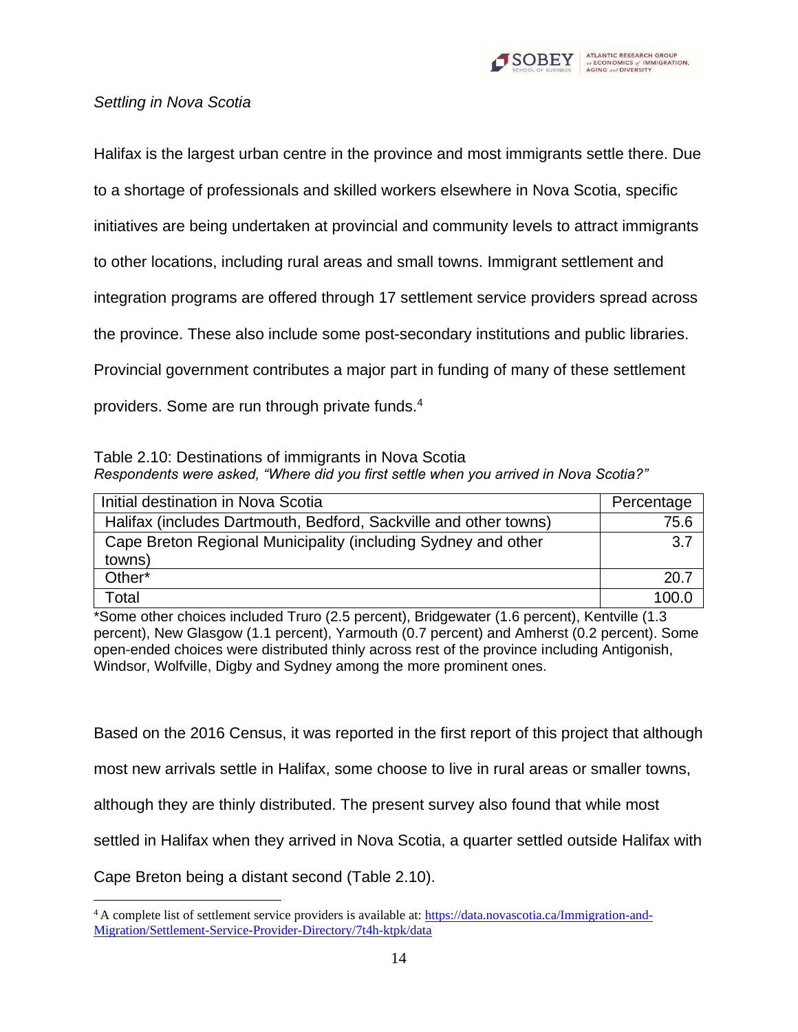*Settling in Nova Scotia*

Halifax is the largest urban centre in the province and most immigrants settle there. Due to a shortage of professionals and skilled workers elsewhere in Nova Scotia, specific initiatives are being undertaken at provincial and community levels to attract immigrants to other locations, including rural areas and small towns. Immigrant settlement and integration programs are offered through 17 settlement service providers spread across the province. These also include some post-secondary institutions and public libraries. Provincial government contributes a major part in funding of many of these settlement providers. Some are run through private funds.[4]

Table 2.10: Destinations of immigrants in Nova Scotia

*Respondents were asked, "Where did you first settle when you arrived in Nova Scotia?"*

| Initial destination in Nova Scotia | Percentage |
|---|---|
| Halifax (includes Dartmouth, Bedford, Sackville and other towns) | 75.6 |
| Cape Breton Regional Municipality (including Sydney and other towns) | 3.7 |
| Other* | 20.7 |
| Total | 100.0 |

*Some other choices included Truro (2.5 percent), Bridgewater (1.6 percent), Kentville (1.3 percent), New Glasgow (1.1 percent), Yarmouth (0.7 percent) and Amherst (0.2 percent). Some open-ended choices were distributed thinly across rest of the province including Antigonish, Windsor, Wolfville, Digby and Sydney among the more prominent ones.

Based on the 2016 Census, it was reported in the first report of this project that although most new arrivals settle in Halifax, some choose to live in rural areas or smaller towns, although they are thinly distributed. The present survey also found that while most settled in Halifax when they arrived in Nova Scotia, a quarter settled outside Halifax with Cape Breton being a distant second (Table 2.10).

[4] A complete list of settlement service providers is available at: https://data.novascotia.ca/Immigration-and-Migration/Settlement-Service-Provider-Directory/7t4h-ktpk/data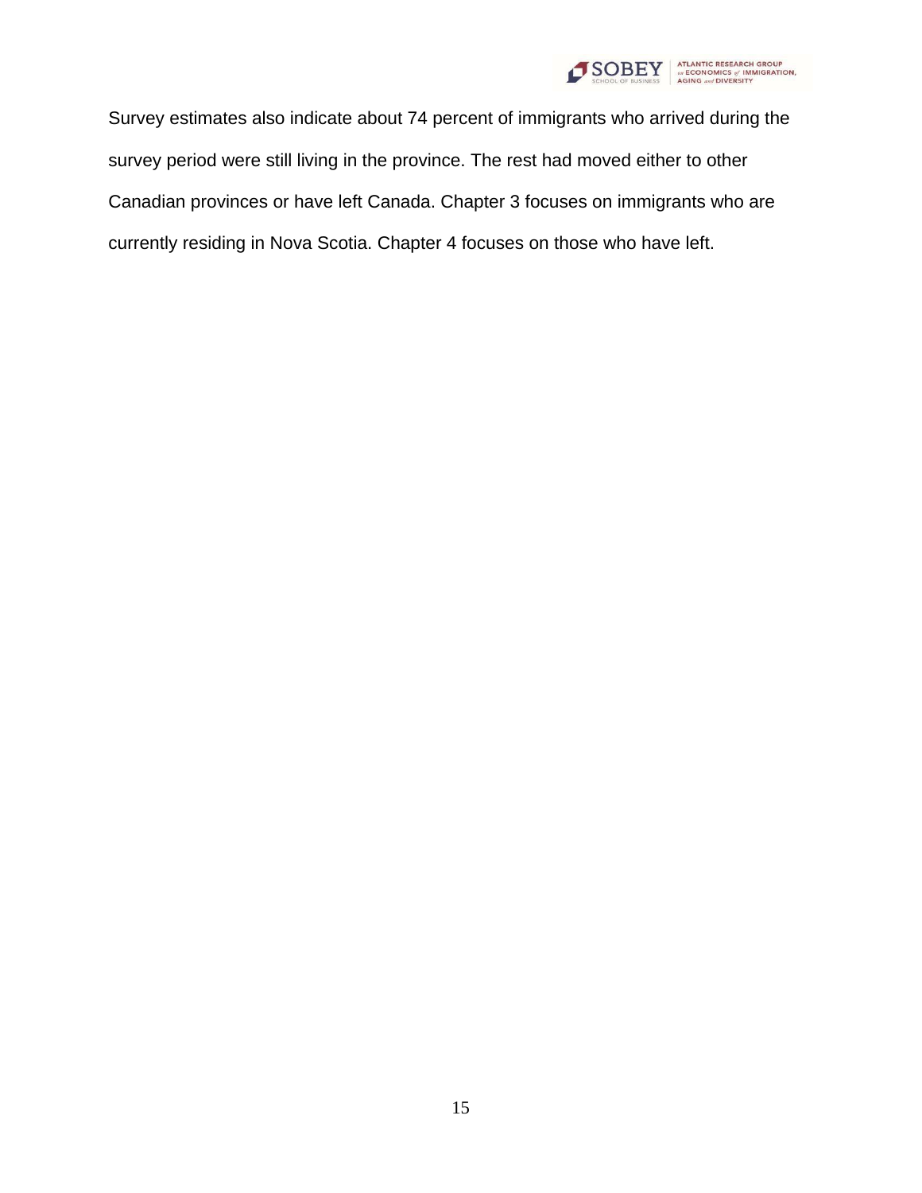Survey estimates also indicate about 74 percent of immigrants who arrived during the survey period were still living in the province. The rest had moved either to other Canadian provinces or have left Canada. Chapter 3 focuses on immigrants who are currently residing in Nova Scotia. Chapter 4 focuses on those who have left.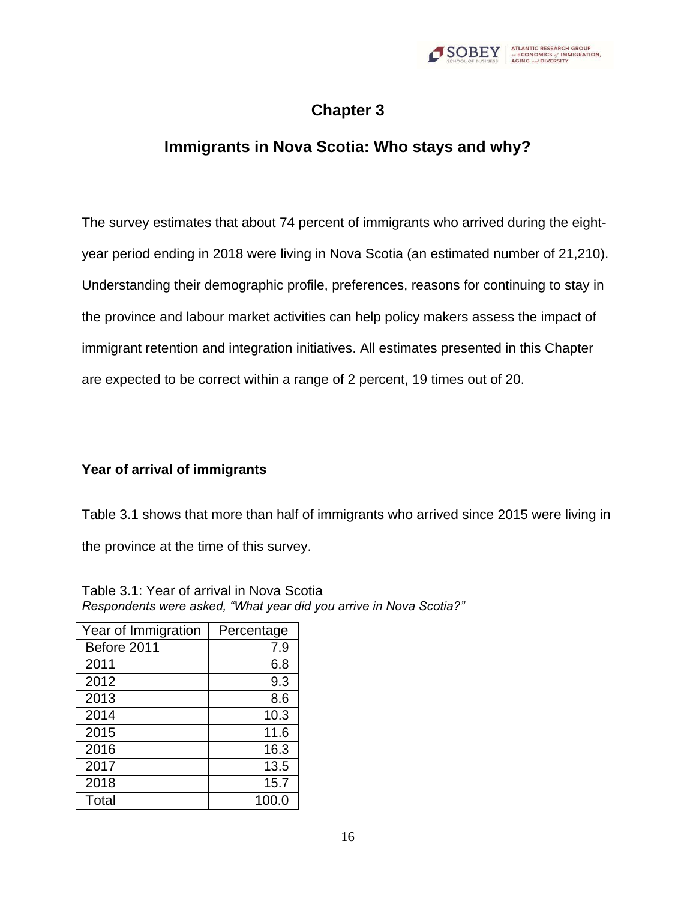# Chapter 3

## Immigrants in Nova Scotia: Who stays and why?

The survey estimates that about 74 percent of immigrants who arrived during the eight-year period ending in 2018 were living in Nova Scotia (an estimated number of 21,210). Understanding their demographic profile, preferences, reasons for continuing to stay in the province and labour market activities can help policy makers assess the impact of immigrant retention and integration initiatives. All estimates presented in this Chapter are expected to be correct within a range of 2 percent, 19 times out of 20.

### Year of arrival of immigrants

Table 3.1 shows that more than half of immigrants who arrived since 2015 were living in the province at the time of this survey.

Table 3.1: Year of arrival in Nova Scotia
*Respondents were asked, "What year did you arrive in Nova Scotia?"*

| Year of Immigration | Percentage |
|---|---|
| Before 2011 | 7.9 |
| 2011 | 6.8 |
| 2012 | 9.3 |
| 2013 | 8.6 |
| 2014 | 10.3 |
| 2015 | 11.6 |
| 2016 | 16.3 |
| 2017 | 13.5 |
| 2018 | 15.7 |
| Total | 100.0 |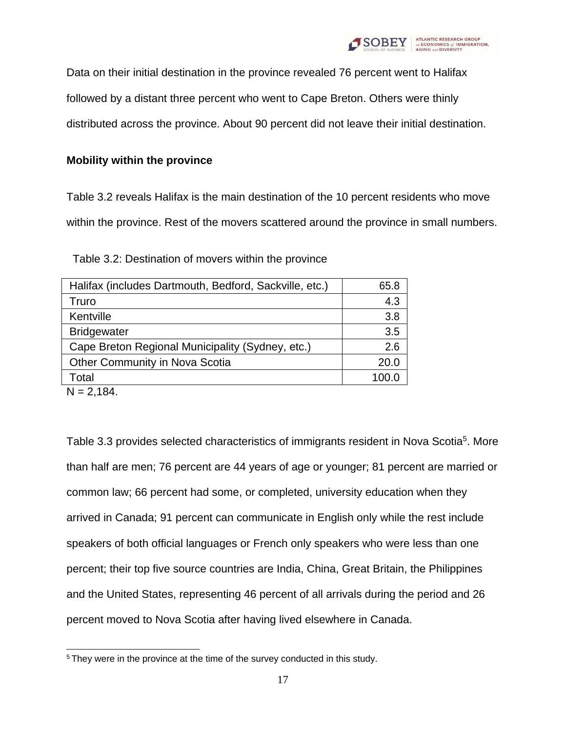Data on their initial destination in the province revealed 76 percent went to Halifax followed by a distant three percent who went to Cape Breton. Others were thinly distributed across the province. About 90 percent did not leave their initial destination.

**Mobility within the province**

Table 3.2 reveals Halifax is the main destination of the 10 percent residents who move within the province. Rest of the movers scattered around the province in small numbers.

Table 3.2: Destination of movers within the province

| | |
|---|---:|
| Halifax (includes Dartmouth, Bedford, Sackville, etc.) | 65.8 |
| Truro | 4.3 |
| Kentville | 3.8 |
| Bridgewater | 3.5 |
| Cape Breton Regional Municipality (Sydney, etc.) | 2.6 |
| Other Community in Nova Scotia | 20.0 |
| Total | 100.0 |

N = 2,184.

Table 3.3 provides selected characteristics of immigrants resident in Nova Scotia[5]. More than half are men; 76 percent are 44 years of age or younger; 81 percent are married or common law; 66 percent had some, or completed, university education when they arrived in Canada; 91 percent can communicate in English only while the rest include speakers of both official languages or French only speakers who were less than one percent; their top five source countries are India, China, Great Britain, the Philippines and the United States, representing 46 percent of all arrivals during the period and 26 percent moved to Nova Scotia after having lived elsewhere in Canada.

[5] They were in the province at the time of the survey conducted in this study.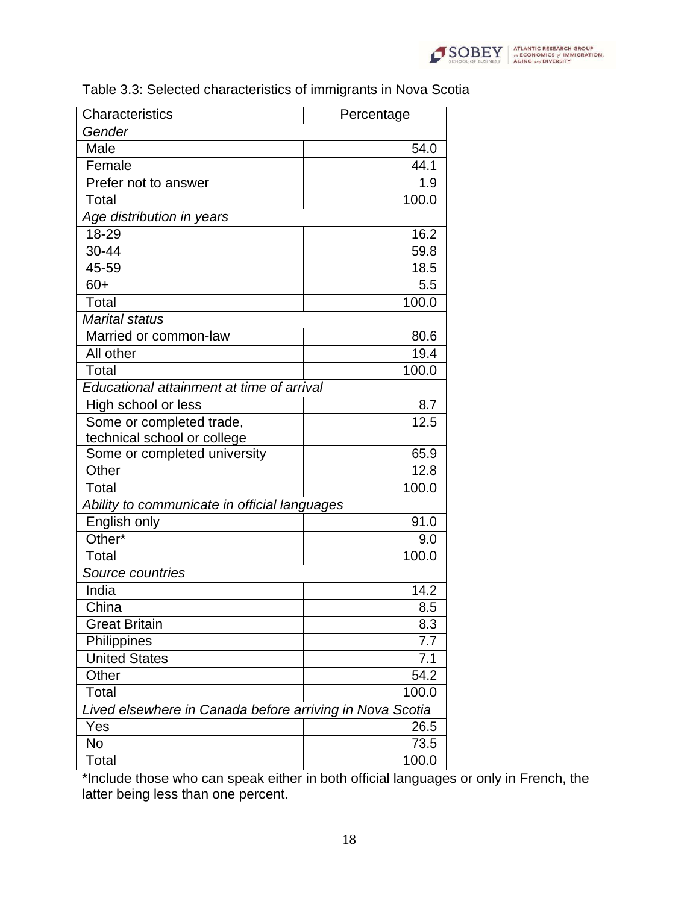Table 3.3: Selected characteristics of immigrants in Nova Scotia

| Characteristics | Percentage |
|---|---|
| *Gender* | |
| Male | 54.0 |
| Female | 44.1 |
| Prefer not to answer | 1.9 |
| Total | 100.0 |
| *Age distribution in years* | |
| 18-29 | 16.2 |
| 30-44 | 59.8 |
| 45-59 | 18.5 |
| 60+ | 5.5 |
| Total | 100.0 |
| *Marital status* | |
| Married or common-law | 80.6 |
| All other | 19.4 |
| Total | 100.0 |
| *Educational attainment at time of arrival* | |
| High school or less | 8.7 |
| Some or completed trade, technical school or college | 12.5 |
| Some or completed university | 65.9 |
| Other | 12.8 |
| Total | 100.0 |
| *Ability to communicate in official languages* | |
| English only | 91.0 |
| Other* | 9.0 |
| Total | 100.0 |
| *Source countries* | |
| India | 14.2 |
| China | 8.5 |
| Great Britain | 8.3 |
| Philippines | 7.7 |
| United States | 7.1 |
| Other | 54.2 |
| Total | 100.0 |
| *Lived elsewhere in Canada before arriving in Nova Scotia* | |
| Yes | 26.5 |
| No | 73.5 |
| Total | 100.0 |

*Include those who can speak either in both official languages or only in French, the latter being less than one percent.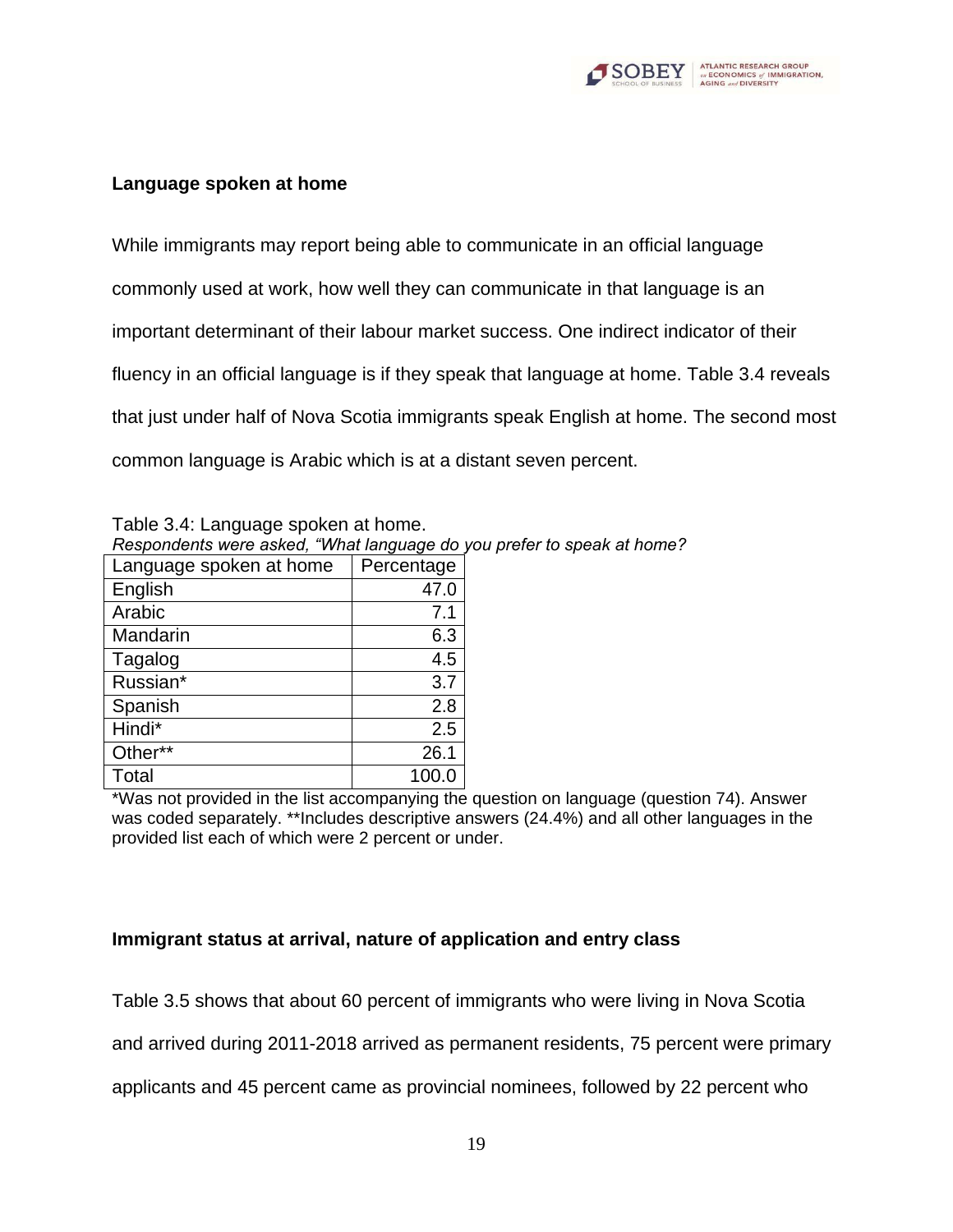**Language spoken at home**

While immigrants may report being able to communicate in an official language commonly used at work, how well they can communicate in that language is an important determinant of their labour market success. One indirect indicator of their fluency in an official language is if they speak that language at home. Table 3.4 reveals that just under half of Nova Scotia immigrants speak English at home. The second most common language is Arabic which is at a distant seven percent.

Table 3.4: Language spoken at home.
*Respondents were asked, "What language do you prefer to speak at home?*

| Language spoken at home | Percentage |
| --- | ---: |
| English | 47.0 |
| Arabic | 7.1 |
| Mandarin | 6.3 |
| Tagalog | 4.5 |
| Russian* | 3.7 |
| Spanish | 2.8 |
| Hindi* | 2.5 |
| Other** | 26.1 |
| Total | 100.0 |

*Was not provided in the list accompanying the question on language (question 74). Answer was coded separately. **Includes descriptive answers (24.4%) and all other languages in the provided list each of which were 2 percent or under.

**Immigrant status at arrival, nature of application and entry class**

Table 3.5 shows that about 60 percent of immigrants who were living in Nova Scotia and arrived during 2011-2018 arrived as permanent residents, 75 percent were primary applicants and 45 percent came as provincial nominees, followed by 22 percent who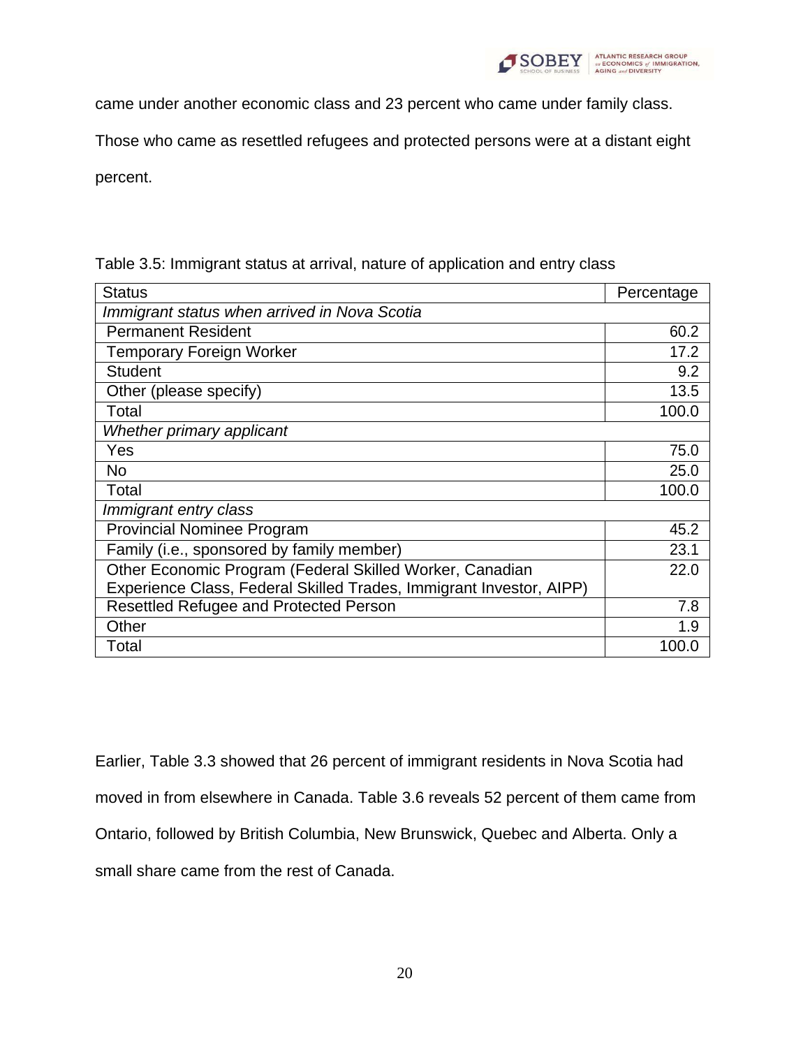came under another economic class and 23 percent who came under family class. Those who came as resettled refugees and protected persons were at a distant eight percent.

Table 3.5: Immigrant status at arrival, nature of application and entry class

| Status | Percentage |
|---|---:|
| *Immigrant status when arrived in Nova Scotia* | |
| Permanent Resident | 60.2 |
| Temporary Foreign Worker | 17.2 |
| Student | 9.2 |
| Other (please specify) | 13.5 |
| Total | 100.0 |
| *Whether primary applicant* | |
| Yes | 75.0 |
| No | 25.0 |
| Total | 100.0 |
| *Immigrant entry class* | |
| Provincial Nominee Program | 45.2 |
| Family (i.e., sponsored by family member) | 23.1 |
| Other Economic Program (Federal Skilled Worker, Canadian Experience Class, Federal Skilled Trades, Immigrant Investor, AIPP) | 22.0 |
| Resettled Refugee and Protected Person | 7.8 |
| Other | 1.9 |
| Total | 100.0 |

Earlier, Table 3.3 showed that 26 percent of immigrant residents in Nova Scotia had moved in from elsewhere in Canada. Table 3.6 reveals 52 percent of them came from Ontario, followed by British Columbia, New Brunswick, Quebec and Alberta. Only a small share came from the rest of Canada.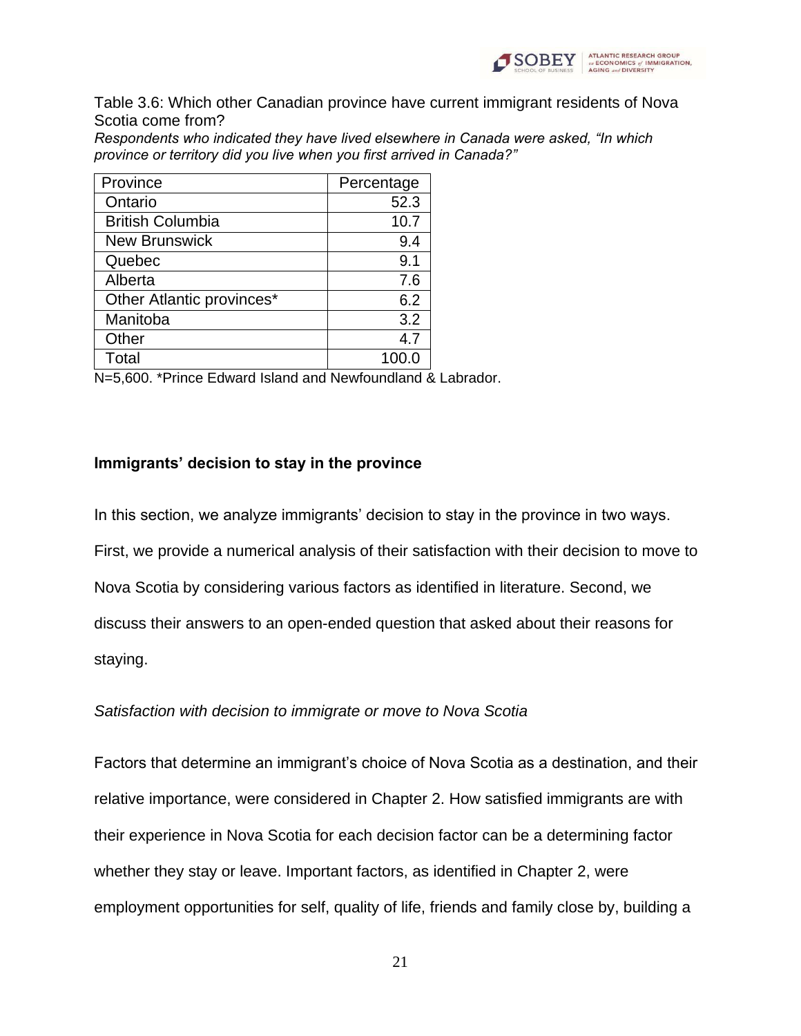Table 3.6: Which other Canadian province have current immigrant residents of Nova Scotia come from?

*Respondents who indicated they have lived elsewhere in Canada were asked, "In which province or territory did you live when you first arrived in Canada?"*

| Province | Percentage |
|---|---|
| Ontario | 52.3 |
| British Columbia | 10.7 |
| New Brunswick | 9.4 |
| Quebec | 9.1 |
| Alberta | 7.6 |
| Other Atlantic provinces* | 6.2 |
| Manitoba | 3.2 |
| Other | 4.7 |
| Total | 100.0 |

N=5,600. *Prince Edward Island and Newfoundland & Labrador.

**Immigrants' decision to stay in the province**

In this section, we analyze immigrants' decision to stay in the province in two ways. First, we provide a numerical analysis of their satisfaction with their decision to move to Nova Scotia by considering various factors as identified in literature. Second, we discuss their answers to an open-ended question that asked about their reasons for staying.

*Satisfaction with decision to immigrate or move to Nova Scotia*

Factors that determine an immigrant's choice of Nova Scotia as a destination, and their relative importance, were considered in Chapter 2. How satisfied immigrants are with their experience in Nova Scotia for each decision factor can be a determining factor whether they stay or leave. Important factors, as identified in Chapter 2, were employment opportunities for self, quality of life, friends and family close by, building a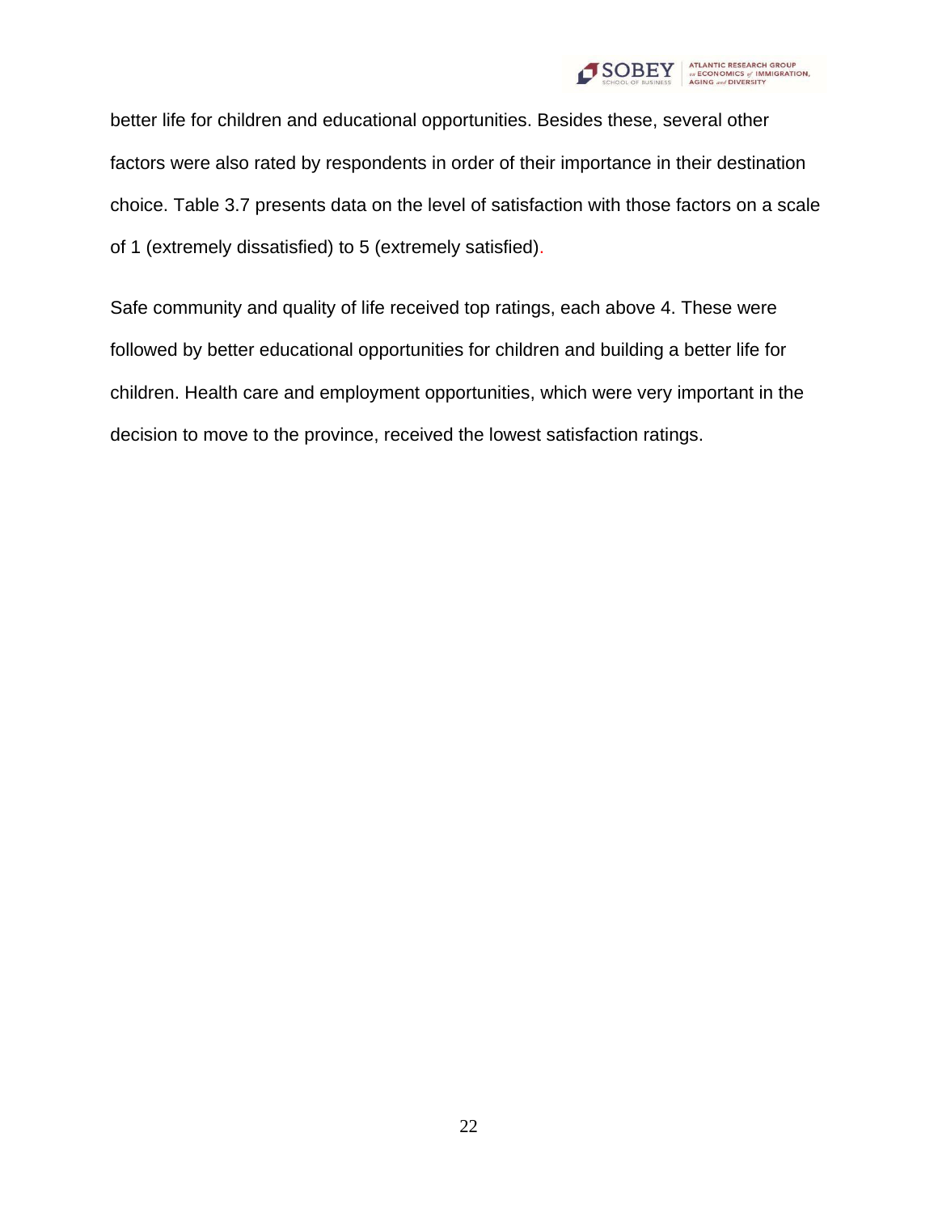better life for children and educational opportunities. Besides these, several other factors were also rated by respondents in order of their importance in their destination choice. Table 3.7 presents data on the level of satisfaction with those factors on a scale of 1 (extremely dissatisfied) to 5 (extremely satisfied).

Safe community and quality of life received top ratings, each above 4. These were followed by better educational opportunities for children and building a better life for children. Health care and employment opportunities, which were very important in the decision to move to the province, received the lowest satisfaction ratings.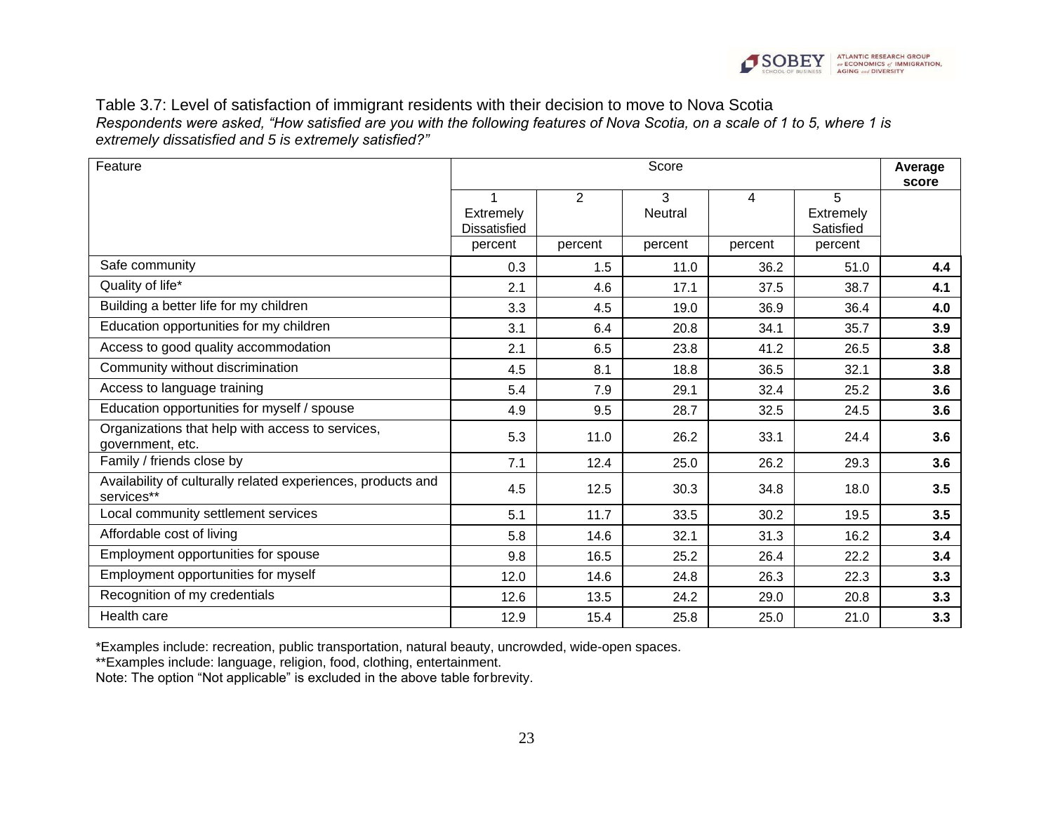Table 3.7: Level of satisfaction of immigrant residents with their decision to move to Nova Scotia

*Respondents were asked, "How satisfied are you with the following features of Nova Scotia, on a scale of 1 to 5, where 1 is extremely dissatisfied and 5 is extremely satisfied?"*

| Feature | Score | | | | | **Average score** |
|---|---|---|---|---|---|---|
| | 1 Extremely Dissatisfied | 2 | 3 Neutral | 4 | 5 Extremely Satisfied | |
| | percent | percent | percent | percent | percent | |
| Safe community | 0.3 | 1.5 | 11.0 | 36.2 | 51.0 | **4.4** |
| Quality of life* | 2.1 | 4.6 | 17.1 | 37.5 | 38.7 | **4.1** |
| Building a better life for my children | 3.3 | 4.5 | 19.0 | 36.9 | 36.4 | **4.0** |
| Education opportunities for my children | 3.1 | 6.4 | 20.8 | 34.1 | 35.7 | **3.9** |
| Access to good quality accommodation | 2.1 | 6.5 | 23.8 | 41.2 | 26.5 | **3.8** |
| Community without discrimination | 4.5 | 8.1 | 18.8 | 36.5 | 32.1 | **3.8** |
| Access to language training | 5.4 | 7.9 | 29.1 | 32.4 | 25.2 | **3.6** |
| Education opportunities for myself / spouse | 4.9 | 9.5 | 28.7 | 32.5 | 24.5 | **3.6** |
| Organizations that help with access to services, government, etc. | 5.3 | 11.0 | 26.2 | 33.1 | 24.4 | **3.6** |
| Family / friends close by | 7.1 | 12.4 | 25.0 | 26.2 | 29.3 | **3.6** |
| Availability of culturally related experiences, products and services** | 4.5 | 12.5 | 30.3 | 34.8 | 18.0 | **3.5** |
| Local community settlement services | 5.1 | 11.7 | 33.5 | 30.2 | 19.5 | **3.5** |
| Affordable cost of living | 5.8 | 14.6 | 32.1 | 31.3 | 16.2 | **3.4** |
| Employment opportunities for spouse | 9.8 | 16.5 | 25.2 | 26.4 | 22.2 | **3.4** |
| Employment opportunities for myself | 12.0 | 14.6 | 24.8 | 26.3 | 22.3 | **3.3** |
| Recognition of my credentials | 12.6 | 13.5 | 24.2 | 29.0 | 20.8 | **3.3** |
| Health care | 12.9 | 15.4 | 25.8 | 25.0 | 21.0 | **3.3** |

*Examples include: recreation, public transportation, natural beauty, uncrowded, wide-open spaces.

**Examples include: language, religion, food, clothing, entertainment.

Note: The option "Not applicable" is excluded in the above table for brevity.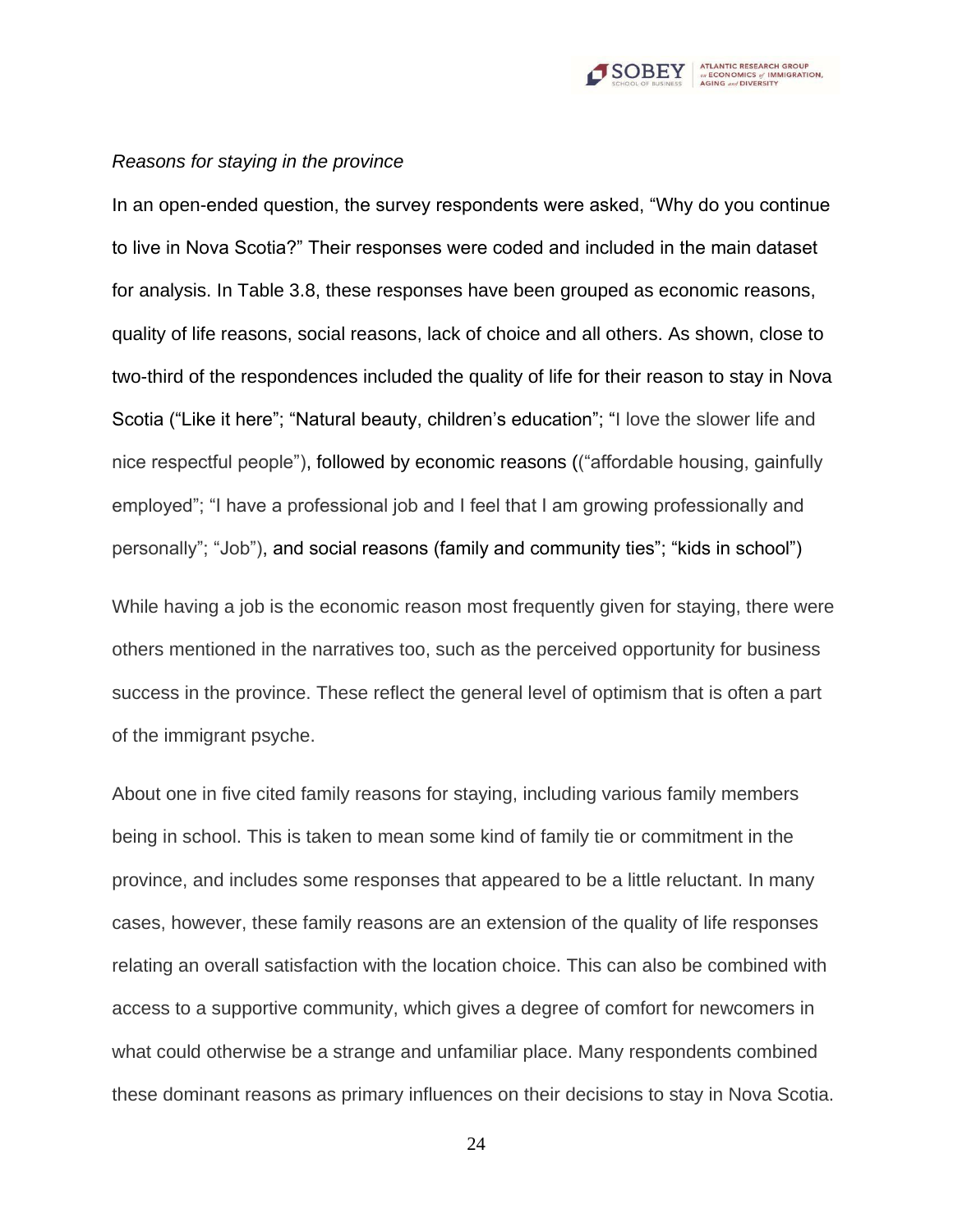*Reasons for staying in the province*

In an open-ended question, the survey respondents were asked, "Why do you continue to live in Nova Scotia?" Their responses were coded and included in the main dataset for analysis. In Table 3.8, these responses have been grouped as economic reasons, quality of life reasons, social reasons, lack of choice and all others. As shown, close to two-third of the respondences included the quality of life for their reason to stay in Nova Scotia ("Like it here"; "Natural beauty, children's education"; "I love the slower life and nice respectful people"), followed by economic reasons (("affordable housing, gainfully employed"; "I have a professional job and I feel that I am growing professionally and personally"; "Job"), and social reasons (family and community ties"; "kids in school")

While having a job is the economic reason most frequently given for staying, there were others mentioned in the narratives too, such as the perceived opportunity for business success in the province. These reflect the general level of optimism that is often a part of the immigrant psyche.

About one in five cited family reasons for staying, including various family members being in school. This is taken to mean some kind of family tie or commitment in the province, and includes some responses that appeared to be a little reluctant. In many cases, however, these family reasons are an extension of the quality of life responses relating an overall satisfaction with the location choice. This can also be combined with access to a supportive community, which gives a degree of comfort for newcomers in what could otherwise be a strange and unfamiliar place. Many respondents combined these dominant reasons as primary influences on their decisions to stay in Nova Scotia.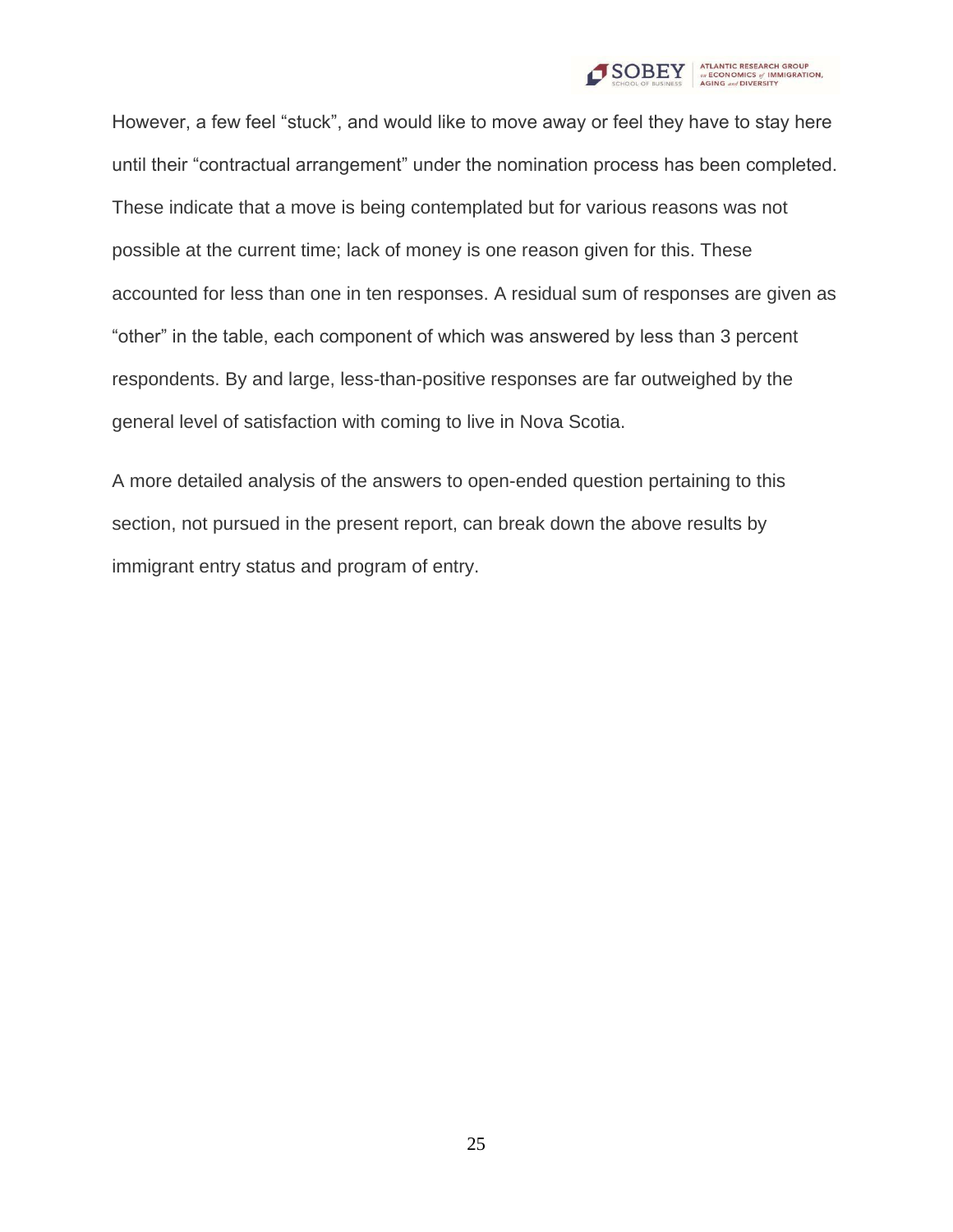However, a few feel “stuck”, and would like to move away or feel they have to stay here until their “contractual arrangement” under the nomination process has been completed. These indicate that a move is being contemplated but for various reasons was not possible at the current time; lack of money is one reason given for this. These accounted for less than one in ten responses. A residual sum of responses are given as “other” in the table, each component of which was answered by less than 3 percent respondents. By and large, less-than-positive responses are far outweighed by the general level of satisfaction with coming to live in Nova Scotia.

A more detailed analysis of the answers to open-ended question pertaining to this section, not pursued in the present report, can break down the above results by immigrant entry status and program of entry.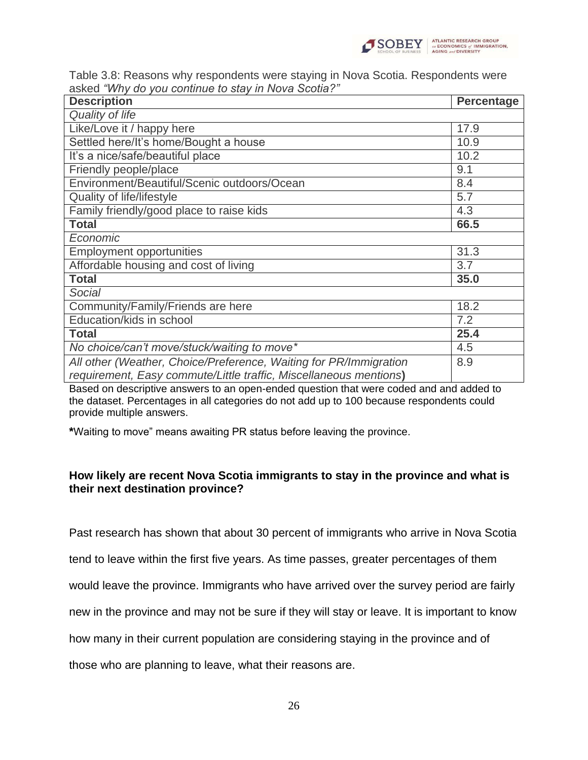Table 3.8: Reasons why respondents were staying in Nova Scotia. Respondents were asked *"Why do you continue to stay in Nova Scotia?"*

| **Description** | **Percentage** |
|---|---|
| *Quality of life* | |
| Like/Love it / happy here | 17.9 |
| Settled here/It's home/Bought a house | 10.9 |
| It's a nice/safe/beautiful place | 10.2 |
| Friendly people/place | 9.1 |
| Environment/Beautiful/Scenic outdoors/Ocean | 8.4 |
| Quality of life/lifestyle | 5.7 |
| Family friendly/good place to raise kids | 4.3 |
| **Total** | **66.5** |
| *Economic* | |
| Employment opportunities | 31.3 |
| Affordable housing and cost of living | 3.7 |
| **Total** | **35.0** |
| *Social* | |
| Community/Family/Friends are here | 18.2 |
| Education/kids in school | 7.2 |
| **Total** | **25.4** |
| *No choice/can't move/stuck/waiting to move** | 4.5 |
| *All other (Weather, Choice/Preference, Waiting for PR/Immigration requirement, Easy commute/Little traffic, Miscellaneous mentions***)** | 8.9 |

Based on descriptive answers to an open-ended question that were coded and and added to the dataset. Percentages in all categories do not add up to 100 because respondents could provide multiple answers.

**\***Waiting to move" means awaiting PR status before leaving the province.

**How likely are recent Nova Scotia immigrants to stay in the province and what is their next destination province?**

Past research has shown that about 30 percent of immigrants who arrive in Nova Scotia tend to leave within the first five years. As time passes, greater percentages of them would leave the province. Immigrants who have arrived over the survey period are fairly new in the province and may not be sure if they will stay or leave. It is important to know how many in their current population are considering staying in the province and of those who are planning to leave, what their reasons are.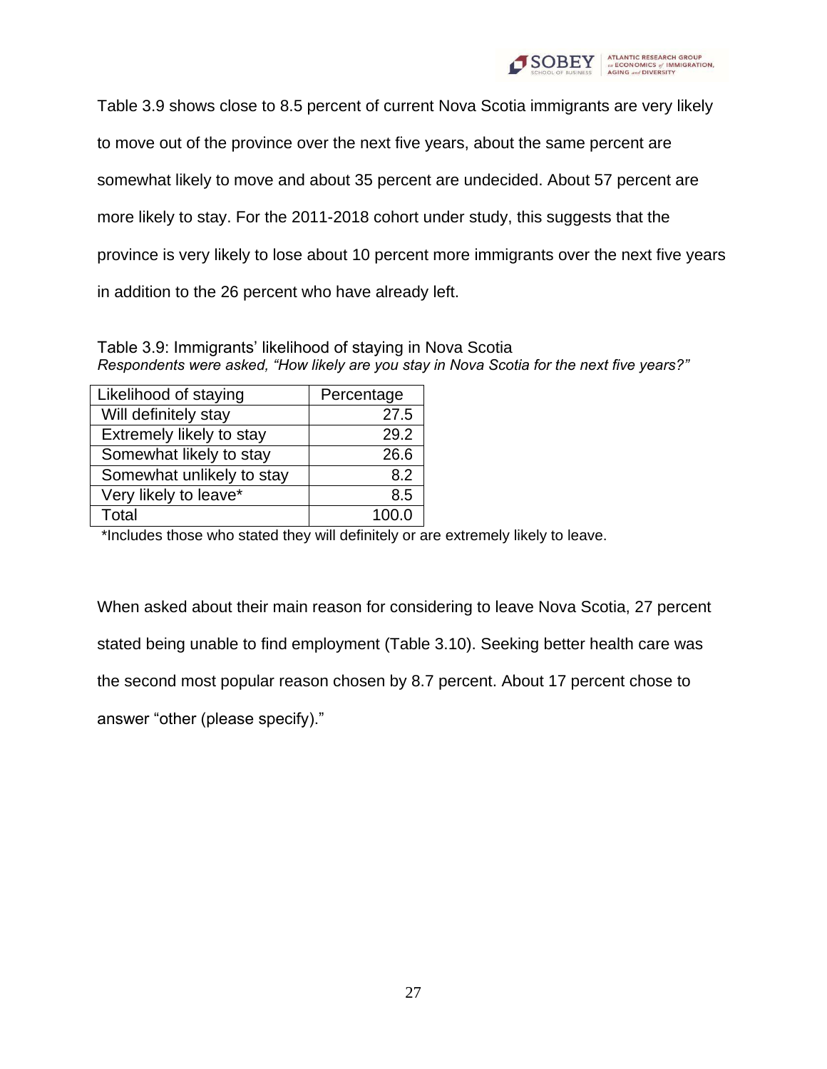Table 3.9 shows close to 8.5 percent of current Nova Scotia immigrants are very likely to move out of the province over the next five years, about the same percent are somewhat likely to move and about 35 percent are undecided. About 57 percent are more likely to stay. For the 2011-2018 cohort under study, this suggests that the province is very likely to lose about 10 percent more immigrants over the next five years in addition to the 26 percent who have already left.

Table 3.9: Immigrants' likelihood of staying in Nova Scotia
*Respondents were asked, "How likely are you stay in Nova Scotia for the next five years?"*

| Likelihood of staying | Percentage |
|---|---|
| Will definitely stay | 27.5 |
| Extremely likely to stay | 29.2 |
| Somewhat likely to stay | 26.6 |
| Somewhat unlikely to stay | 8.2 |
| Very likely to leave* | 8.5 |
| Total | 100.0 |

*Includes those who stated they will definitely or are extremely likely to leave.

When asked about their main reason for considering to leave Nova Scotia, 27 percent stated being unable to find employment (Table 3.10). Seeking better health care was the second most popular reason chosen by 8.7 percent. About 17 percent chose to answer "other (please specify)."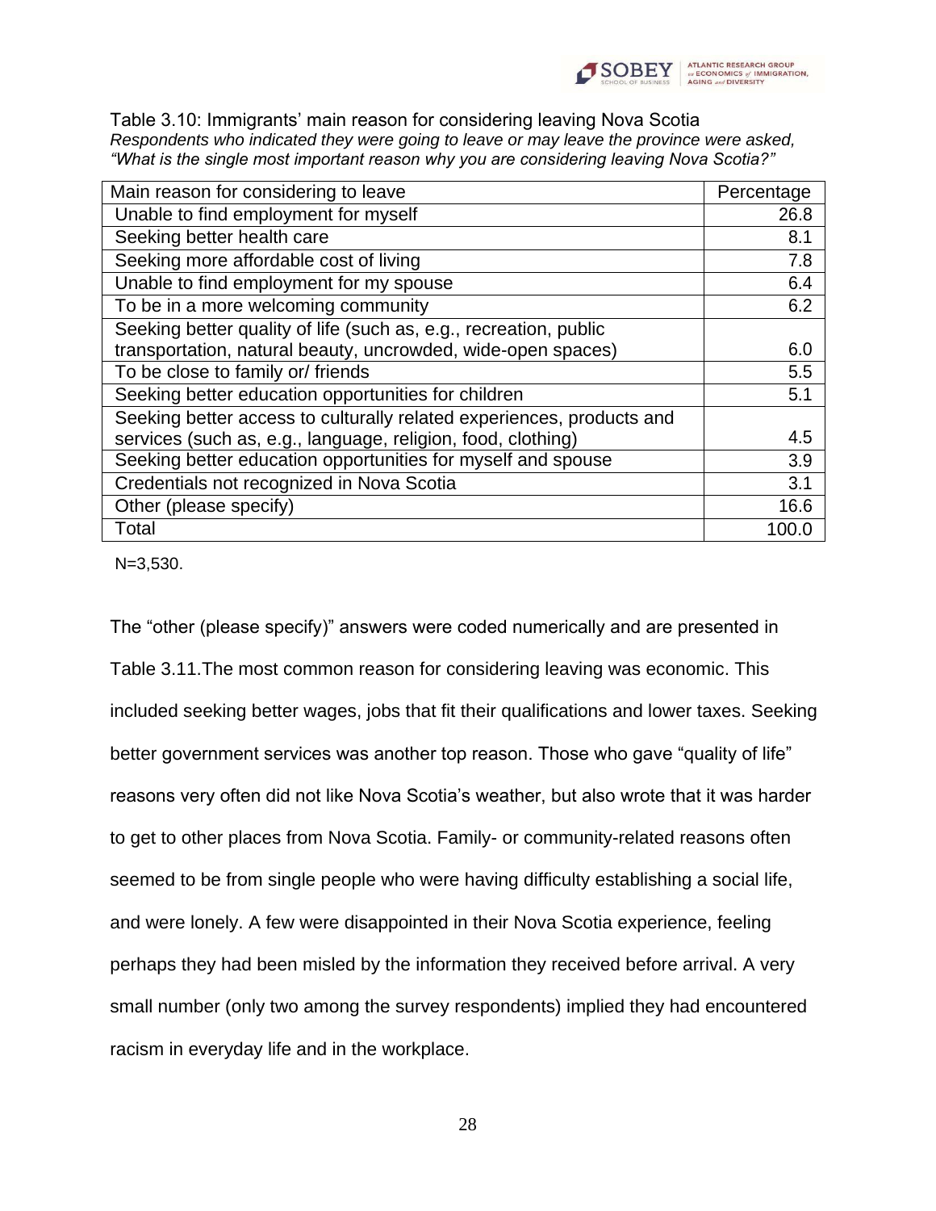Table 3.10: Immigrants' main reason for considering leaving Nova Scotia

*Respondents who indicated they were going to leave or may leave the province were asked, "What is the single most important reason why you are considering leaving Nova Scotia?"*

| Main reason for considering to leave | Percentage |
|---|---|
| Unable to find employment for myself | 26.8 |
| Seeking better health care | 8.1 |
| Seeking more affordable cost of living | 7.8 |
| Unable to find employment for my spouse | 6.4 |
| To be in a more welcoming community | 6.2 |
| Seeking better quality of life (such as, e.g., recreation, public transportation, natural beauty, uncrowded, wide-open spaces) | 6.0 |
| To be close to family or/ friends | 5.5 |
| Seeking better education opportunities for children | 5.1 |
| Seeking better access to culturally related experiences, products and services (such as, e.g., language, religion, food, clothing) | 4.5 |
| Seeking better education opportunities for myself and spouse | 3.9 |
| Credentials not recognized in Nova Scotia | 3.1 |
| Other (please specify) | 16.6 |
| Total | 100.0 |

N=3,530.

The "other (please specify)" answers were coded numerically and are presented in Table 3.11.The most common reason for considering leaving was economic. This included seeking better wages, jobs that fit their qualifications and lower taxes. Seeking better government services was another top reason. Those who gave "quality of life" reasons very often did not like Nova Scotia's weather, but also wrote that it was harder to get to other places from Nova Scotia. Family- or community-related reasons often seemed to be from single people who were having difficulty establishing a social life, and were lonely. A few were disappointed in their Nova Scotia experience, feeling perhaps they had been misled by the information they received before arrival. A very small number (only two among the survey respondents) implied they had encountered racism in everyday life and in the workplace.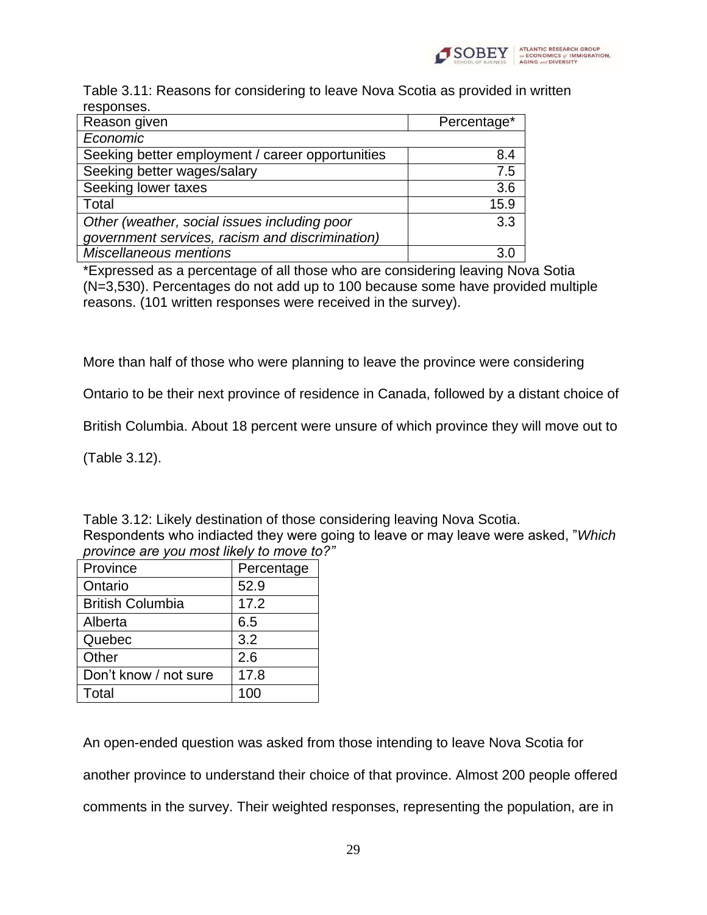Table 3.11: Reasons for considering to leave Nova Scotia as provided in written responses.

| Reason given | Percentage* |
|---|---|
| *Economic* | |
| Seeking better employment / career opportunities | 8.4 |
| Seeking better wages/salary | 7.5 |
| Seeking lower taxes | 3.6 |
| Total | 15.9 |
| *Other (weather, social issues including poor government services, racism and discrimination)* | 3.3 |
| *Miscellaneous mentions* | 3.0 |

*Expressed as a percentage of all those who are considering leaving Nova Sotia (N=3,530). Percentages do not add up to 100 because some have provided multiple reasons. (101 written responses were received in the survey).

More than half of those who were planning to leave the province were considering Ontario to be their next province of residence in Canada, followed by a distant choice of British Columbia. About 18 percent were unsure of which province they will move out to (Table 3.12).

Table 3.12: Likely destination of those considering leaving Nova Scotia. Respondents who indiacted they were going to leave or may leave were asked, "*Which province are you most likely to move to?"*

| Province | Percentage |
|---|---|
| Ontario | 52.9 |
| British Columbia | 17.2 |
| Alberta | 6.5 |
| Quebec | 3.2 |
| Other | 2.6 |
| Don't know / not sure | 17.8 |
| Total | 100 |

An open-ended question was asked from those intending to leave Nova Scotia for another province to understand their choice of that province. Almost 200 people offered comments in the survey. Their weighted responses, representing the population, are in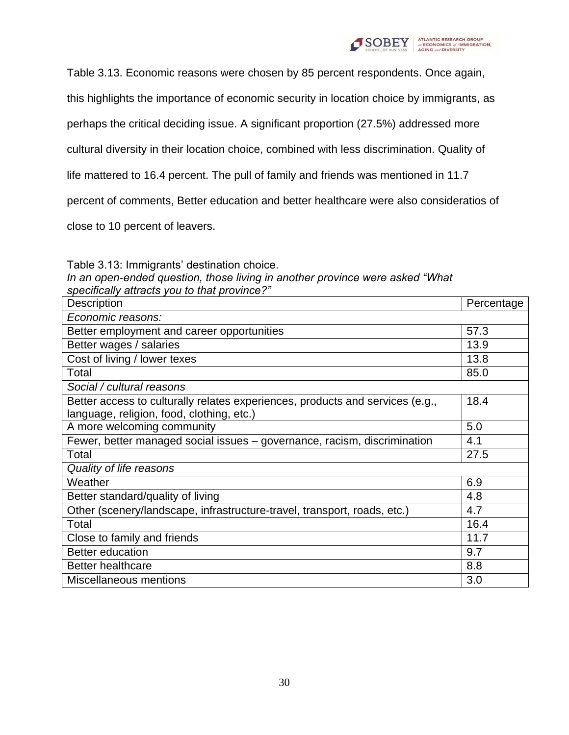Table 3.13. Economic reasons were chosen by 85 percent respondents. Once again, this highlights the importance of economic security in location choice by immigrants, as perhaps the critical deciding issue. A significant proportion (27.5%) addressed more cultural diversity in their location choice, combined with less discrimination. Quality of life mattered to 16.4 percent. The pull of family and friends was mentioned in 11.7 percent of comments, Better education and better healthcare were also consideratios of close to 10 percent of leavers.

Table 3.13: Immigrants' destination choice.
*In an open-ended question, those living in another province were asked "What specifically attracts you to that province?"*

| Description | Percentage |
|---|---|
| *Economic reasons:* | |
| Better employment and career opportunities | 57.3 |
| Better wages / salaries | 13.9 |
| Cost of living / lower texes | 13.8 |
| Total | 85.0 |
| *Social / cultural reasons* | |
| Better access to culturally relates experiences, products and services (e.g., language, religion, food, clothing, etc.) | 18.4 |
| A more welcoming community | 5.0 |
| Fewer, better managed social issues – governance, racism, discrimination | 4.1 |
| Total | 27.5 |
| *Quality of life reasons* | |
| Weather | 6.9 |
| Better standard/quality of living | 4.8 |
| Other (scenery/landscape, infrastructure-travel, transport, roads, etc.) | 4.7 |
| Total | 16.4 |
| Close to family and friends | 11.7 |
| Better education | 9.7 |
| Better healthcare | 8.8 |
| Miscellaneous mentions | 3.0 |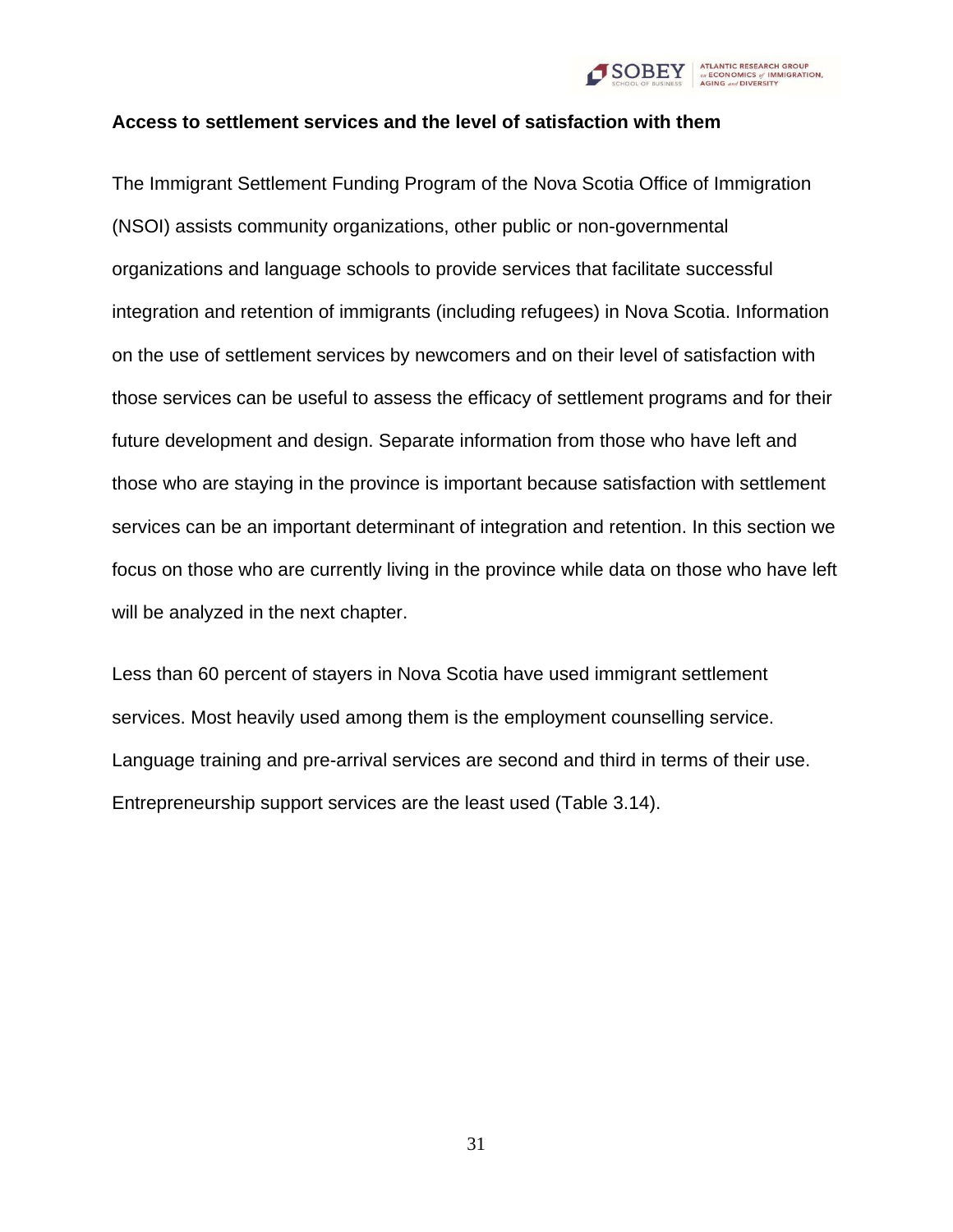**Access to settlement services and the level of satisfaction with them**

The Immigrant Settlement Funding Program of the Nova Scotia Office of Immigration (NSOI) assists community organizations, other public or non-governmental organizations and language schools to provide services that facilitate successful integration and retention of immigrants (including refugees) in Nova Scotia. Information on the use of settlement services by newcomers and on their level of satisfaction with those services can be useful to assess the efficacy of settlement programs and for their future development and design. Separate information from those who have left and those who are staying in the province is important because satisfaction with settlement services can be an important determinant of integration and retention. In this section we focus on those who are currently living in the province while data on those who have left will be analyzed in the next chapter.

Less than 60 percent of stayers in Nova Scotia have used immigrant settlement services. Most heavily used among them is the employment counselling service. Language training and pre-arrival services are second and third in terms of their use. Entrepreneurship support services are the least used (Table 3.14).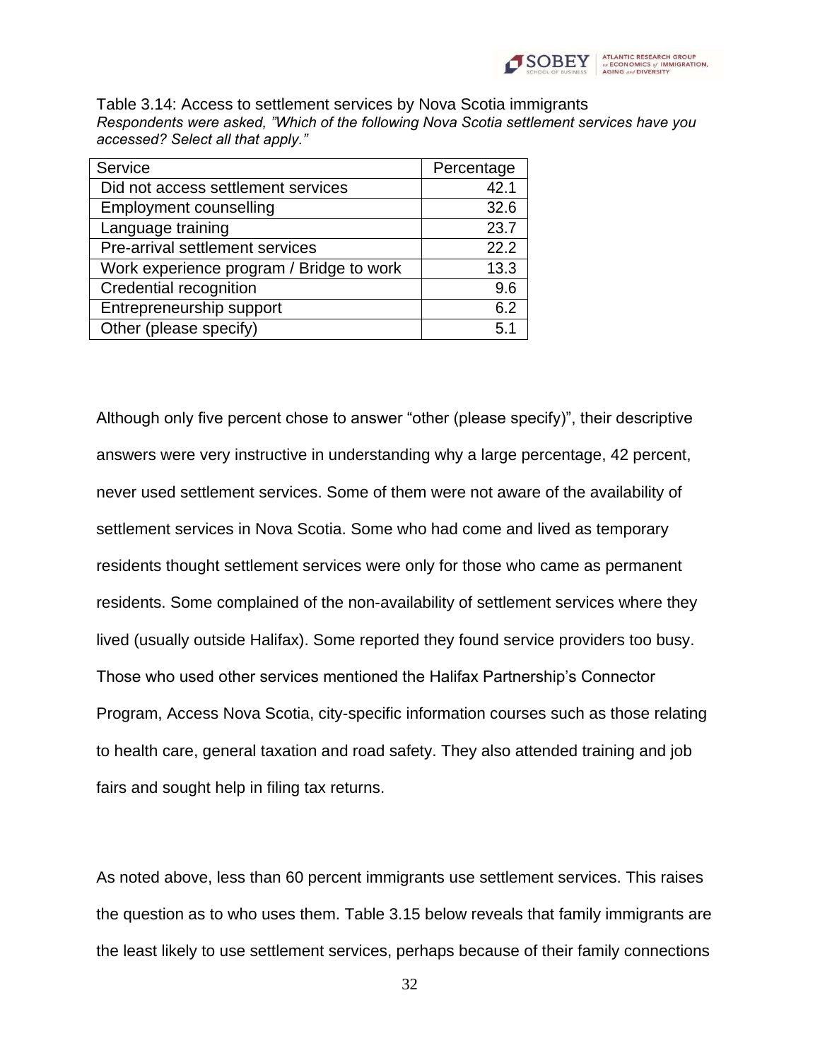Table 3.14: Access to settlement services by Nova Scotia immigrants

*Respondents were asked, "Which of the following Nova Scotia settlement services have you accessed? Select all that apply."*

| Service | Percentage |
|---|---|
| Did not access settlement services | 42.1 |
| Employment counselling | 32.6 |
| Language training | 23.7 |
| Pre-arrival settlement services | 22.2 |
| Work experience program / Bridge to work | 13.3 |
| Credential recognition | 9.6 |
| Entrepreneurship support | 6.2 |
| Other (please specify) | 5.1 |

Although only five percent chose to answer "other (please specify)", their descriptive answers were very instructive in understanding why a large percentage, 42 percent, never used settlement services. Some of them were not aware of the availability of settlement services in Nova Scotia. Some who had come and lived as temporary residents thought settlement services were only for those who came as permanent residents. Some complained of the non-availability of settlement services where they lived (usually outside Halifax). Some reported they found service providers too busy. Those who used other services mentioned the Halifax Partnership's Connector Program, Access Nova Scotia, city-specific information courses such as those relating to health care, general taxation and road safety. They also attended training and job fairs and sought help in filing tax returns.

As noted above, less than 60 percent immigrants use settlement services. This raises the question as to who uses them. Table 3.15 below reveals that family immigrants are the least likely to use settlement services, perhaps because of their family connections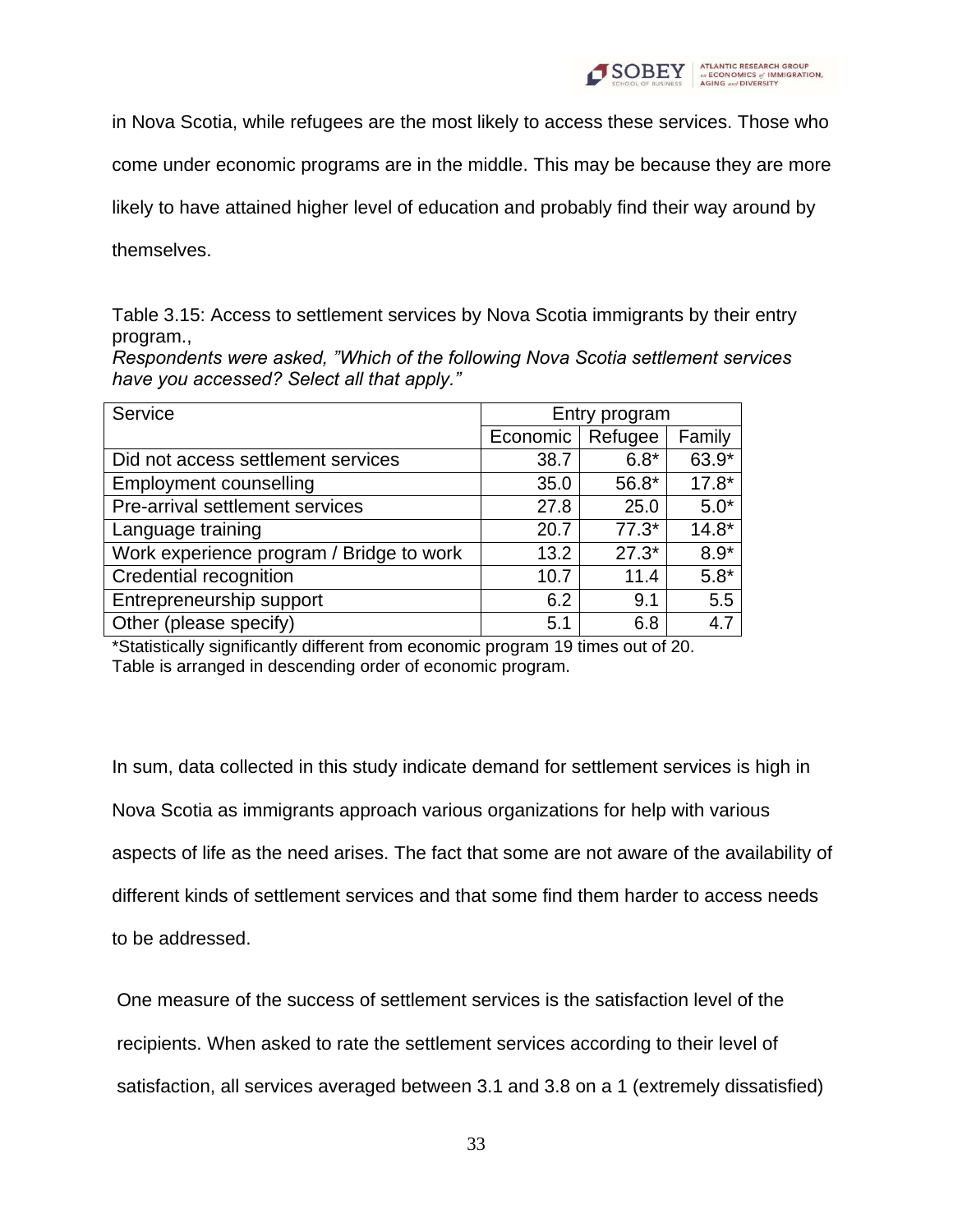in Nova Scotia, while refugees are the most likely to access these services. Those who come under economic programs are in the middle. This may be because they are more likely to have attained higher level of education and probably find their way around by themselves.

Table 3.15: Access to settlement services by Nova Scotia immigrants by their entry program.,
*Respondents were asked, "Which of the following Nova Scotia settlement services have you accessed? Select all that apply."*

| Service | Entry program | | |
|---|---|---|---|
| | Economic | Refugee | Family |
| Did not access settlement services | 38.7 | 6.8* | 63.9* |
| Employment counselling | 35.0 | 56.8* | 17.8* |
| Pre-arrival settlement services | 27.8 | 25.0 | 5.0* |
| Language training | 20.7 | 77.3* | 14.8* |
| Work experience program / Bridge to work | 13.2 | 27.3* | 8.9* |
| Credential recognition | 10.7 | 11.4 | 5.8* |
| Entrepreneurship support | 6.2 | 9.1 | 5.5 |
| Other (please specify) | 5.1 | 6.8 | 4.7 |

*Statistically significantly different from economic program 19 times out of 20.
Table is arranged in descending order of economic program.

In sum, data collected in this study indicate demand for settlement services is high in Nova Scotia as immigrants approach various organizations for help with various aspects of life as the need arises. The fact that some are not aware of the availability of different kinds of settlement services and that some find them harder to access needs to be addressed.

One measure of the success of settlement services is the satisfaction level of the recipients. When asked to rate the settlement services according to their level of satisfaction, all services averaged between 3.1 and 3.8 on a 1 (extremely dissatisfied)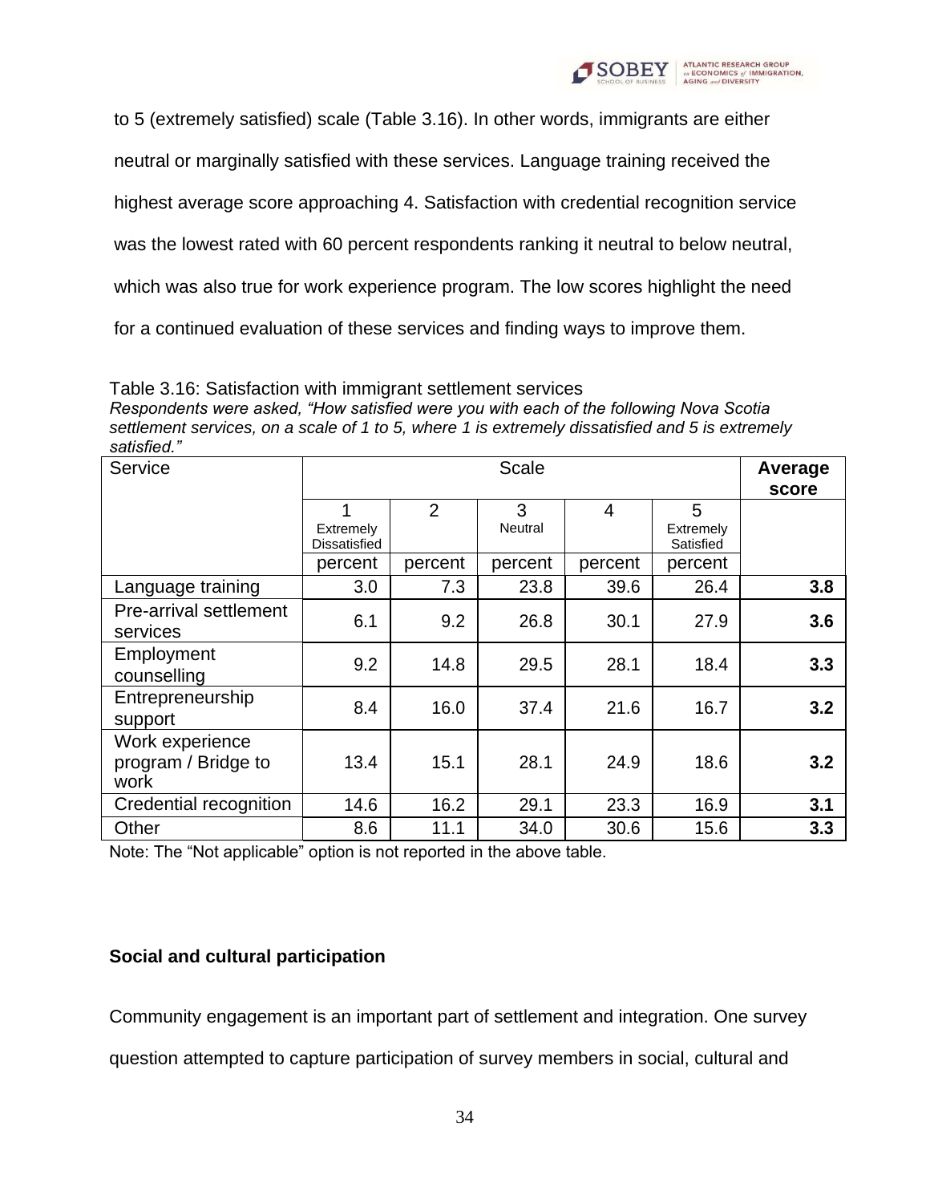to 5 (extremely satisfied) scale (Table 3.16). In other words, immigrants are either neutral or marginally satisfied with these services. Language training received the highest average score approaching 4. Satisfaction with credential recognition service was the lowest rated with 60 percent respondents ranking it neutral to below neutral, which was also true for work experience program. The low scores highlight the need for a continued evaluation of these services and finding ways to improve them.

Table 3.16: Satisfaction with immigrant settlement services

*Respondents were asked, "How satisfied were you with each of the following Nova Scotia settlement services, on a scale of 1 to 5, where 1 is extremely dissatisfied and 5 is extremely satisfied."*

| Service | Scale | | | | | **Average score** |
|---|---|---|---|---|---|---|
| | 1 Extremely Dissatisfied | 2 | 3 Neutral | 4 | 5 Extremely Satisfied | |
| | percent | percent | percent | percent | percent | |
| Language training | 3.0 | 7.3 | 23.8 | 39.6 | 26.4 | **3.8** |
| Pre-arrival settlement services | 6.1 | 9.2 | 26.8 | 30.1 | 27.9 | **3.6** |
| Employment counselling | 9.2 | 14.8 | 29.5 | 28.1 | 18.4 | **3.3** |
| Entrepreneurship support | 8.4 | 16.0 | 37.4 | 21.6 | 16.7 | **3.2** |
| Work experience program / Bridge to work | 13.4 | 15.1 | 28.1 | 24.9 | 18.6 | **3.2** |
| Credential recognition | 14.6 | 16.2 | 29.1 | 23.3 | 16.9 | **3.1** |
| Other | 8.6 | 11.1 | 34.0 | 30.6 | 15.6 | **3.3** |

Note: The "Not applicable" option is not reported in the above table.

**Social and cultural participation**

Community engagement is an important part of settlement and integration. One survey question attempted to capture participation of survey members in social, cultural and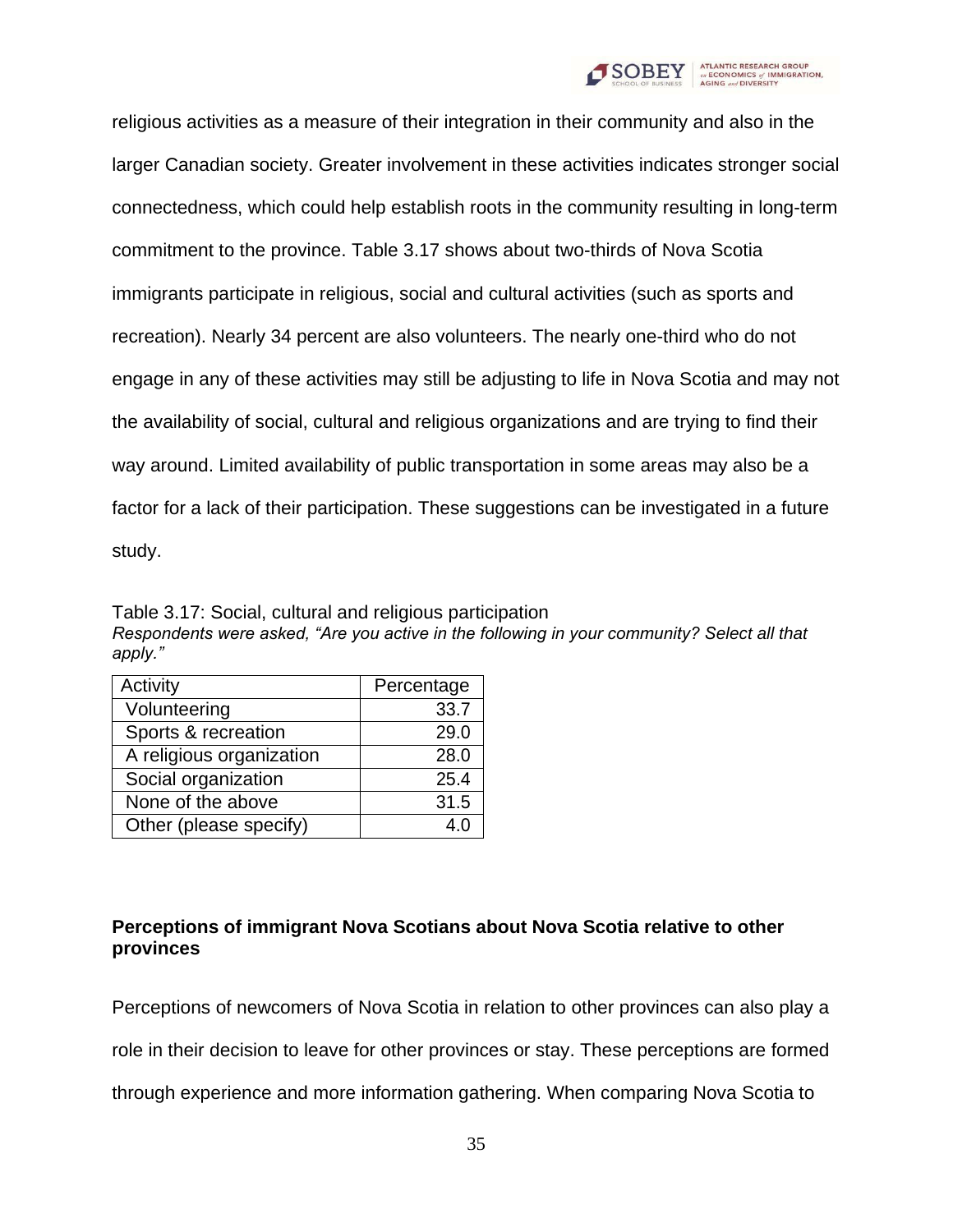religious activities as a measure of their integration in their community and also in the larger Canadian society. Greater involvement in these activities indicates stronger social connectedness, which could help establish roots in the community resulting in long-term commitment to the province. Table 3.17 shows about two-thirds of Nova Scotia immigrants participate in religious, social and cultural activities (such as sports and recreation). Nearly 34 percent are also volunteers. The nearly one-third who do not engage in any of these activities may still be adjusting to life in Nova Scotia and may not the availability of social, cultural and religious organizations and are trying to find their way around. Limited availability of public transportation in some areas may also be a factor for a lack of their participation. These suggestions can be investigated in a future study.

Table 3.17: Social, cultural and religious participation

*Respondents were asked, "Are you active in the following in your community? Select all that apply."*

| Activity | Percentage |
|---|---|
| Volunteering | 33.7 |
| Sports & recreation | 29.0 |
| A religious organization | 28.0 |
| Social organization | 25.4 |
| None of the above | 31.5 |
| Other (please specify) | 4.0 |

**Perceptions of immigrant Nova Scotians about Nova Scotia relative to other provinces**

Perceptions of newcomers of Nova Scotia in relation to other provinces can also play a role in their decision to leave for other provinces or stay. These perceptions are formed through experience and more information gathering. When comparing Nova Scotia to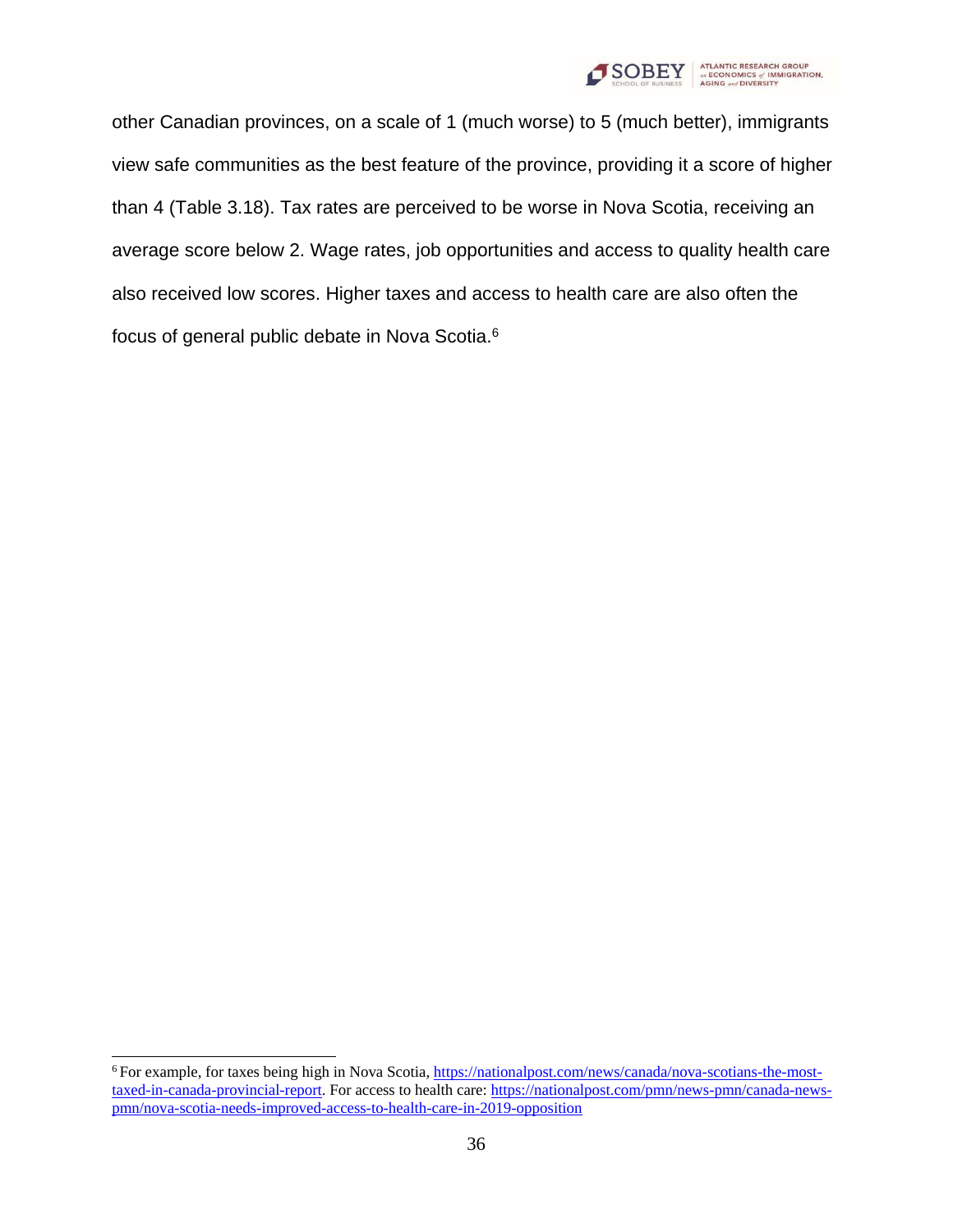other Canadian provinces, on a scale of 1 (much worse) to 5 (much better), immigrants view safe communities as the best feature of the province, providing it a score of higher than 4 (Table 3.18). Tax rates are perceived to be worse in Nova Scotia, receiving an average score below 2. Wage rates, job opportunities and access to quality health care also received low scores. Higher taxes and access to health care are also often the focus of general public debate in Nova Scotia.[6]

---

[6] For example, for taxes being high in Nova Scotia, https://nationalpost.com/news/canada/nova-scotians-the-most-taxed-in-canada-provincial-report. For access to health care: https://nationalpost.com/pmn/news-pmn/canada-news-pmn/nova-scotia-needs-improved-access-to-health-care-in-2019-opposition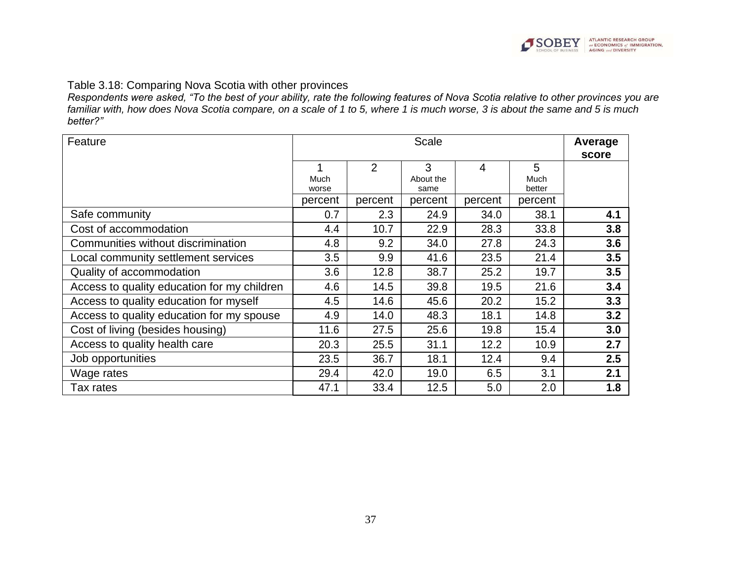Table 3.18: Comparing Nova Scotia with other provinces

*Respondents were asked, “To the best of your ability, rate the following features of Nova Scotia relative to other provinces you are familiar with, how does Nova Scotia compare, on a scale of 1 to 5, where 1 is much worse, 3 is about the same and 5 is much better?”*

| Feature | Scale | | | | | **Average score** |
|---|---|---|---|---|---|---|
| | 1 Much worse | 2 | 3 About the same | 4 | 5 Much better | |
| | percent | percent | percent | percent | percent | |
| Safe community | 0.7 | 2.3 | 24.9 | 34.0 | 38.1 | **4.1** |
| Cost of accommodation | 4.4 | 10.7 | 22.9 | 28.3 | 33.8 | **3.8** |
| Communities without discrimination | 4.8 | 9.2 | 34.0 | 27.8 | 24.3 | **3.6** |
| Local community settlement services | 3.5 | 9.9 | 41.6 | 23.5 | 21.4 | **3.5** |
| Quality of accommodation | 3.6 | 12.8 | 38.7 | 25.2 | 19.7 | **3.5** |
| Access to quality education for my children | 4.6 | 14.5 | 39.8 | 19.5 | 21.6 | **3.4** |
| Access to quality education for myself | 4.5 | 14.6 | 45.6 | 20.2 | 15.2 | **3.3** |
| Access to quality education for my spouse | 4.9 | 14.0 | 48.3 | 18.1 | 14.8 | **3.2** |
| Cost of living (besides housing) | 11.6 | 27.5 | 25.6 | 19.8 | 15.4 | **3.0** |
| Access to quality health care | 20.3 | 25.5 | 31.1 | 12.2 | 10.9 | **2.7** |
| Job opportunities | 23.5 | 36.7 | 18.1 | 12.4 | 9.4 | **2.5** |
| Wage rates | 29.4 | 42.0 | 19.0 | 6.5 | 3.1 | **2.1** |
| Tax rates | 47.1 | 33.4 | 12.5 | 5.0 | 2.0 | **1.8** |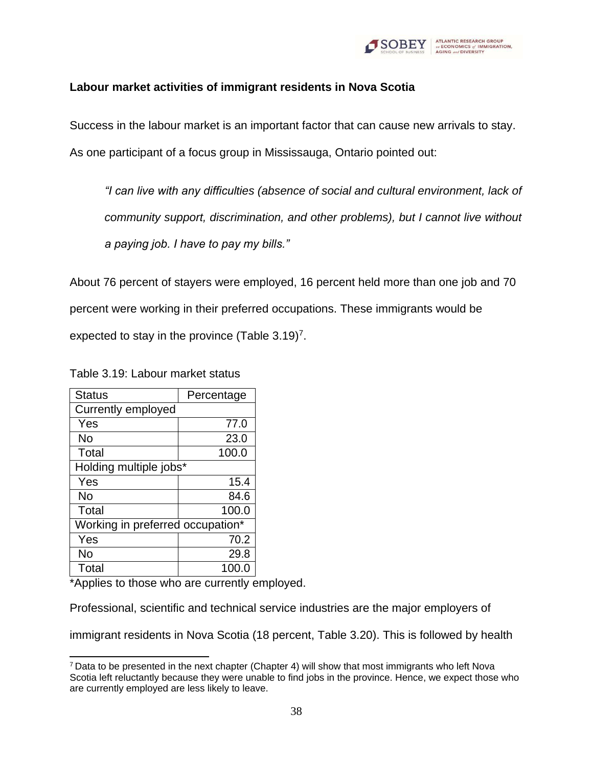### Labour market activities of immigrant residents in Nova Scotia

Success in the labour market is an important factor that can cause new arrivals to stay. As one participant of a focus group in Mississauga, Ontario pointed out:

> *"I can live with any difficulties (absence of social and cultural environment, lack of community support, discrimination, and other problems), but I cannot live without a paying job. I have to pay my bills."*

About 76 percent of stayers were employed, 16 percent held more than one job and 70 percent were working in their preferred occupations. These immigrants would be expected to stay in the province (Table 3.19)[7].

Table 3.19: Labour market status

| Status | Percentage |
|---|---|
| Currently employed | |
| Yes | 77.0 |
| No | 23.0 |
| Total | 100.0 |
| Holding multiple jobs* | |
| Yes | 15.4 |
| No | 84.6 |
| Total | 100.0 |
| Working in preferred occupation* | |
| Yes | 70.2 |
| No | 29.8 |
| Total | 100.0 |

*Applies to those who are currently employed.

Professional, scientific and technical service industries are the major employers of immigrant residents in Nova Scotia (18 percent, Table 3.20). This is followed by health

[7] Data to be presented in the next chapter (Chapter 4) will show that most immigrants who left Nova Scotia left reluctantly because they were unable to find jobs in the province. Hence, we expect those who are currently employed are less likely to leave.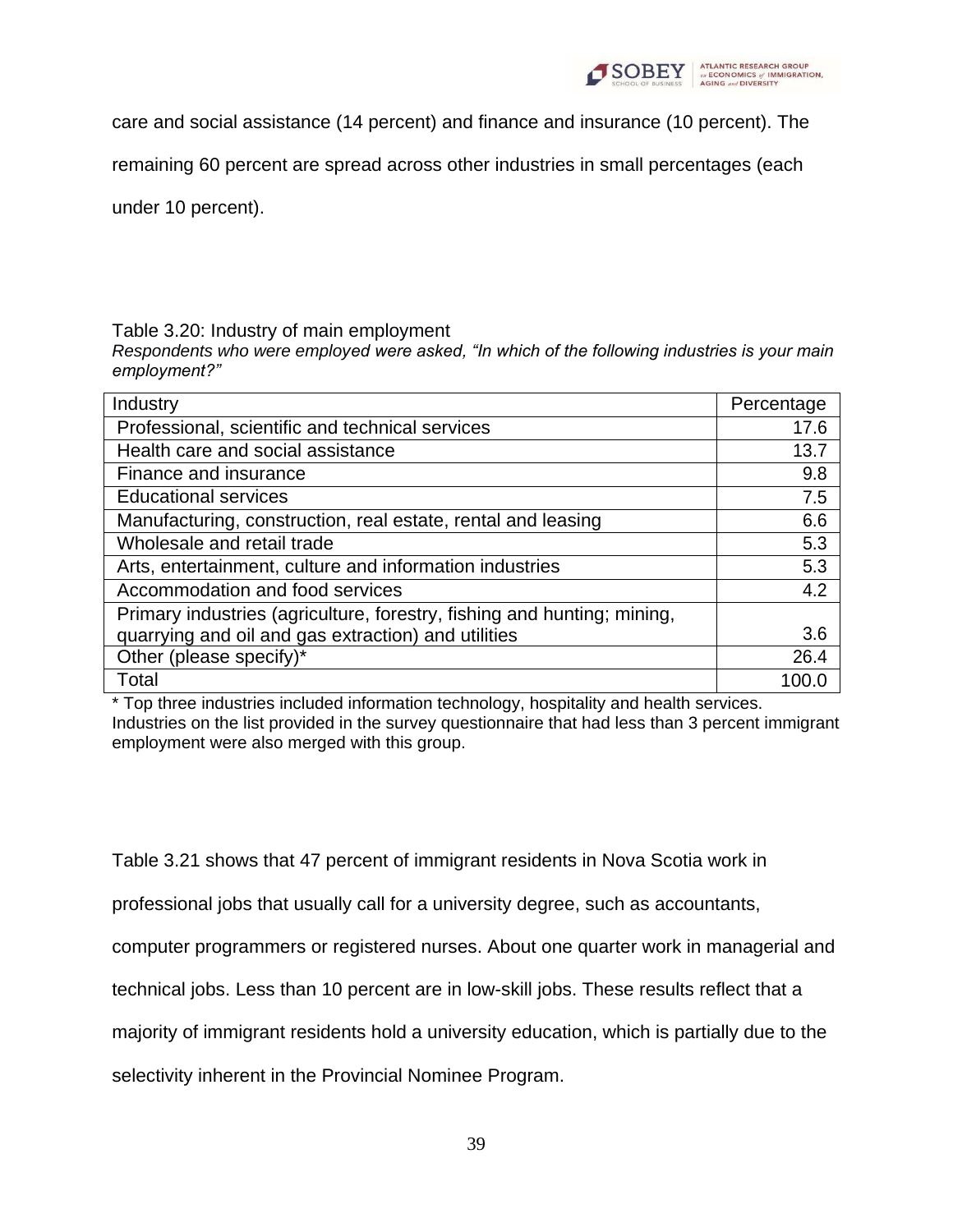care and social assistance (14 percent) and finance and insurance (10 percent). The remaining 60 percent are spread across other industries in small percentages (each under 10 percent).

Table 3.20: Industry of main employment

*Respondents who were employed were asked, "In which of the following industries is your main employment?"*

| Industry | Percentage |
|---|---|
| Professional, scientific and technical services | 17.6 |
| Health care and social assistance | 13.7 |
| Finance and insurance | 9.8 |
| Educational services | 7.5 |
| Manufacturing, construction, real estate, rental and leasing | 6.6 |
| Wholesale and retail trade | 5.3 |
| Arts, entertainment, culture and information industries | 5.3 |
| Accommodation and food services | 4.2 |
| Primary industries (agriculture, forestry, fishing and hunting; mining, quarrying and oil and gas extraction) and utilities | 3.6 |
| Other (please specify)* | 26.4 |
| Total | 100.0 |

\* Top three industries included information technology, hospitality and health services. Industries on the list provided in the survey questionnaire that had less than 3 percent immigrant employment were also merged with this group.

Table 3.21 shows that 47 percent of immigrant residents in Nova Scotia work in professional jobs that usually call for a university degree, such as accountants, computer programmers or registered nurses. About one quarter work in managerial and technical jobs. Less than 10 percent are in low-skill jobs. These results reflect that a majority of immigrant residents hold a university education, which is partially due to the selectivity inherent in the Provincial Nominee Program.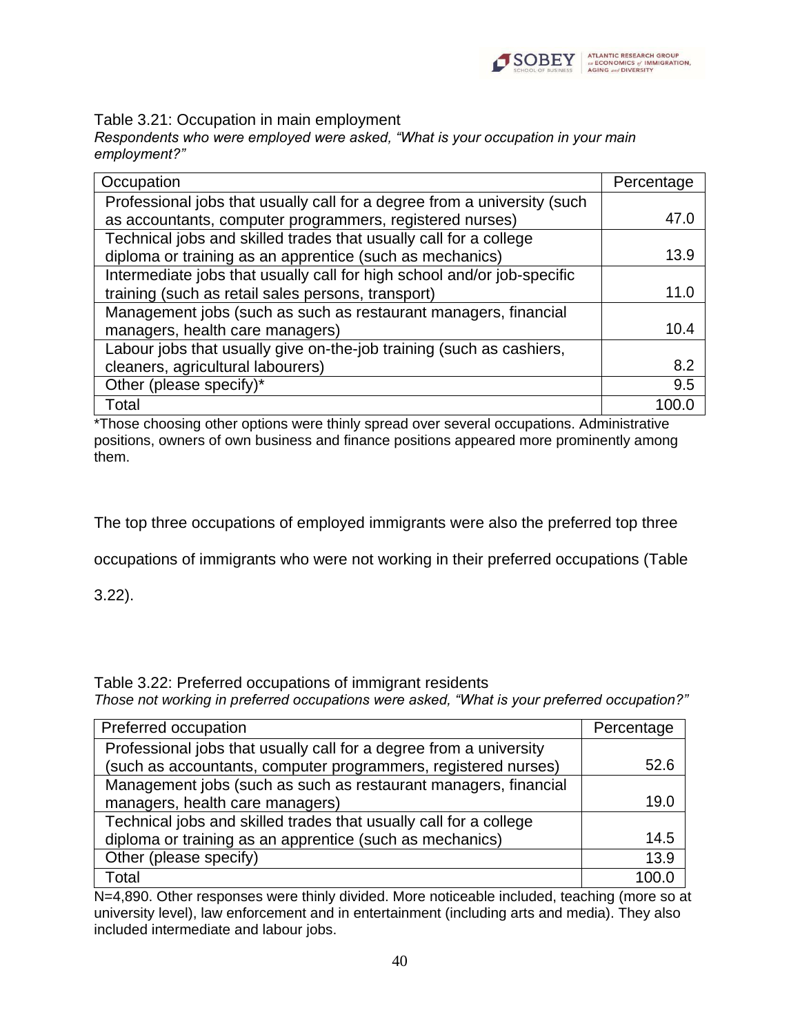Table 3.21: Occupation in main employment

*Respondents who were employed were asked, "What is your occupation in your main employment?"*

| Occupation | Percentage |
|---|---|
| Professional jobs that usually call for a degree from a university (such as accountants, computer programmers, registered nurses) | 47.0 |
| Technical jobs and skilled trades that usually call for a college diploma or training as an apprentice (such as mechanics) | 13.9 |
| Intermediate jobs that usually call for high school and/or job-specific training (such as retail sales persons, transport) | 11.0 |
| Management jobs (such as such as restaurant managers, financial managers, health care managers) | 10.4 |
| Labour jobs that usually give on-the-job training (such as cashiers, cleaners, agricultural labourers) | 8.2 |
| Other (please specify)* | 9.5 |
| Total | 100.0 |

*Those choosing other options were thinly spread over several occupations. Administrative positions, owners of own business and finance positions appeared more prominently among them.

The top three occupations of employed immigrants were also the preferred top three occupations of immigrants who were not working in their preferred occupations (Table 3.22).

Table 3.22: Preferred occupations of immigrant residents

*Those not working in preferred occupations were asked, "What is your preferred occupation?"*

| Preferred occupation | Percentage |
|---|---|
| Professional jobs that usually call for a degree from a university (such as accountants, computer programmers, registered nurses) | 52.6 |
| Management jobs (such as such as restaurant managers, financial managers, health care managers) | 19.0 |
| Technical jobs and skilled trades that usually call for a college diploma or training as an apprentice (such as mechanics) | 14.5 |
| Other (please specify) | 13.9 |
| Total | 100.0 |

N=4,890. Other responses were thinly divided. More noticeable included, teaching (more so at university level), law enforcement and in entertainment (including arts and media). They also included intermediate and labour jobs.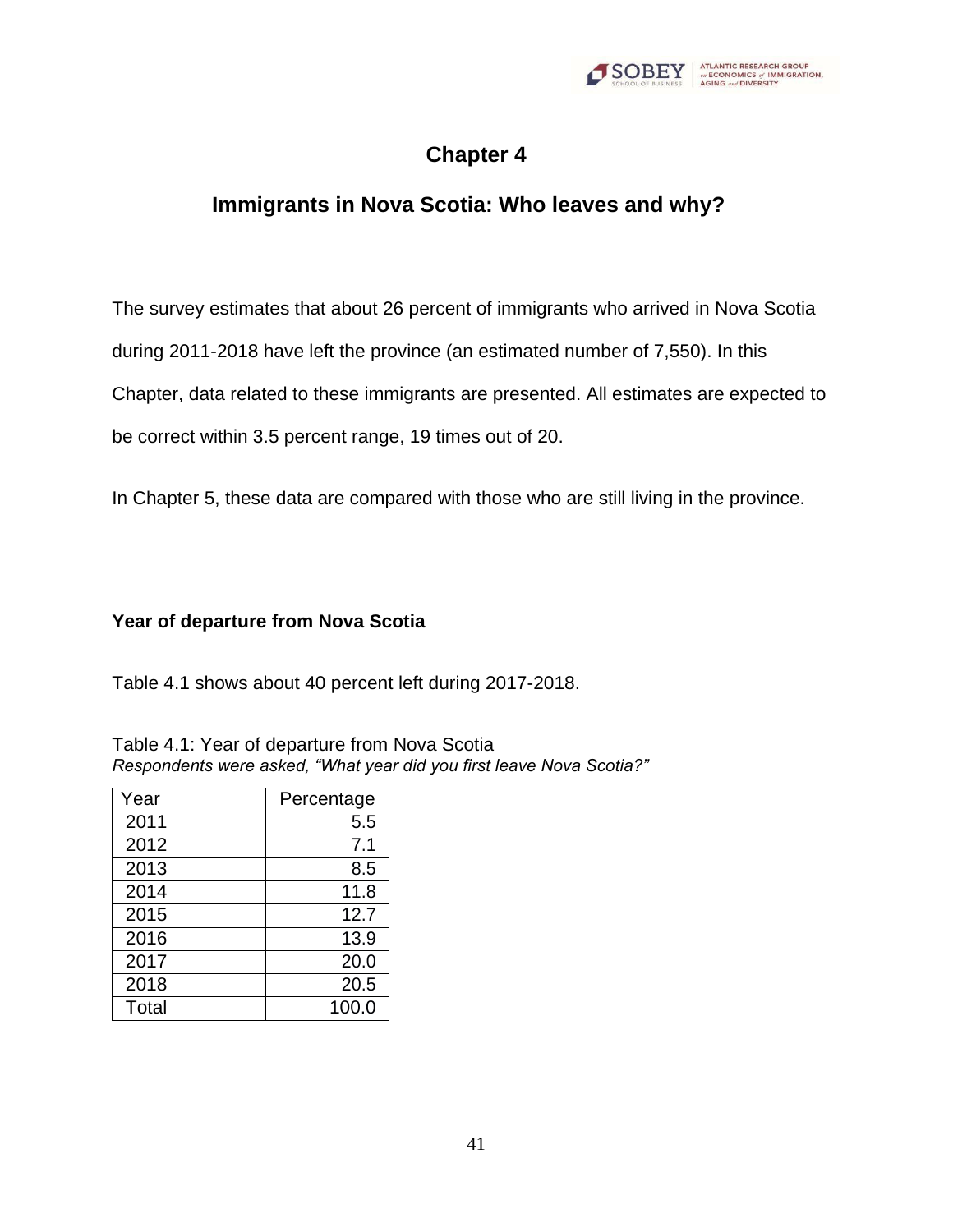# Chapter 4

## Immigrants in Nova Scotia: Who leaves and why?

The survey estimates that about 26 percent of immigrants who arrived in Nova Scotia during 2011-2018 have left the province (an estimated number of 7,550). In this Chapter, data related to these immigrants are presented. All estimates are expected to be correct within 3.5 percent range, 19 times out of 20.

In Chapter 5, these data are compared with those who are still living in the province.

### Year of departure from Nova Scotia

Table 4.1 shows about 40 percent left during 2017-2018.

Table 4.1: Year of departure from Nova Scotia
*Respondents were asked, "What year did you first leave Nova Scotia?"*

| Year | Percentage |
|---|---|
| 2011 | 5.5 |
| 2012 | 7.1 |
| 2013 | 8.5 |
| 2014 | 11.8 |
| 2015 | 12.7 |
| 2016 | 13.9 |
| 2017 | 20.0 |
| 2018 | 20.5 |
| Total | 100.0 |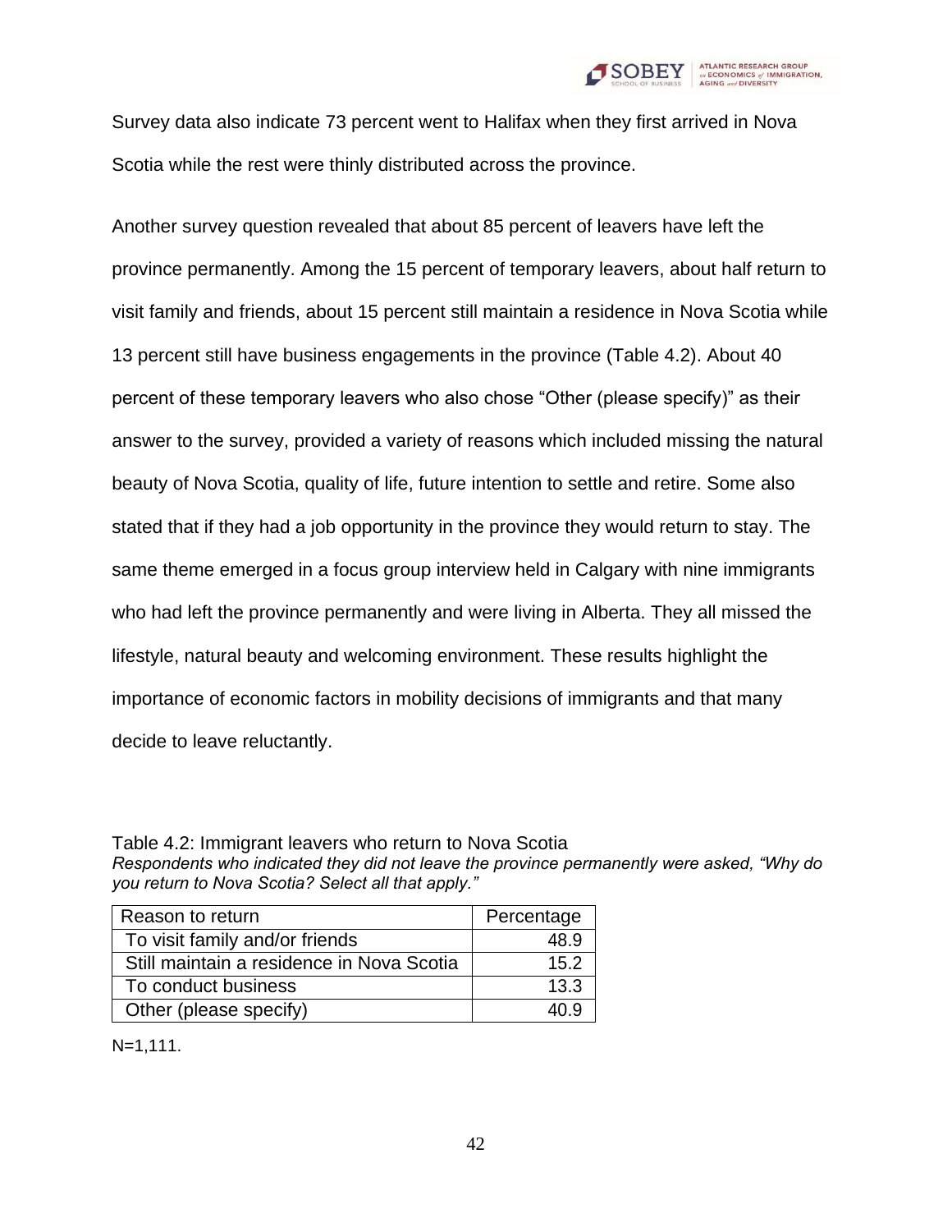Survey data also indicate 73 percent went to Halifax when they first arrived in Nova Scotia while the rest were thinly distributed across the province.

Another survey question revealed that about 85 percent of leavers have left the province permanently. Among the 15 percent of temporary leavers, about half return to visit family and friends, about 15 percent still maintain a residence in Nova Scotia while 13 percent still have business engagements in the province (Table 4.2). About 40 percent of these temporary leavers who also chose “Other (please specify)” as their answer to the survey, provided a variety of reasons which included missing the natural beauty of Nova Scotia, quality of life, future intention to settle and retire. Some also stated that if they had a job opportunity in the province they would return to stay. The same theme emerged in a focus group interview held in Calgary with nine immigrants who had left the province permanently and were living in Alberta. They all missed the lifestyle, natural beauty and welcoming environment. These results highlight the importance of economic factors in mobility decisions of immigrants and that many decide to leave reluctantly.

Table 4.2: Immigrant leavers who return to Nova Scotia

*Respondents who indicated they did not leave the province permanently were asked, “Why do you return to Nova Scotia? Select all that apply.”*

| Reason to return | Percentage |
|---|---|
| To visit family and/or friends | 48.9 |
| Still maintain a residence in Nova Scotia | 15.2 |
| To conduct business | 13.3 |
| Other (please specify) | 40.9 |

N=1,111.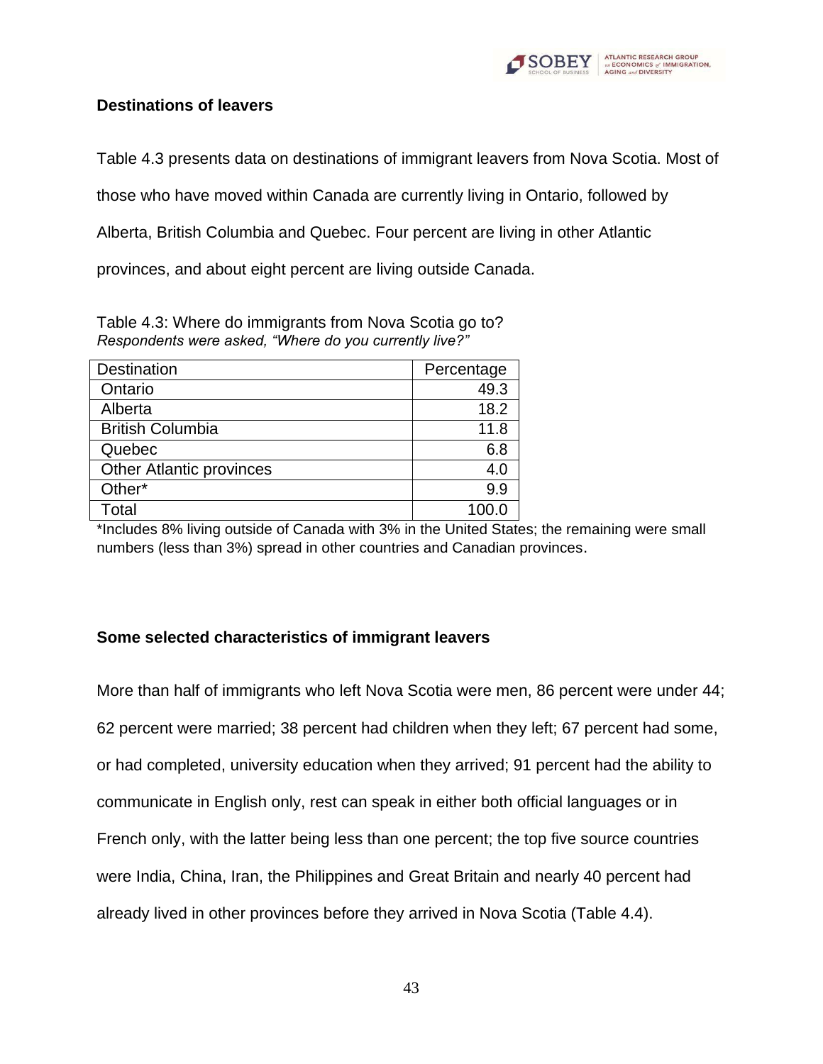## Destinations of leavers

Table 4.3 presents data on destinations of immigrant leavers from Nova Scotia. Most of those who have moved within Canada are currently living in Ontario, followed by Alberta, British Columbia and Quebec. Four percent are living in other Atlantic provinces, and about eight percent are living outside Canada.

Table 4.3: Where do immigrants from Nova Scotia go to?
*Respondents were asked, "Where do you currently live?"*

| Destination | Percentage |
|---|---|
| Ontario | 49.3 |
| Alberta | 18.2 |
| British Columbia | 11.8 |
| Quebec | 6.8 |
| Other Atlantic provinces | 4.0 |
| Other* | 9.9 |
| Total | 100.0 |

*Includes 8% living outside of Canada with 3% in the United States; the remaining were small numbers (less than 3%) spread in other countries and Canadian provinces.

## Some selected characteristics of immigrant leavers

More than half of immigrants who left Nova Scotia were men, 86 percent were under 44; 62 percent were married; 38 percent had children when they left; 67 percent had some, or had completed, university education when they arrived; 91 percent had the ability to communicate in English only, rest can speak in either both official languages or in French only, with the latter being less than one percent; the top five source countries were India, China, Iran, the Philippines and Great Britain and nearly 40 percent had already lived in other provinces before they arrived in Nova Scotia (Table 4.4).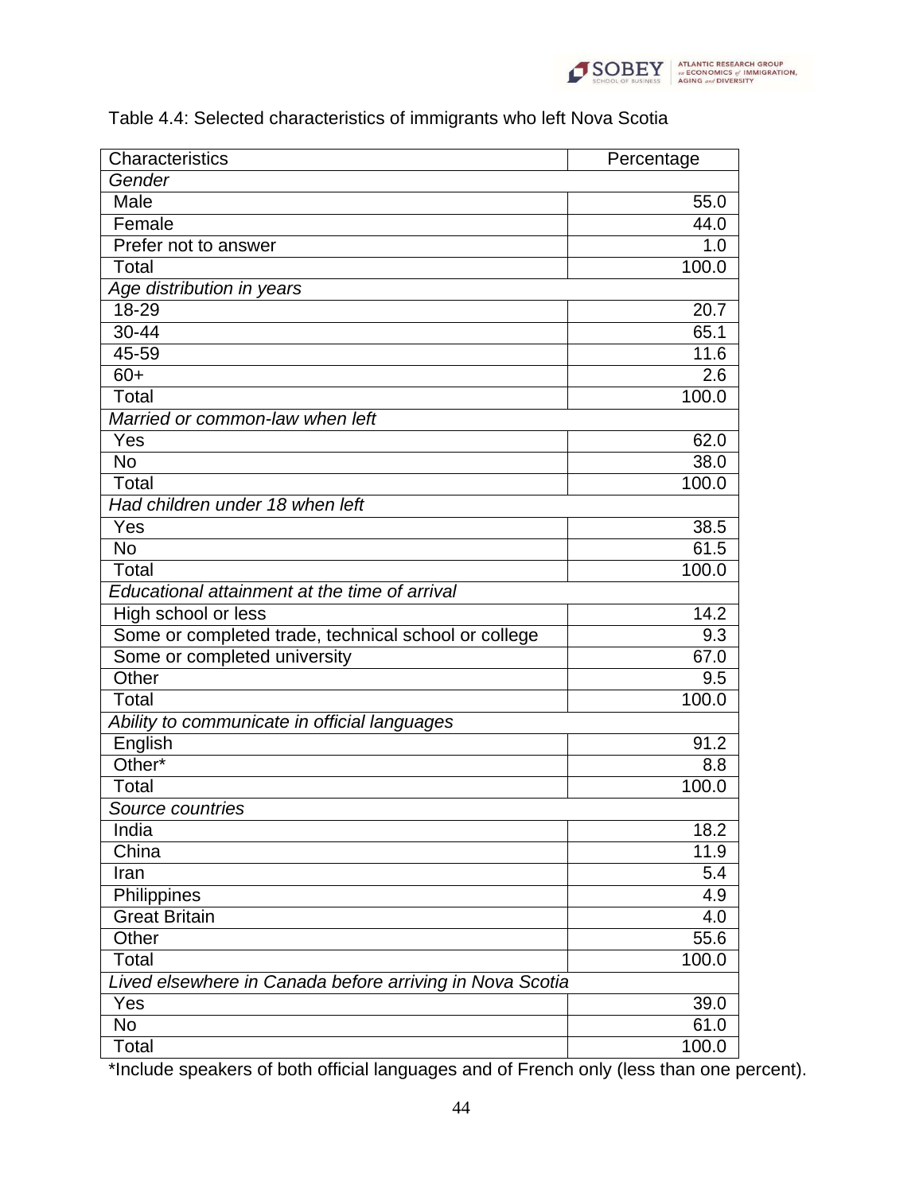Table 4.4: Selected characteristics of immigrants who left Nova Scotia

| Characteristics | Percentage |
|---|---|
| *Gender* | |
| Male | 55.0 |
| Female | 44.0 |
| Prefer not to answer | 1.0 |
| Total | 100.0 |
| *Age distribution in years* | |
| 18-29 | 20.7 |
| 30-44 | 65.1 |
| 45-59 | 11.6 |
| 60+ | 2.6 |
| Total | 100.0 |
| *Married or common-law when left* | |
| Yes | 62.0 |
| No | 38.0 |
| Total | 100.0 |
| *Had children under 18 when left* | |
| Yes | 38.5 |
| No | 61.5 |
| Total | 100.0 |
| *Educational attainment at the time of arrival* | |
| High school or less | 14.2 |
| Some or completed trade, technical school or college | 9.3 |
| Some or completed university | 67.0 |
| Other | 9.5 |
| Total | 100.0 |
| *Ability to communicate in official languages* | |
| English | 91.2 |
| Other* | 8.8 |
| Total | 100.0 |
| *Source countries* | |
| India | 18.2 |
| China | 11.9 |
| Iran | 5.4 |
| Philippines | 4.9 |
| Great Britain | 4.0 |
| Other | 55.6 |
| Total | 100.0 |
| *Lived elsewhere in Canada before arriving in Nova Scotia* | |
| Yes | 39.0 |
| No | 61.0 |
| Total | 100.0 |

*Include speakers of both official languages and of French only (less than one percent).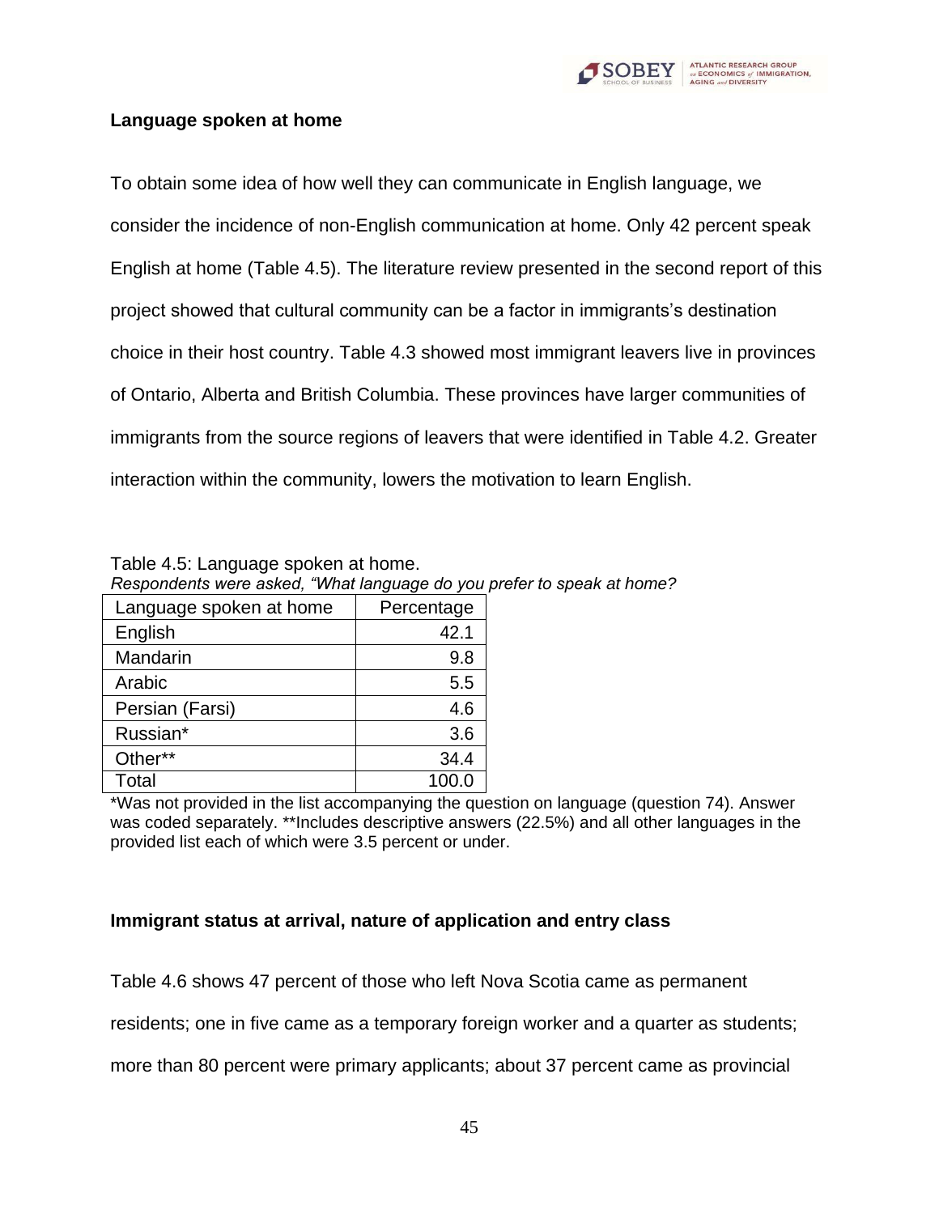**Language spoken at home**

To obtain some idea of how well they can communicate in English language, we consider the incidence of non-English communication at home. Only 42 percent speak English at home (Table 4.5). The literature review presented in the second report of this project showed that cultural community can be a factor in immigrants's destination choice in their host country. Table 4.3 showed most immigrant leavers live in provinces of Ontario, Alberta and British Columbia. These provinces have larger communities of immigrants from the source regions of leavers that were identified in Table 4.2. Greater interaction within the community, lowers the motivation to learn English.

Table 4.5: Language spoken at home.

*Respondents were asked, "What language do you prefer to speak at home?*

| Language spoken at home | Percentage |
|---|---|
| English | 42.1 |
| Mandarin | 9.8 |
| Arabic | 5.5 |
| Persian (Farsi) | 4.6 |
| Russian* | 3.6 |
| Other** | 34.4 |
| Total | 100.0 |

*Was not provided in the list accompanying the question on language (question 74). Answer was coded separately. **Includes descriptive answers (22.5%) and all other languages in the provided list each of which were 3.5 percent or under.

**Immigrant status at arrival, nature of application and entry class**

Table 4.6 shows 47 percent of those who left Nova Scotia came as permanent residents; one in five came as a temporary foreign worker and a quarter as students; more than 80 percent were primary applicants; about 37 percent came as provincial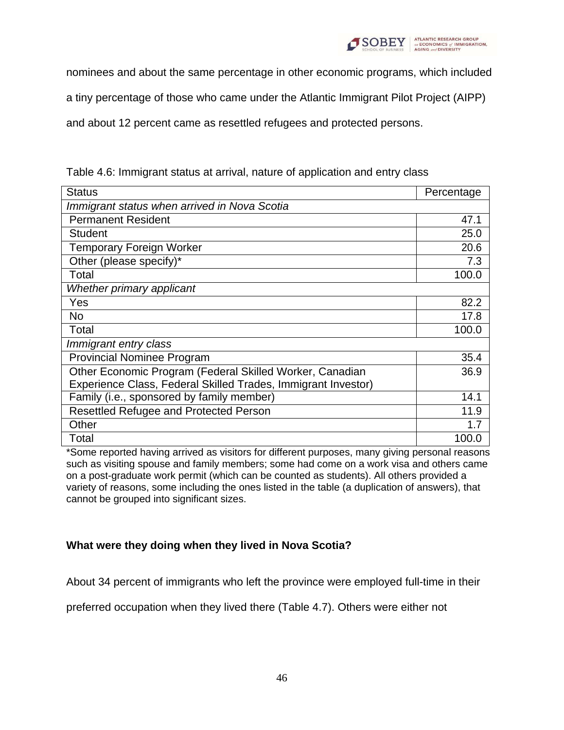nominees and about the same percentage in other economic programs, which included a tiny percentage of those who came under the Atlantic Immigrant Pilot Project (AIPP) and about 12 percent came as resettled refugees and protected persons.

Table 4.6: Immigrant status at arrival, nature of application and entry class

| Status | Percentage |
|---|---|
| *Immigrant status when arrived in Nova Scotia* | |
| Permanent Resident | 47.1 |
| Student | 25.0 |
| Temporary Foreign Worker | 20.6 |
| Other (please specify)* | 7.3 |
| Total | 100.0 |
| *Whether primary applicant* | |
| Yes | 82.2 |
| No | 17.8 |
| Total | 100.0 |
| *Immigrant entry class* | |
| Provincial Nominee Program | 35.4 |
| Other Economic Program (Federal Skilled Worker, Canadian Experience Class, Federal Skilled Trades, Immigrant Investor) | 36.9 |
| Family (i.e., sponsored by family member) | 14.1 |
| Resettled Refugee and Protected Person | 11.9 |
| Other | 1.7 |
| Total | 100.0 |

*Some reported having arrived as visitors for different purposes, many giving personal reasons such as visiting spouse and family members; some had come on a work visa and others came on a post-graduate work permit (which can be counted as students). All others provided a variety of reasons, some including the ones listed in the table (a duplication of answers), that cannot be grouped into significant sizes.

**What were they doing when they lived in Nova Scotia?**

About 34 percent of immigrants who left the province were employed full-time in their preferred occupation when they lived there (Table 4.7). Others were either not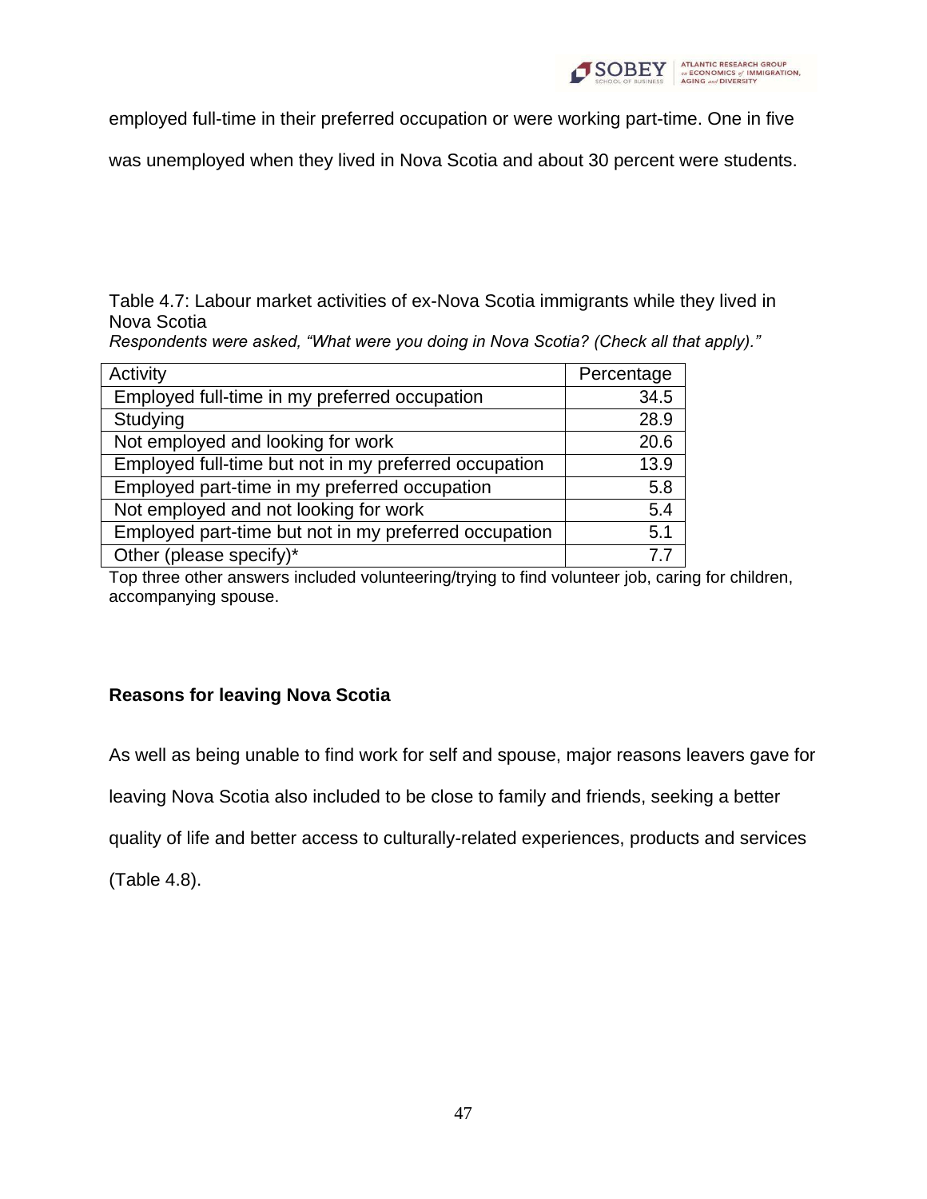employed full-time in their preferred occupation or were working part-time. One in five was unemployed when they lived in Nova Scotia and about 30 percent were students.

Table 4.7: Labour market activities of ex-Nova Scotia immigrants while they lived in Nova Scotia

*Respondents were asked, "What were you doing in Nova Scotia? (Check all that apply)."*

| Activity | Percentage |
| --- | --- |
| Employed full-time in my preferred occupation | 34.5 |
| Studying | 28.9 |
| Not employed and looking for work | 20.6 |
| Employed full-time but not in my preferred occupation | 13.9 |
| Employed part-time in my preferred occupation | 5.8 |
| Not employed and not looking for work | 5.4 |
| Employed part-time but not in my preferred occupation | 5.1 |
| Other (please specify)* | 7.7 |

Top three other answers included volunteering/trying to find volunteer job, caring for children, accompanying spouse.

**Reasons for leaving Nova Scotia**

As well as being unable to find work for self and spouse, major reasons leavers gave for leaving Nova Scotia also included to be close to family and friends, seeking a better quality of life and better access to culturally-related experiences, products and services (Table 4.8).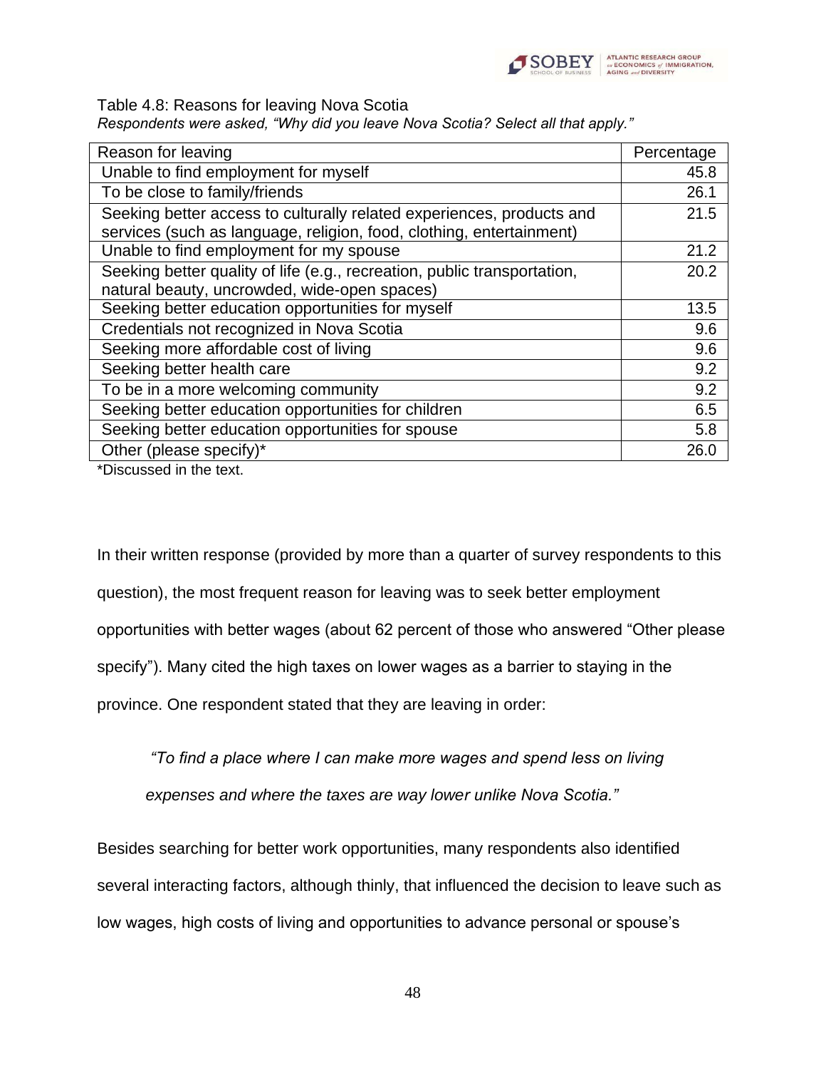Table 4.8: Reasons for leaving Nova Scotia

*Respondents were asked, "Why did you leave Nova Scotia? Select all that apply."*

| Reason for leaving | Percentage |
|---|---|
| Unable to find employment for myself | 45.8 |
| To be close to family/friends | 26.1 |
| Seeking better access to culturally related experiences, products and services (such as language, religion, food, clothing, entertainment) | 21.5 |
| Unable to find employment for my spouse | 21.2 |
| Seeking better quality of life (e.g., recreation, public transportation, natural beauty, uncrowded, wide-open spaces) | 20.2 |
| Seeking better education opportunities for myself | 13.5 |
| Credentials not recognized in Nova Scotia | 9.6 |
| Seeking more affordable cost of living | 9.6 |
| Seeking better health care | 9.2 |
| To be in a more welcoming community | 9.2 |
| Seeking better education opportunities for children | 6.5 |
| Seeking better education opportunities for spouse | 5.8 |
| Other (please specify)* | 26.0 |

*Discussed in the text.

In their written response (provided by more than a quarter of survey respondents to this question), the most frequent reason for leaving was to seek better employment opportunities with better wages (about 62 percent of those who answered "Other please specify"). Many cited the high taxes on lower wages as a barrier to staying in the province. One respondent stated that they are leaving in order:

> *"To find a place where I can make more wages and spend less on living expenses and where the taxes are way lower unlike Nova Scotia."*

Besides searching for better work opportunities, many respondents also identified several interacting factors, although thinly, that influenced the decision to leave such as low wages, high costs of living and opportunities to advance personal or spouse's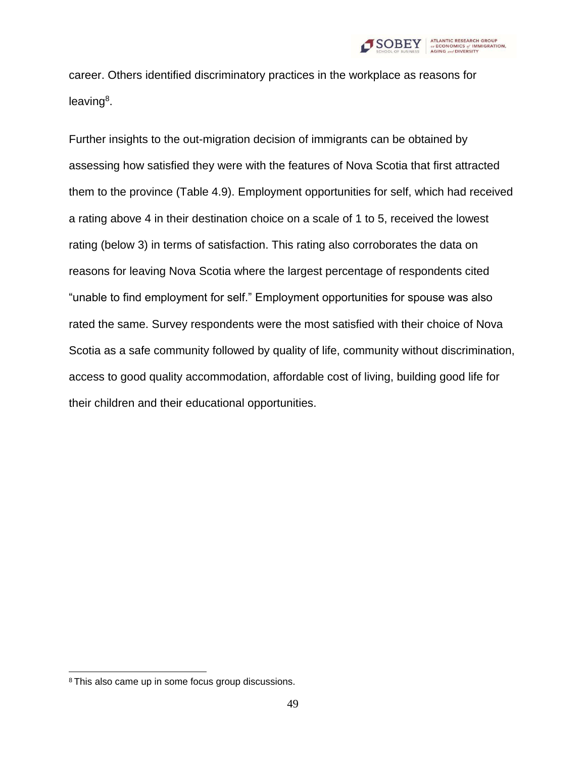career. Others identified discriminatory practices in the workplace as reasons for leaving[8].

Further insights to the out-migration decision of immigrants can be obtained by assessing how satisfied they were with the features of Nova Scotia that first attracted them to the province (Table 4.9). Employment opportunities for self, which had received a rating above 4 in their destination choice on a scale of 1 to 5, received the lowest rating (below 3) in terms of satisfaction. This rating also corroborates the data on reasons for leaving Nova Scotia where the largest percentage of respondents cited "unable to find employment for self." Employment opportunities for spouse was also rated the same. Survey respondents were the most satisfied with their choice of Nova Scotia as a safe community followed by quality of life, community without discrimination, access to good quality accommodation, affordable cost of living, building good life for their children and their educational opportunities.

[8] This also came up in some focus group discussions.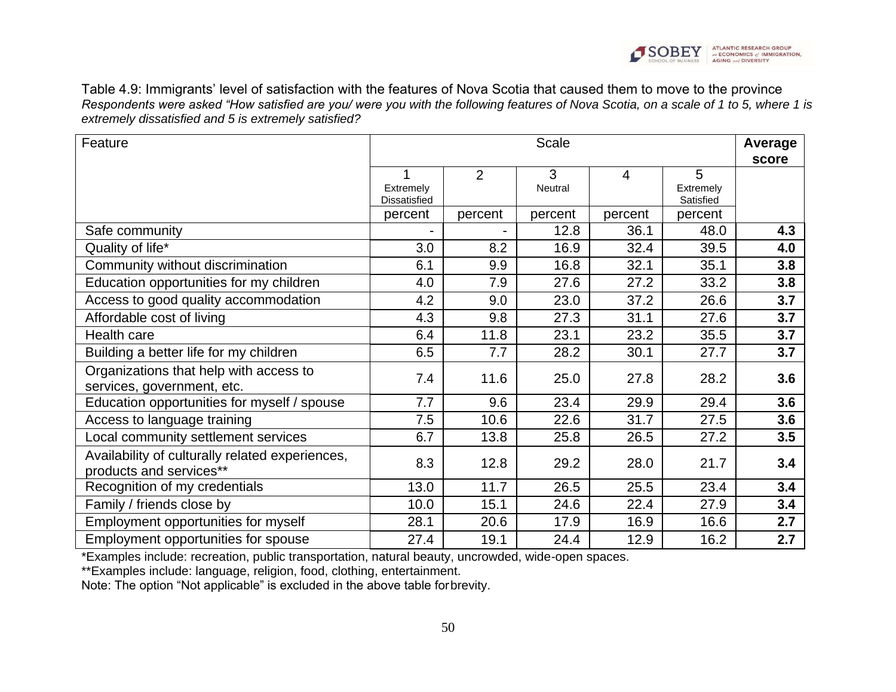Table 4.9: Immigrants' level of satisfaction with the features of Nova Scotia that caused them to move to the province

*Respondents were asked "How satisfied are you/ were you with the following features of Nova Scotia, on a scale of 1 to 5, where 1 is extremely dissatisfied and 5 is extremely satisfied?*

| Feature | Scale | | | | | **Average score** |
|---|---|---|---|---|---|---|
| | 1 Extremely Dissatisfied | 2 | 3 Neutral | 4 | 5 Extremely Satisfied | |
| | percent | percent | percent | percent | percent | |
| Safe community | - | - | 12.8 | 36.1 | 48.0 | **4.3** |
| Quality of life* | 3.0 | 8.2 | 16.9 | 32.4 | 39.5 | **4.0** |
| Community without discrimination | 6.1 | 9.9 | 16.8 | 32.1 | 35.1 | **3.8** |
| Education opportunities for my children | 4.0 | 7.9 | 27.6 | 27.2 | 33.2 | **3.8** |
| Access to good quality accommodation | 4.2 | 9.0 | 23.0 | 37.2 | 26.6 | **3.7** |
| Affordable cost of living | 4.3 | 9.8 | 27.3 | 31.1 | 27.6 | **3.7** |
| Health care | 6.4 | 11.8 | 23.1 | 23.2 | 35.5 | **3.7** |
| Building a better life for my children | 6.5 | 7.7 | 28.2 | 30.1 | 27.7 | **3.7** |
| Organizations that help with access to services, government, etc. | 7.4 | 11.6 | 25.0 | 27.8 | 28.2 | **3.6** |
| Education opportunities for myself / spouse | 7.7 | 9.6 | 23.4 | 29.9 | 29.4 | **3.6** |
| Access to language training | 7.5 | 10.6 | 22.6 | 31.7 | 27.5 | **3.6** |
| Local community settlement services | 6.7 | 13.8 | 25.8 | 26.5 | 27.2 | **3.5** |
| Availability of culturally related experiences, products and services** | 8.3 | 12.8 | 29.2 | 28.0 | 21.7 | **3.4** |
| Recognition of my credentials | 13.0 | 11.7 | 26.5 | 25.5 | 23.4 | **3.4** |
| Family / friends close by | 10.0 | 15.1 | 24.6 | 22.4 | 27.9 | **3.4** |
| Employment opportunities for myself | 28.1 | 20.6 | 17.9 | 16.9 | 16.6 | **2.7** |
| Employment opportunities for spouse | 27.4 | 19.1 | 24.4 | 12.9 | 16.2 | **2.7** |

*Examples include: recreation, public transportation, natural beauty, uncrowded, wide-open spaces.

**Examples include: language, religion, food, clothing, entertainment.

Note: The option "Not applicable" is excluded in the above table forbrevity.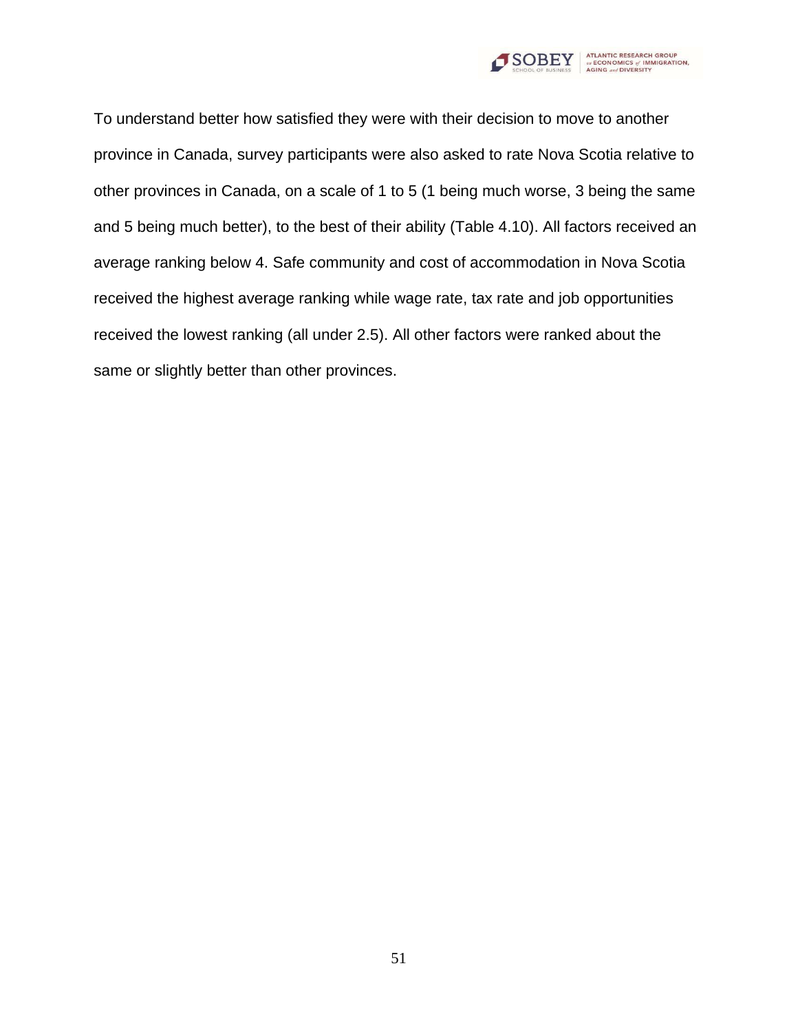To understand better how satisfied they were with their decision to move to another province in Canada, survey participants were also asked to rate Nova Scotia relative to other provinces in Canada, on a scale of 1 to 5 (1 being much worse, 3 being the same and 5 being much better), to the best of their ability (Table 4.10). All factors received an average ranking below 4. Safe community and cost of accommodation in Nova Scotia received the highest average ranking while wage rate, tax rate and job opportunities received the lowest ranking (all under 2.5). All other factors were ranked about the same or slightly better than other provinces.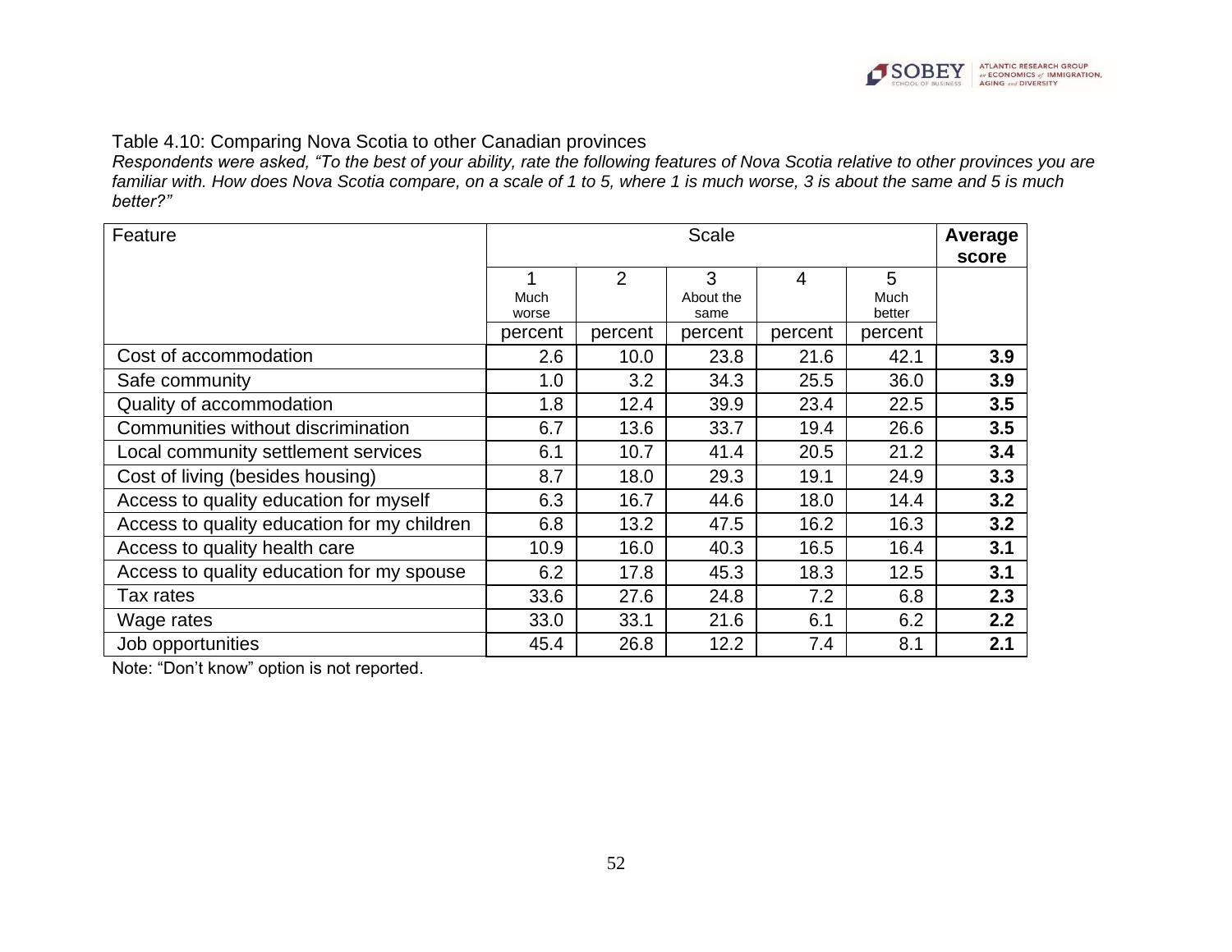Table 4.10: Comparing Nova Scotia to other Canadian provinces

*Respondents were asked, "To the best of your ability, rate the following features of Nova Scotia relative to other provinces you are familiar with. How does Nova Scotia compare, on a scale of 1 to 5, where 1 is much worse, 3 is about the same and 5 is much better?"*

| Feature | Scale | | | | | **Average score** |
|---|---|---|---|---|---|---|
| | 1 Much worse | 2 | 3 About the same | 4 | 5 Much better | |
| | percent | percent | percent | percent | percent | |
| Cost of accommodation | 2.6 | 10.0 | 23.8 | 21.6 | 42.1 | **3.9** |
| Safe community | 1.0 | 3.2 | 34.3 | 25.5 | 36.0 | **3.9** |
| Quality of accommodation | 1.8 | 12.4 | 39.9 | 23.4 | 22.5 | **3.5** |
| Communities without discrimination | 6.7 | 13.6 | 33.7 | 19.4 | 26.6 | **3.5** |
| Local community settlement services | 6.1 | 10.7 | 41.4 | 20.5 | 21.2 | **3.4** |
| Cost of living (besides housing) | 8.7 | 18.0 | 29.3 | 19.1 | 24.9 | **3.3** |
| Access to quality education for myself | 6.3 | 16.7 | 44.6 | 18.0 | 14.4 | **3.2** |
| Access to quality education for my children | 6.8 | 13.2 | 47.5 | 16.2 | 16.3 | **3.2** |
| Access to quality health care | 10.9 | 16.0 | 40.3 | 16.5 | 16.4 | **3.1** |
| Access to quality education for my spouse | 6.2 | 17.8 | 45.3 | 18.3 | 12.5 | **3.1** |
| Tax rates | 33.6 | 27.6 | 24.8 | 7.2 | 6.8 | **2.3** |
| Wage rates | 33.0 | 33.1 | 21.6 | 6.1 | 6.2 | **2.2** |
| Job opportunities | 45.4 | 26.8 | 12.2 | 7.4 | 8.1 | **2.1** |

Note: "Don't know" option is not reported.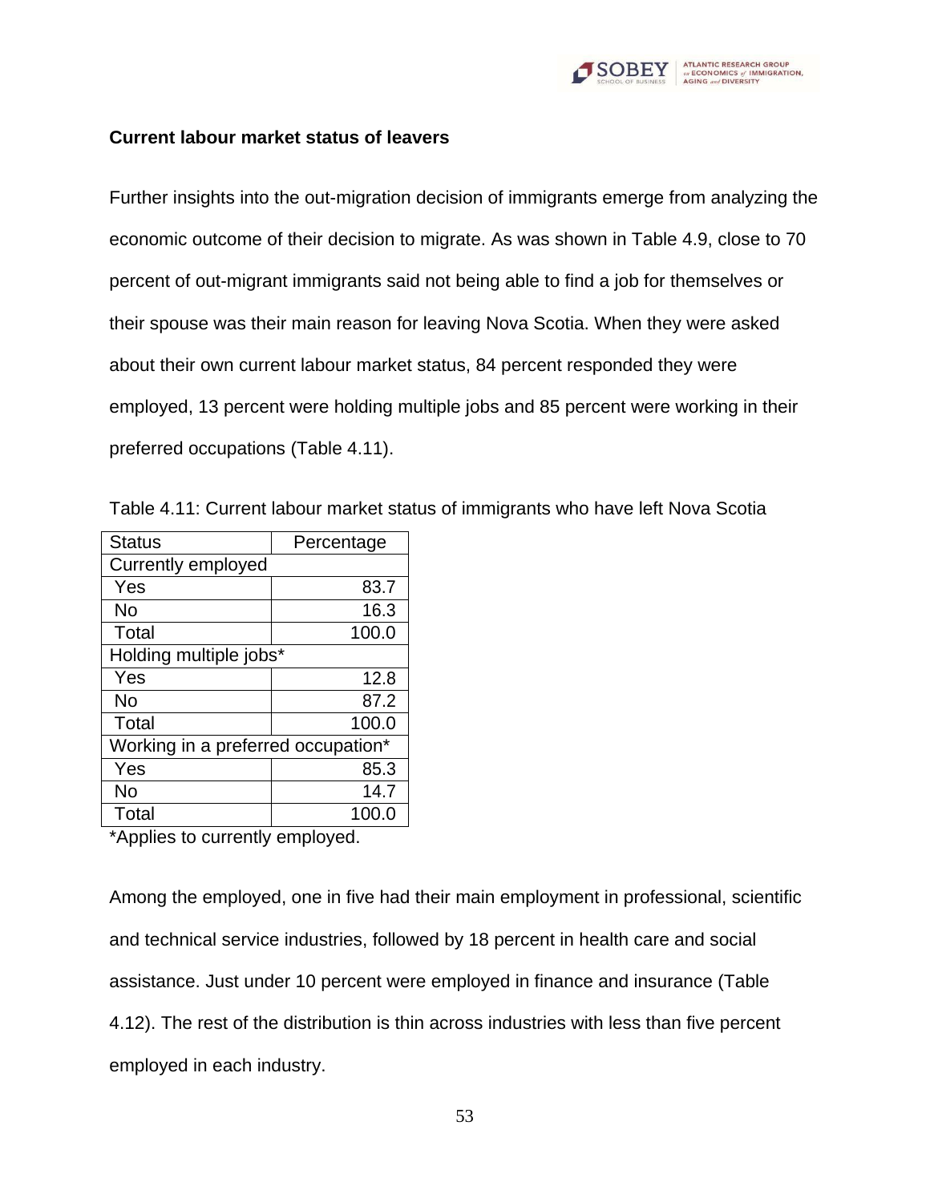### Current labour market status of leavers

Further insights into the out-migration decision of immigrants emerge from analyzing the economic outcome of their decision to migrate. As was shown in Table 4.9, close to 70 percent of out-migrant immigrants said not being able to find a job for themselves or their spouse was their main reason for leaving Nova Scotia. When they were asked about their own current labour market status, 84 percent responded they were employed, 13 percent were holding multiple jobs and 85 percent were working in their preferred occupations (Table 4.11).

Table 4.11: Current labour market status of immigrants who have left Nova Scotia

| Status | Percentage |
|---|---|
| Currently employed | |
| Yes | 83.7 |
| No | 16.3 |
| Total | 100.0 |
| Holding multiple jobs* | |
| Yes | 12.8 |
| No | 87.2 |
| Total | 100.0 |
| Working in a preferred occupation* | |
| Yes | 85.3 |
| No | 14.7 |
| Total | 100.0 |

*Applies to currently employed.

Among the employed, one in five had their main employment in professional, scientific and technical service industries, followed by 18 percent in health care and social assistance. Just under 10 percent were employed in finance and insurance (Table 4.12). The rest of the distribution is thin across industries with less than five percent employed in each industry.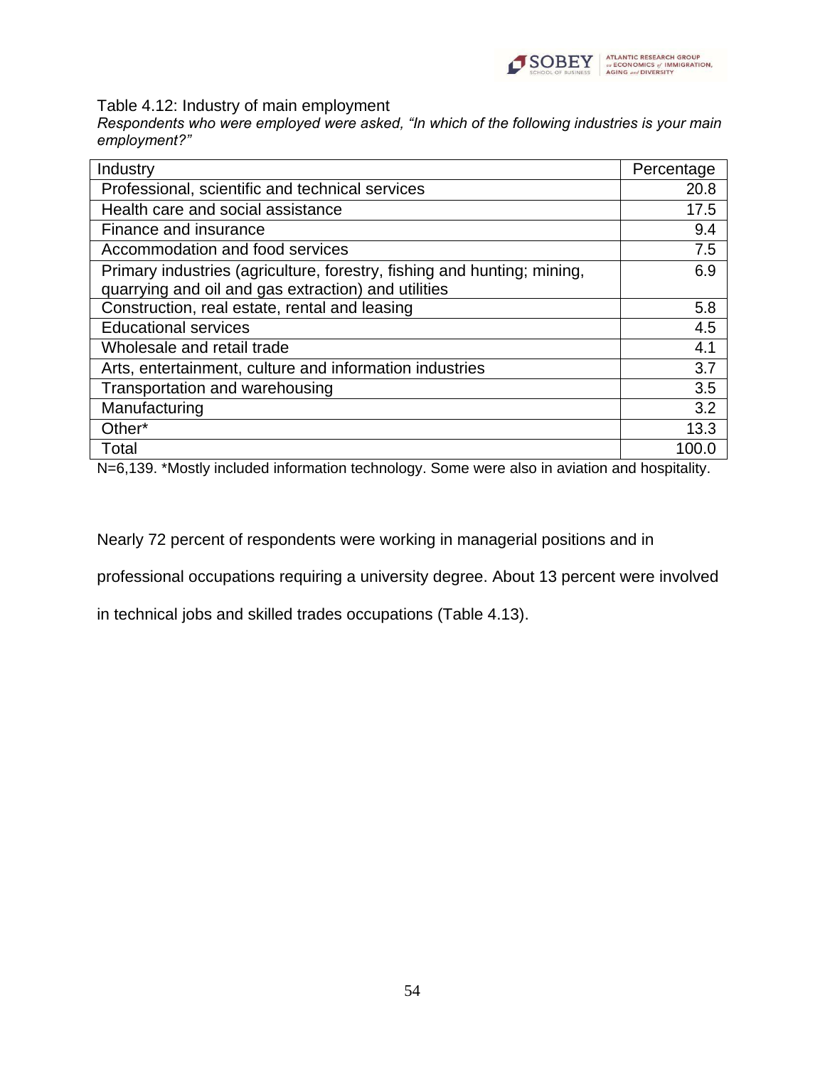Table 4.12: Industry of main employment

*Respondents who were employed were asked, "In which of the following industries is your main employment?"*

| Industry | Percentage |
|---|---|
| Professional, scientific and technical services | 20.8 |
| Health care and social assistance | 17.5 |
| Finance and insurance | 9.4 |
| Accommodation and food services | 7.5 |
| Primary industries (agriculture, forestry, fishing and hunting; mining, quarrying and oil and gas extraction) and utilities | 6.9 |
| Construction, real estate, rental and leasing | 5.8 |
| Educational services | 4.5 |
| Wholesale and retail trade | 4.1 |
| Arts, entertainment, culture and information industries | 3.7 |
| Transportation and warehousing | 3.5 |
| Manufacturing | 3.2 |
| Other* | 13.3 |
| Total | 100.0 |

N=6,139. *Mostly included information technology. Some were also in aviation and hospitality.

Nearly 72 percent of respondents were working in managerial positions and in professional occupations requiring a university degree. About 13 percent were involved in technical jobs and skilled trades occupations (Table 4.13).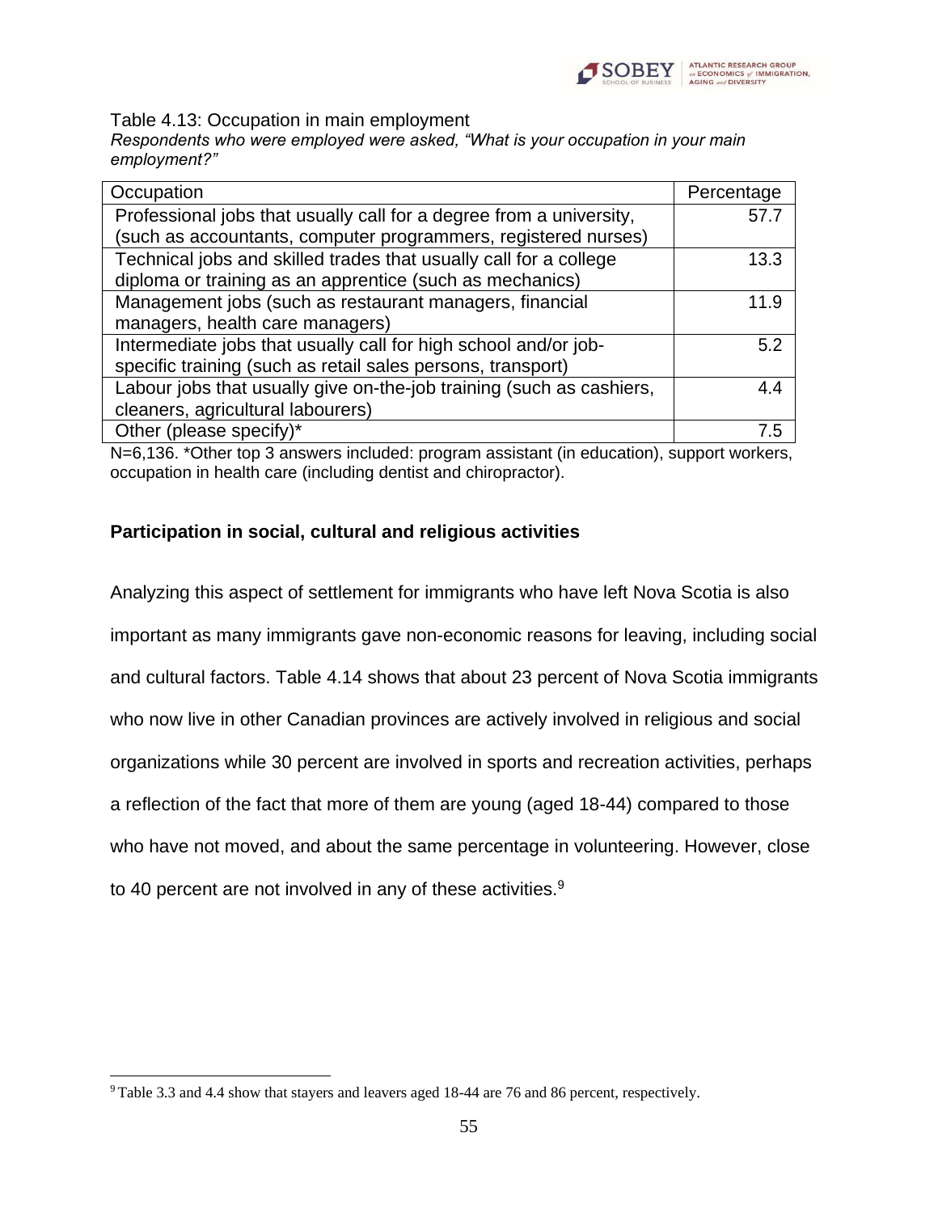Table 4.13: Occupation in main employment

*Respondents who were employed were asked, “What is your occupation in your main employment?”*

| Occupation | Percentage |
|---|---|
| Professional jobs that usually call for a degree from a university, (such as accountants, computer programmers, registered nurses) | 57.7 |
| Technical jobs and skilled trades that usually call for a college diploma or training as an apprentice (such as mechanics) | 13.3 |
| Management jobs (such as restaurant managers, financial managers, health care managers) | 11.9 |
| Intermediate jobs that usually call for high school and/or job-specific training (such as retail sales persons, transport) | 5.2 |
| Labour jobs that usually give on-the-job training (such as cashiers, cleaners, agricultural labourers) | 4.4 |
| Other (please specify)* | 7.5 |

N=6,136. *Other top 3 answers included: program assistant (in education), support workers, occupation in health care (including dentist and chiropractor).

**Participation in social, cultural and religious activities**

Analyzing this aspect of settlement for immigrants who have left Nova Scotia is also important as many immigrants gave non-economic reasons for leaving, including social and cultural factors. Table 4.14 shows that about 23 percent of Nova Scotia immigrants who now live in other Canadian provinces are actively involved in religious and social organizations while 30 percent are involved in sports and recreation activities, perhaps a reflection of the fact that more of them are young (aged 18-44) compared to those who have not moved, and about the same percentage in volunteering. However, close to 40 percent are not involved in any of these activities.[9]

[9] Table 3.3 and 4.4 show that stayers and leavers aged 18-44 are 76 and 86 percent, respectively.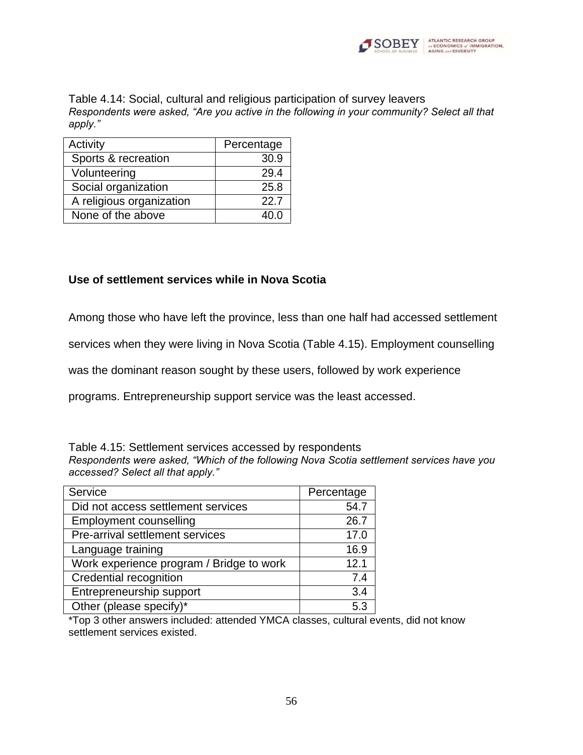Table 4.14: Social, cultural and religious participation of survey leavers

*Respondents were asked, "Are you active in the following in your community? Select all that apply."*

| Activity | Percentage |
|---|---|
| Sports & recreation | 30.9 |
| Volunteering | 29.4 |
| Social organization | 25.8 |
| A religious organization | 22.7 |
| None of the above | 40.0 |

**Use of settlement services while in Nova Scotia**

Among those who have left the province, less than one half had accessed settlement services when they were living in Nova Scotia (Table 4.15). Employment counselling was the dominant reason sought by these users, followed by work experience programs. Entrepreneurship support service was the least accessed.

Table 4.15: Settlement services accessed by respondents

*Respondents were asked, "Which of the following Nova Scotia settlement services have you accessed? Select all that apply."*

| Service | Percentage |
|---|---|
| Did not access settlement services | 54.7 |
| Employment counselling | 26.7 |
| Pre-arrival settlement services | 17.0 |
| Language training | 16.9 |
| Work experience program / Bridge to work | 12.1 |
| Credential recognition | 7.4 |
| Entrepreneurship support | 3.4 |
| Other (please specify)* | 5.3 |

*Top 3 other answers included: attended YMCA classes, cultural events, did not know settlement services existed.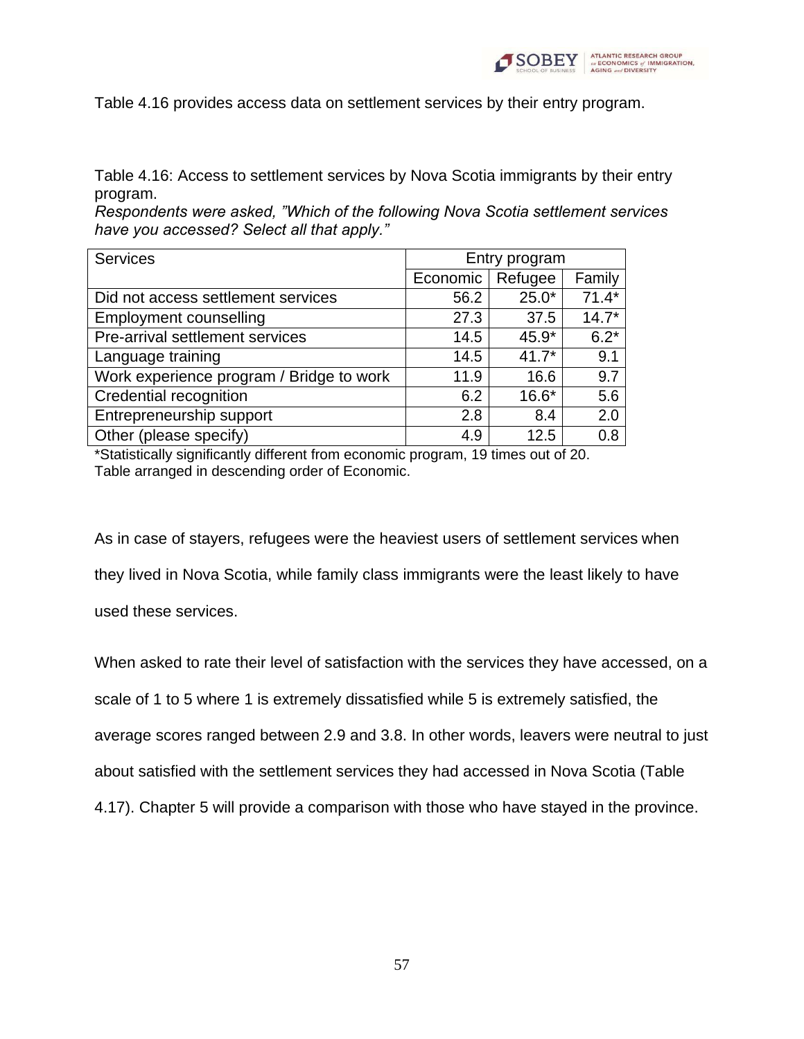Table 4.16 provides access data on settlement services by their entry program.

Table 4.16: Access to settlement services by Nova Scotia immigrants by their entry program.
*Respondents were asked, "Which of the following Nova Scotia settlement services have you accessed? Select all that apply."*

| Services | Entry program | | |
|---|---|---|---|
| | Economic | Refugee | Family |
| Did not access settlement services | 56.2 | 25.0* | 71.4* |
| Employment counselling | 27.3 | 37.5 | 14.7* |
| Pre-arrival settlement services | 14.5 | 45.9* | 6.2* |
| Language training | 14.5 | 41.7* | 9.1 |
| Work experience program / Bridge to work | 11.9 | 16.6 | 9.7 |
| Credential recognition | 6.2 | 16.6* | 5.6 |
| Entrepreneurship support | 2.8 | 8.4 | 2.0 |
| Other (please specify) | 4.9 | 12.5 | 0.8 |

*Statistically significantly different from economic program, 19 times out of 20.
Table arranged in descending order of Economic.

As in case of stayers, refugees were the heaviest users of settlement services when they lived in Nova Scotia, while family class immigrants were the least likely to have used these services.

When asked to rate their level of satisfaction with the services they have accessed, on a scale of 1 to 5 where 1 is extremely dissatisfied while 5 is extremely satisfied, the average scores ranged between 2.9 and 3.8. In other words, leavers were neutral to just about satisfied with the settlement services they had accessed in Nova Scotia (Table 4.17). Chapter 5 will provide a comparison with those who have stayed in the province.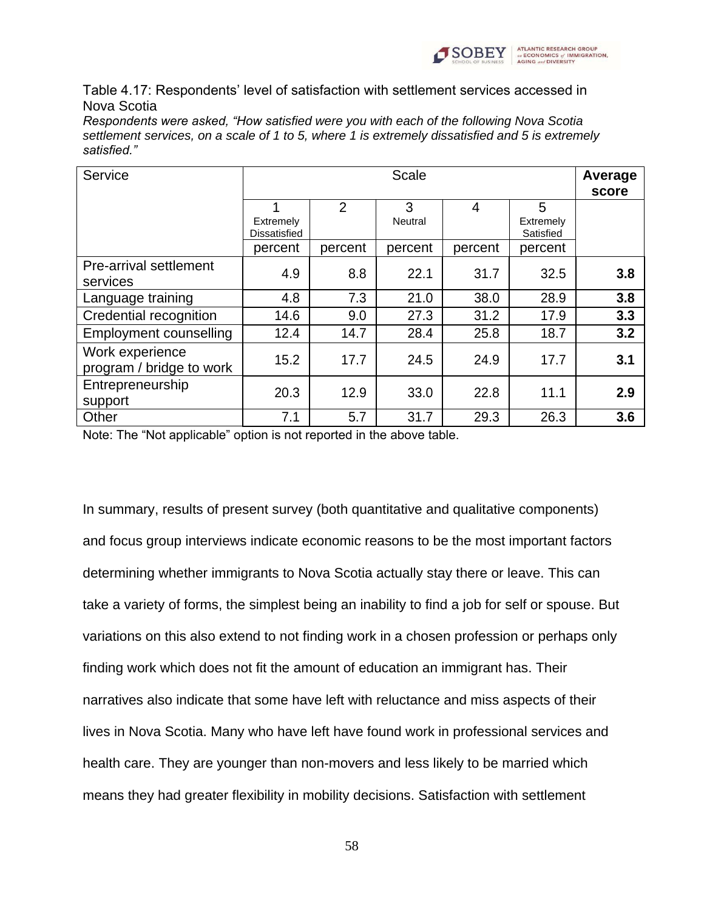Table 4.17: Respondents' level of satisfaction with settlement services accessed in Nova Scotia

*Respondents were asked, "How satisfied were you with each of the following Nova Scotia settlement services, on a scale of 1 to 5, where 1 is extremely dissatisfied and 5 is extremely satisfied."*

| Service | Scale | | | | | Average score |
|---|---|---|---|---|---|---|
| | 1 Extremely Dissatisfied | 2 | 3 Neutral | 4 | 5 Extremely Satisfied | |
| | percent | percent | percent | percent | percent | |
| Pre-arrival settlement services | 4.9 | 8.8 | 22.1 | 31.7 | 32.5 | **3.8** |
| Language training | 4.8 | 7.3 | 21.0 | 38.0 | 28.9 | **3.8** |
| Credential recognition | 14.6 | 9.0 | 27.3 | 31.2 | 17.9 | **3.3** |
| Employment counselling | 12.4 | 14.7 | 28.4 | 25.8 | 18.7 | **3.2** |
| Work experience program / bridge to work | 15.2 | 17.7 | 24.5 | 24.9 | 17.7 | **3.1** |
| Entrepreneurship support | 20.3 | 12.9 | 33.0 | 22.8 | 11.1 | **2.9** |
| Other | 7.1 | 5.7 | 31.7 | 29.3 | 26.3 | **3.6** |

Note: The "Not applicable" option is not reported in the above table.

In summary, results of present survey (both quantitative and qualitative components) and focus group interviews indicate economic reasons to be the most important factors determining whether immigrants to Nova Scotia actually stay there or leave. This can take a variety of forms, the simplest being an inability to find a job for self or spouse. But variations on this also extend to not finding work in a chosen profession or perhaps only finding work which does not fit the amount of education an immigrant has. Their narratives also indicate that some have left with reluctance and miss aspects of their lives in Nova Scotia. Many who have left have found work in professional services and health care. They are younger than non-movers and less likely to be married which means they had greater flexibility in mobility decisions. Satisfaction with settlement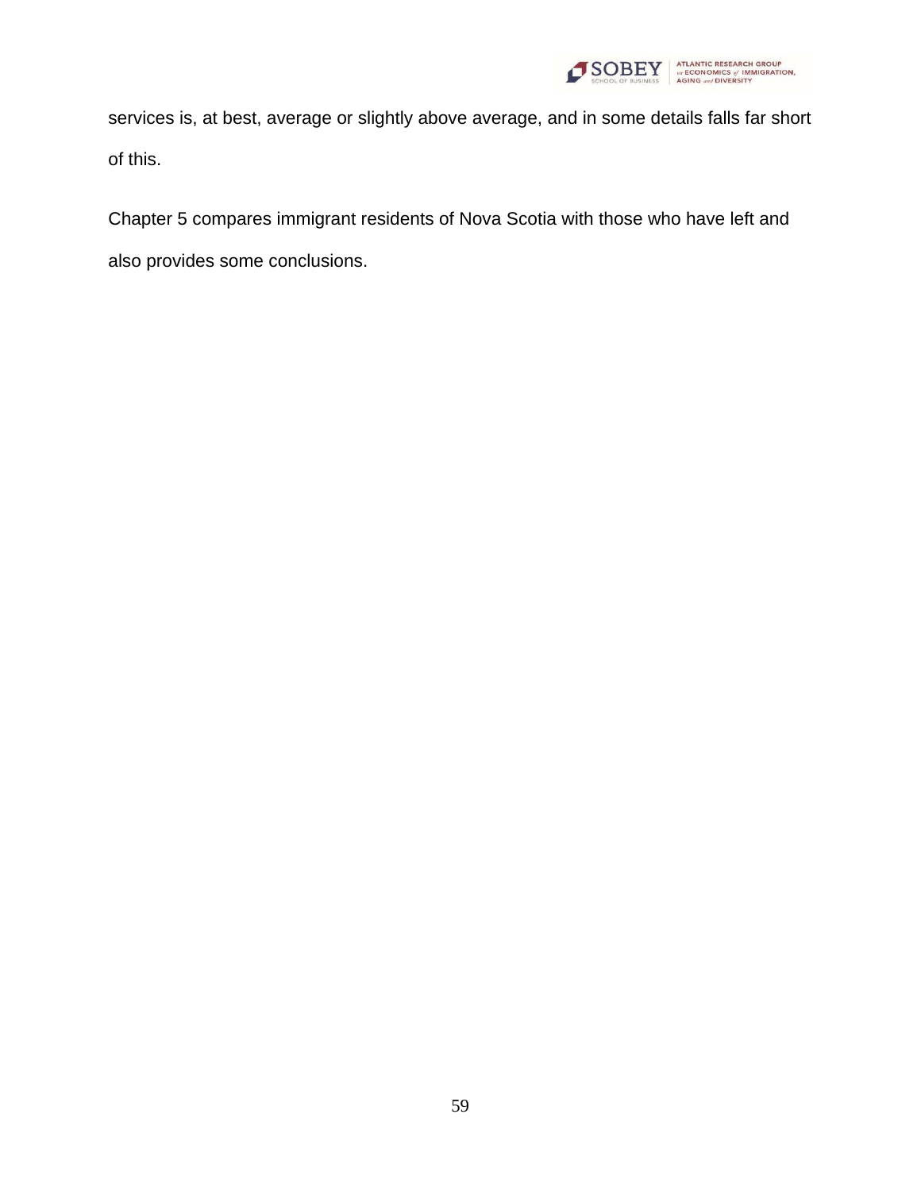services is, at best, average or slightly above average, and in some details falls far short of this.

Chapter 5 compares immigrant residents of Nova Scotia with those who have left and also provides some conclusions.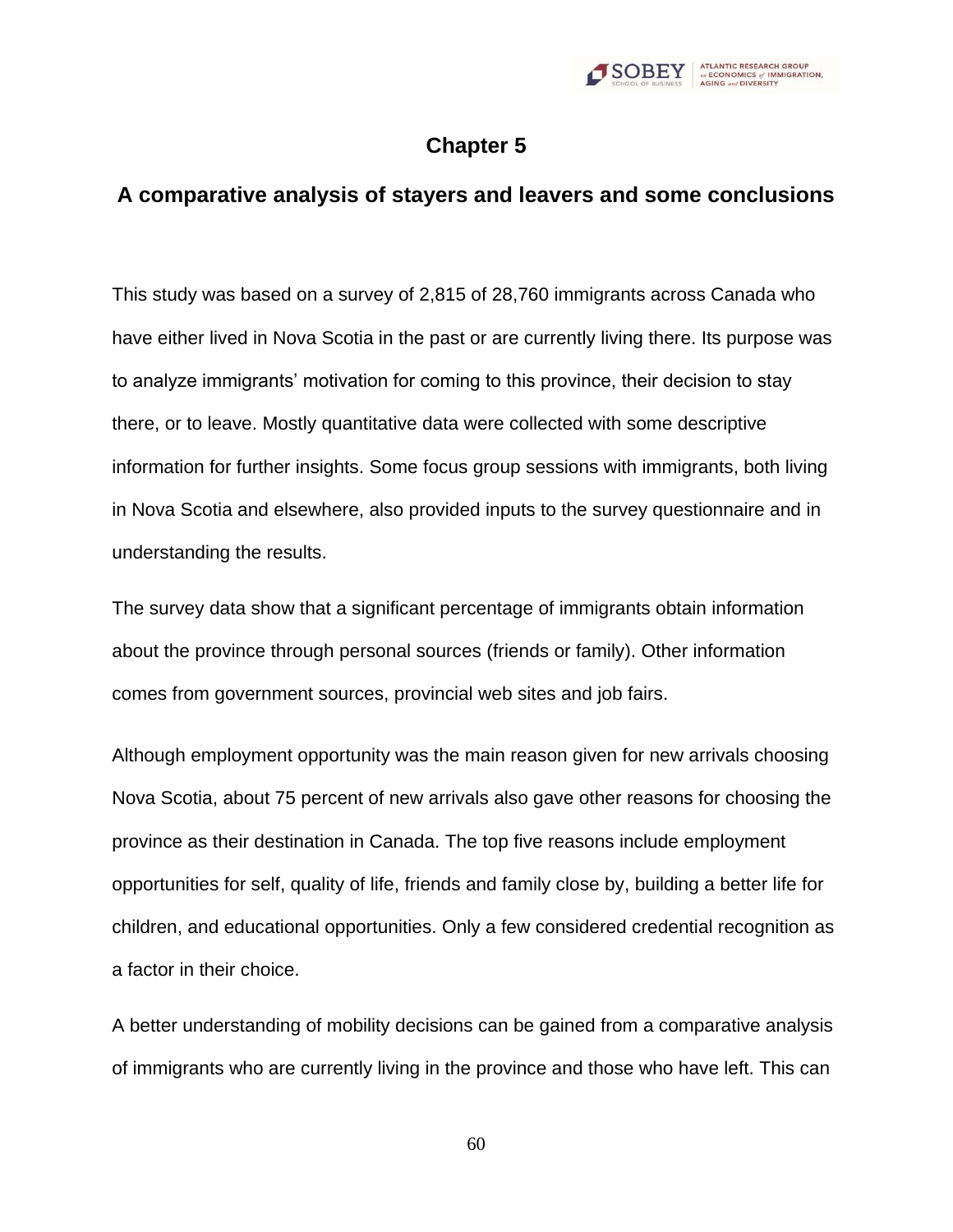# Chapter 5

## A comparative analysis of stayers and leavers and some conclusions

This study was based on a survey of 2,815 of 28,760 immigrants across Canada who have either lived in Nova Scotia in the past or are currently living there. Its purpose was to analyze immigrants' motivation for coming to this province, their decision to stay there, or to leave. Mostly quantitative data were collected with some descriptive information for further insights. Some focus group sessions with immigrants, both living in Nova Scotia and elsewhere, also provided inputs to the survey questionnaire and in understanding the results.

The survey data show that a significant percentage of immigrants obtain information about the province through personal sources (friends or family). Other information comes from government sources, provincial web sites and job fairs.

Although employment opportunity was the main reason given for new arrivals choosing Nova Scotia, about 75 percent of new arrivals also gave other reasons for choosing the province as their destination in Canada. The top five reasons include employment opportunities for self, quality of life, friends and family close by, building a better life for children, and educational opportunities. Only a few considered credential recognition as a factor in their choice.

A better understanding of mobility decisions can be gained from a comparative analysis of immigrants who are currently living in the province and those who have left. This can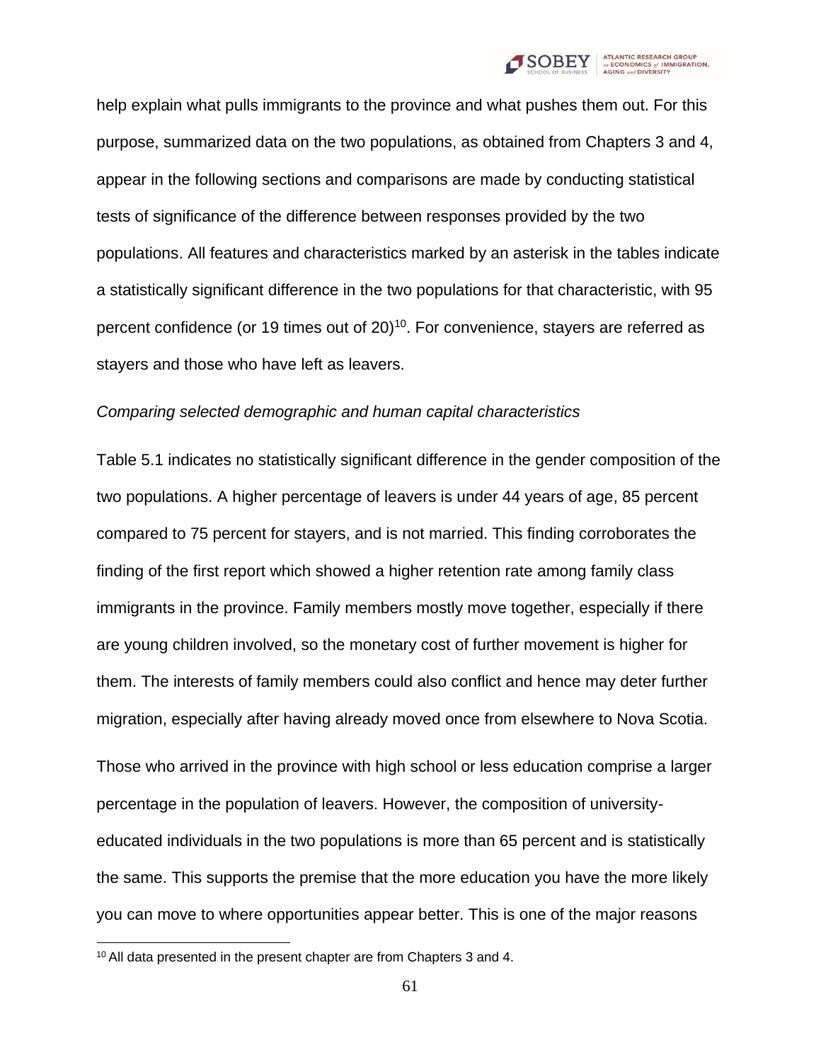help explain what pulls immigrants to the province and what pushes them out. For this purpose, summarized data on the two populations, as obtained from Chapters 3 and 4, appear in the following sections and comparisons are made by conducting statistical tests of significance of the difference between responses provided by the two populations. All features and characteristics marked by an asterisk in the tables indicate a statistically significant difference in the two populations for that characteristic, with 95 percent confidence (or 19 times out of 20)[10]. For convenience, stayers are referred as stayers and those who have left as leavers.

*Comparing selected demographic and human capital characteristics*

Table 5.1 indicates no statistically significant difference in the gender composition of the two populations. A higher percentage of leavers is under 44 years of age, 85 percent compared to 75 percent for stayers, and is not married. This finding corroborates the finding of the first report which showed a higher retention rate among family class immigrants in the province. Family members mostly move together, especially if there are young children involved, so the monetary cost of further movement is higher for them. The interests of family members could also conflict and hence may deter further migration, especially after having already moved once from elsewhere to Nova Scotia.

Those who arrived in the province with high school or less education comprise a larger percentage in the population of leavers. However, the composition of university-educated individuals in the two populations is more than 65 percent and is statistically the same. This supports the premise that the more education you have the more likely you can move to where opportunities appear better. This is one of the major reasons

[10] All data presented in the present chapter are from Chapters 3 and 4.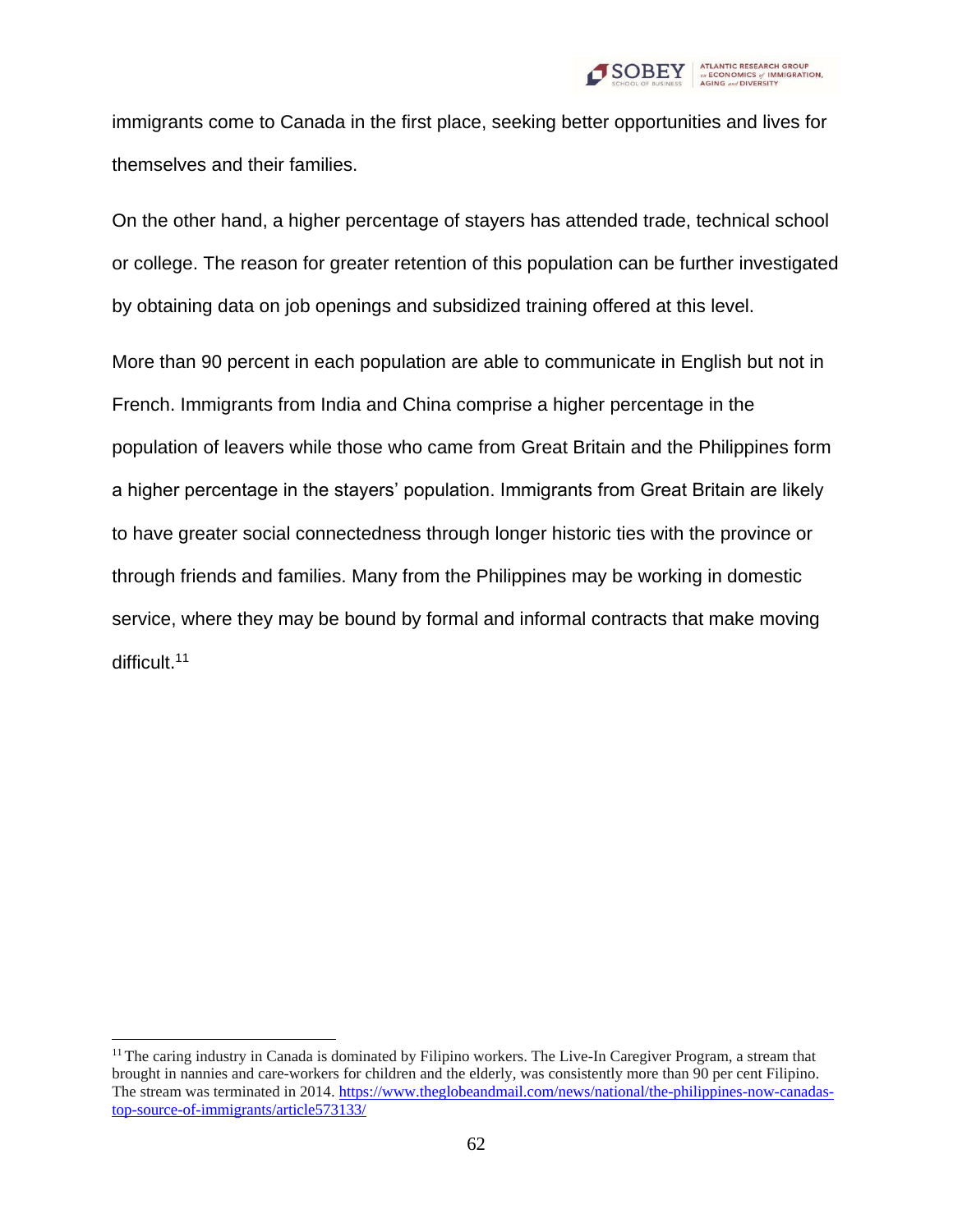immigrants come to Canada in the first place, seeking better opportunities and lives for themselves and their families.

On the other hand, a higher percentage of stayers has attended trade, technical school or college. The reason for greater retention of this population can be further investigated by obtaining data on job openings and subsidized training offered at this level.

More than 90 percent in each population are able to communicate in English but not in French. Immigrants from India and China comprise a higher percentage in the population of leavers while those who came from Great Britain and the Philippines form a higher percentage in the stayers' population. Immigrants from Great Britain are likely to have greater social connectedness through longer historic ties with the province or through friends and families. Many from the Philippines may be working in domestic service, where they may be bound by formal and informal contracts that make moving difficult.[11]

[11] The caring industry in Canada is dominated by Filipino workers. The Live-In Caregiver Program, a stream that brought in nannies and care-workers for children and the elderly, was consistently more than 90 per cent Filipino. The stream was terminated in 2014. https://www.theglobeandmail.com/news/national/the-philippines-now-canadas-top-source-of-immigrants/article573133/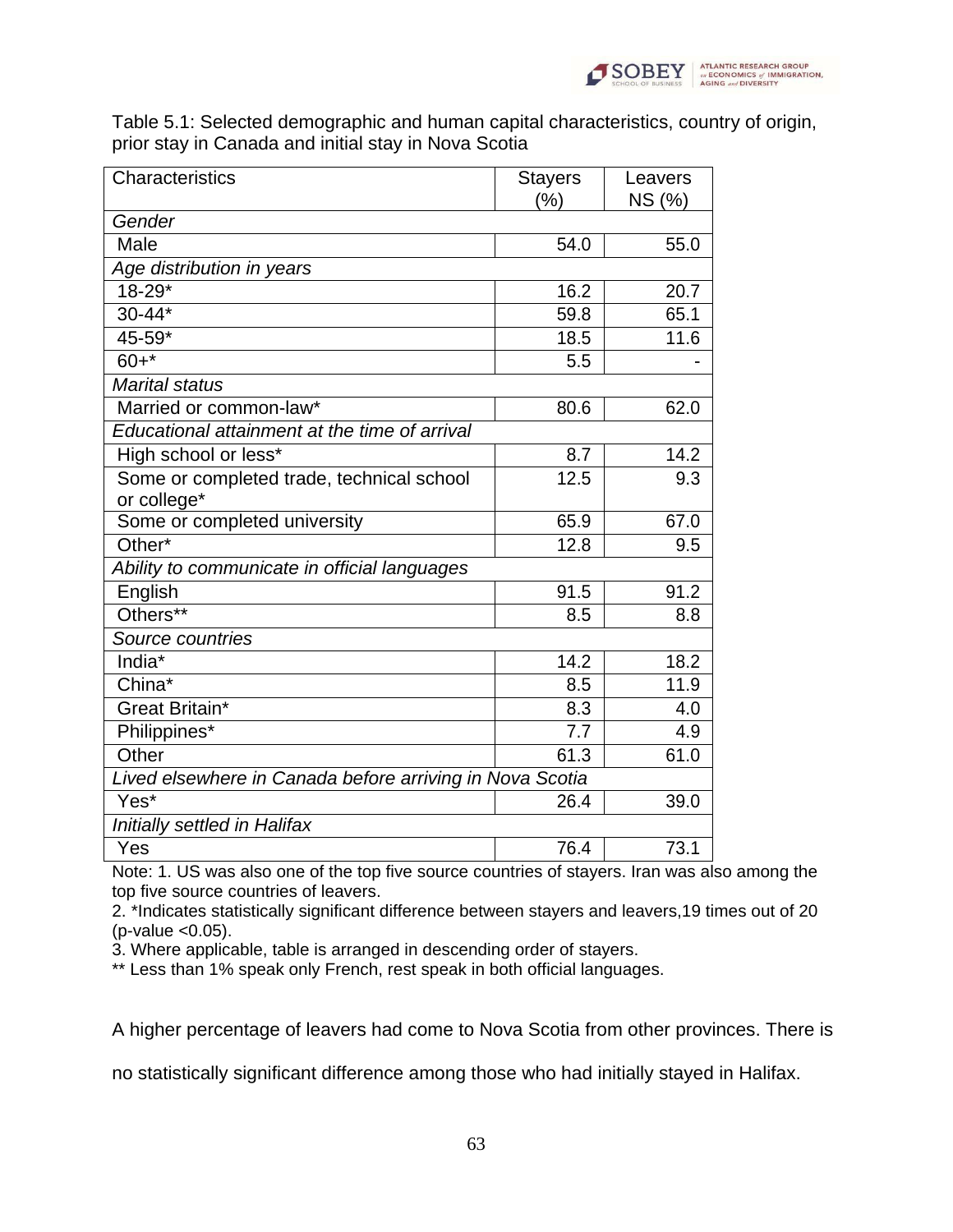Table 5.1: Selected demographic and human capital characteristics, country of origin, prior stay in Canada and initial stay in Nova Scotia

| Characteristics | Stayers (%) | Leavers NS (%) |
|---|---|---|
| *Gender* | | |
| Male | 54.0 | 55.0 |
| *Age distribution in years* | | |
| 18-29* | 16.2 | 20.7 |
| 30-44* | 59.8 | 65.1 |
| 45-59* | 18.5 | 11.6 |
| 60+* | 5.5 | - |
| *Marital status* | | |
| Married or common-law* | 80.6 | 62.0 |
| *Educational attainment at the time of arrival* | | |
| High school or less* | 8.7 | 14.2 |
| Some or completed trade, technical school or college* | 12.5 | 9.3 |
| Some or completed university | 65.9 | 67.0 |
| Other* | 12.8 | 9.5 |
| *Ability to communicate in official languages* | | |
| English | 91.5 | 91.2 |
| Others** | 8.5 | 8.8 |
| *Source countries* | | |
| India* | 14.2 | 18.2 |
| China* | 8.5 | 11.9 |
| Great Britain* | 8.3 | 4.0 |
| Philippines* | 7.7 | 4.9 |
| Other | 61.3 | 61.0 |
| *Lived elsewhere in Canada before arriving in Nova Scotia* | | |
| Yes* | 26.4 | 39.0 |
| *Initially settled in Halifax* | | |
| Yes | 76.4 | 73.1 |

Note: 1. US was also one of the top five source countries of stayers. Iran was also among the top five source countries of leavers.
2. *Indicates statistically significant difference between stayers and leavers,19 times out of 20 (p-value <0.05).
3. Where applicable, table is arranged in descending order of stayers.
** Less than 1% speak only French, rest speak in both official languages.

A higher percentage of leavers had come to Nova Scotia from other provinces. There is no statistically significant difference among those who had initially stayed in Halifax.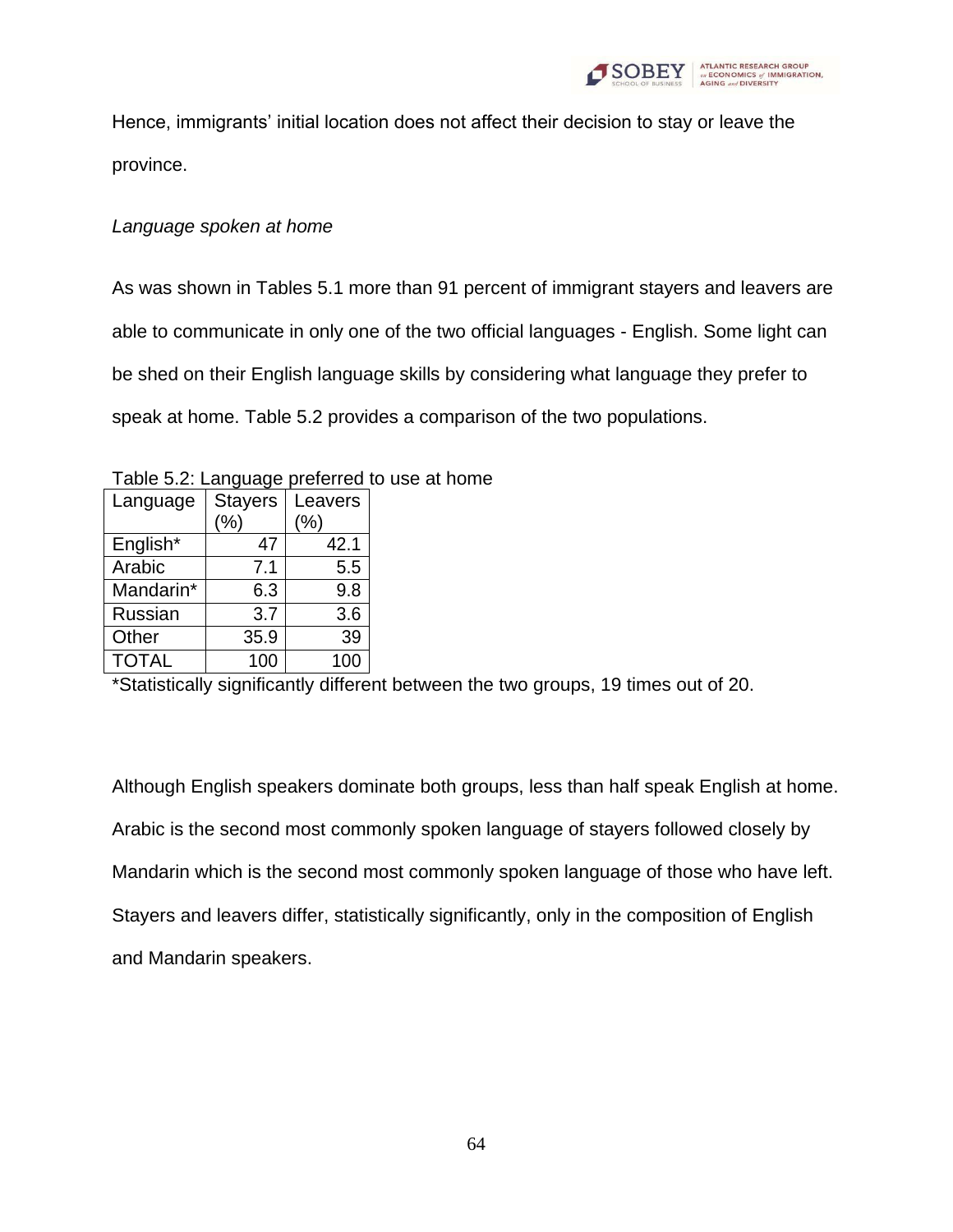Hence, immigrants' initial location does not affect their decision to stay or leave the province.

*Language spoken at home*

As was shown in Tables 5.1 more than 91 percent of immigrant stayers and leavers are able to communicate in only one of the two official languages - English. Some light can be shed on their English language skills by considering what language they prefer to speak at home. Table 5.2 provides a comparison of the two populations.

Table 5.2: Language preferred to use at home

| Language | Stayers (%) | Leavers (%) |
|---|---|---|
| English* | 47 | 42.1 |
| Arabic | 7.1 | 5.5 |
| Mandarin* | 6.3 | 9.8 |
| Russian | 3.7 | 3.6 |
| Other | 35.9 | 39 |
| TOTAL | 100 | 100 |

*Statistically significantly different between the two groups, 19 times out of 20.

Although English speakers dominate both groups, less than half speak English at home. Arabic is the second most commonly spoken language of stayers followed closely by Mandarin which is the second most commonly spoken language of those who have left. Stayers and leavers differ, statistically significantly, only in the composition of English and Mandarin speakers.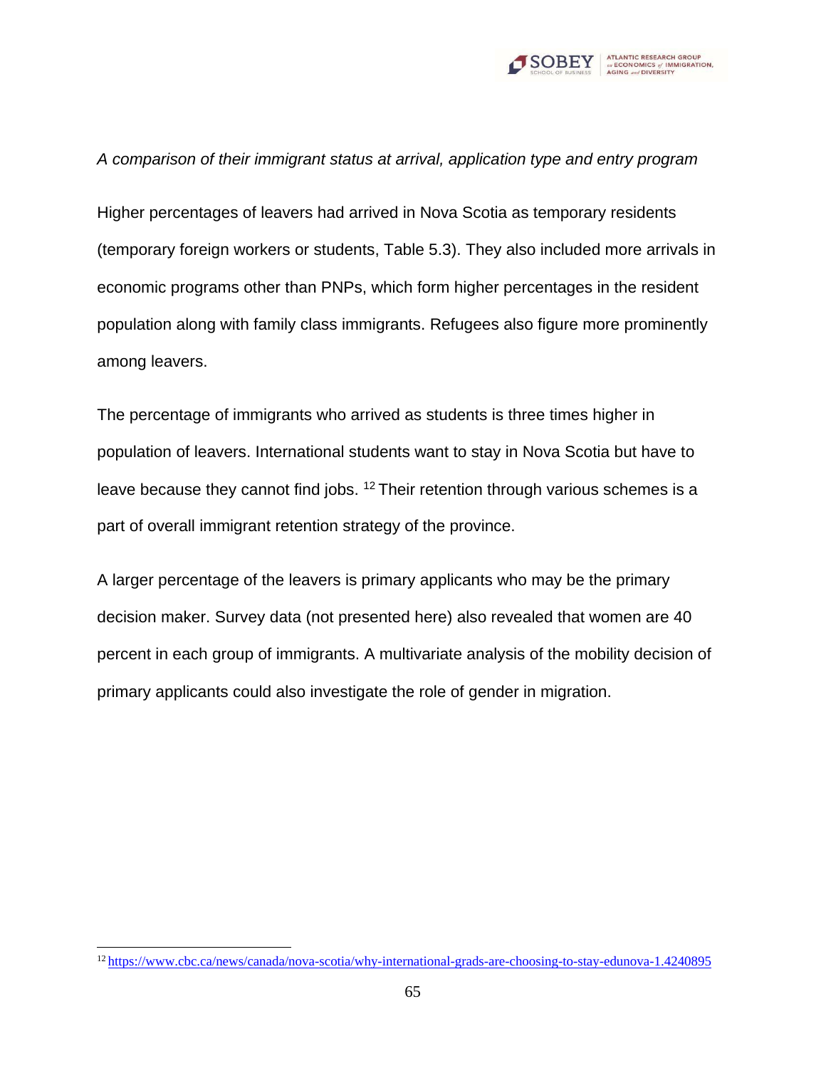*A comparison of their immigrant status at arrival, application type and entry program*

Higher percentages of leavers had arrived in Nova Scotia as temporary residents (temporary foreign workers or students, Table 5.3). They also included more arrivals in economic programs other than PNPs, which form higher percentages in the resident population along with family class immigrants. Refugees also figure more prominently among leavers.

The percentage of immigrants who arrived as students is three times higher in population of leavers. International students want to stay in Nova Scotia but have to leave because they cannot find jobs. [12] Their retention through various schemes is a part of overall immigrant retention strategy of the province.

A larger percentage of the leavers is primary applicants who may be the primary decision maker. Survey data (not presented here) also revealed that women are 40 percent in each group of immigrants. A multivariate analysis of the mobility decision of primary applicants could also investigate the role of gender in migration.

---

[12] https://www.cbc.ca/news/canada/nova-scotia/why-international-grads-are-choosing-to-stay-edunova-1.4240895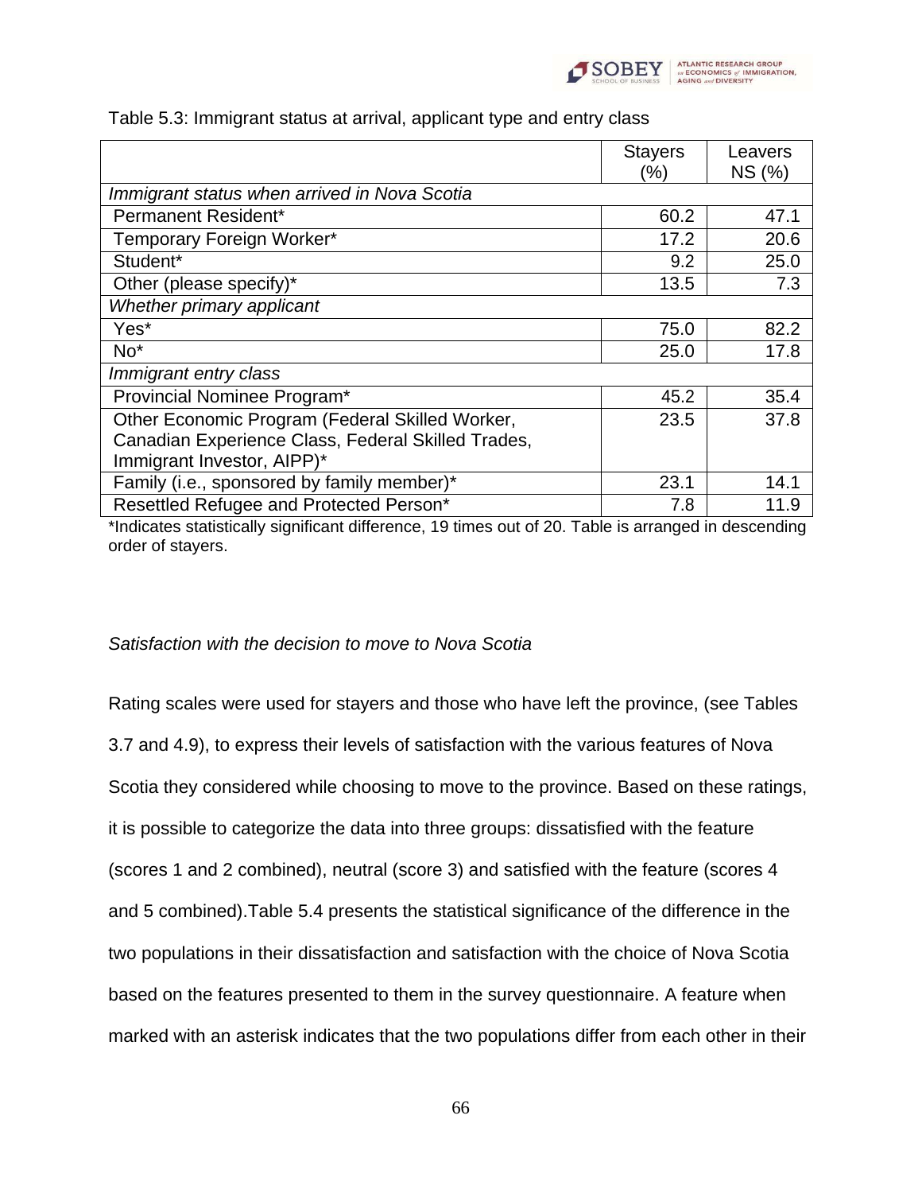Table 5.3: Immigrant status at arrival, applicant type and entry class

| | Stayers (%) | Leavers NS (%) |
|---|---|---|
| *Immigrant status when arrived in Nova Scotia* | | |
| Permanent Resident* | 60.2 | 47.1 |
| Temporary Foreign Worker* | 17.2 | 20.6 |
| Student* | 9.2 | 25.0 |
| Other (please specify)* | 13.5 | 7.3 |
| *Whether primary applicant* | | |
| Yes* | 75.0 | 82.2 |
| No* | 25.0 | 17.8 |
| *Immigrant entry class* | | |
| Provincial Nominee Program* | 45.2 | 35.4 |
| Other Economic Program (Federal Skilled Worker, Canadian Experience Class, Federal Skilled Trades, Immigrant Investor, AIPP)* | 23.5 | 37.8 |
| Family (i.e., sponsored by family member)* | 23.1 | 14.1 |
| Resettled Refugee and Protected Person* | 7.8 | 11.9 |

*Indicates statistically significant difference, 19 times out of 20. Table is arranged in descending order of stayers.

*Satisfaction with the decision to move to Nova Scotia*

Rating scales were used for stayers and those who have left the province, (see Tables 3.7 and 4.9), to express their levels of satisfaction with the various features of Nova Scotia they considered while choosing to move to the province. Based on these ratings, it is possible to categorize the data into three groups: dissatisfied with the feature (scores 1 and 2 combined), neutral (score 3) and satisfied with the feature (scores 4 and 5 combined).Table 5.4 presents the statistical significance of the difference in the two populations in their dissatisfaction and satisfaction with the choice of Nova Scotia based on the features presented to them in the survey questionnaire. A feature when marked with an asterisk indicates that the two populations differ from each other in their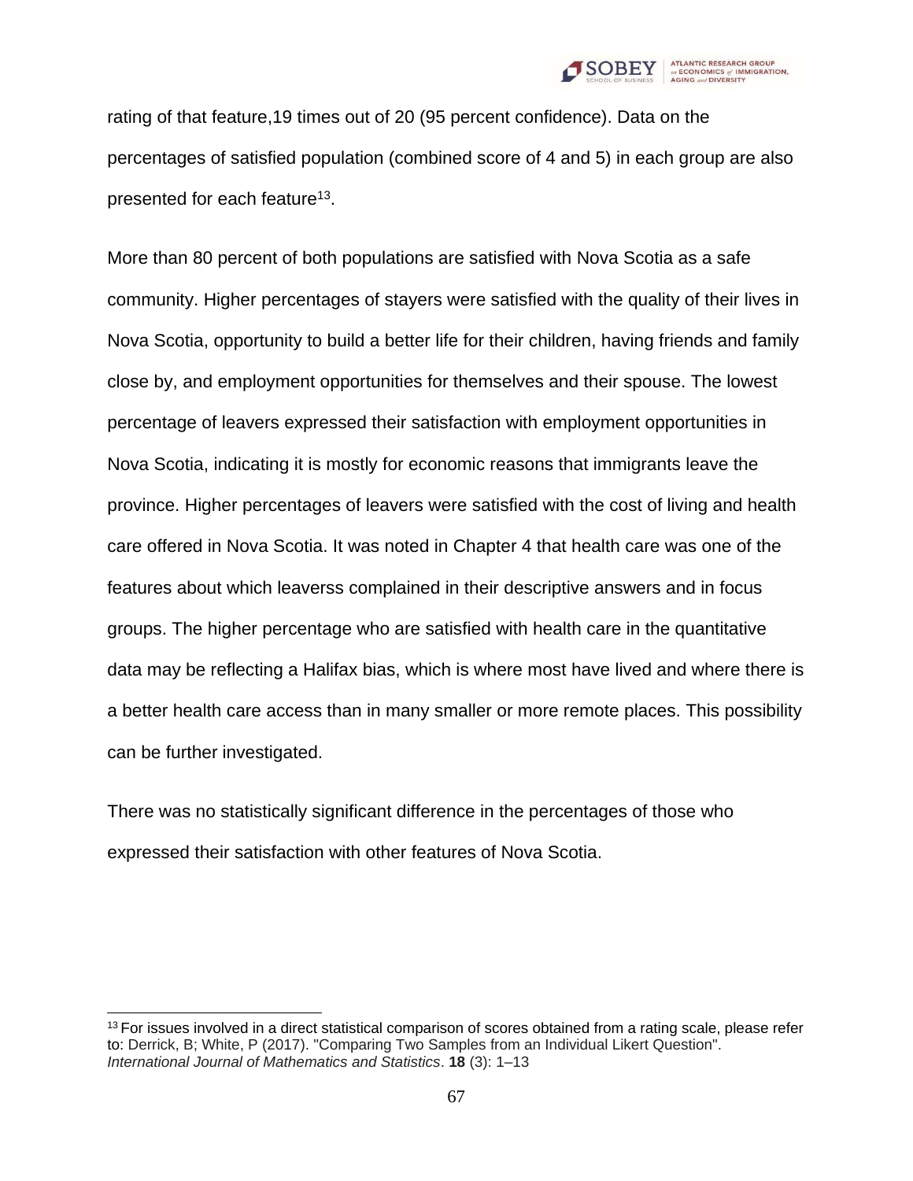rating of that feature,19 times out of 20 (95 percent confidence). Data on the percentages of satisfied population (combined score of 4 and 5) in each group are also presented for each feature[13].

More than 80 percent of both populations are satisfied with Nova Scotia as a safe community. Higher percentages of stayers were satisfied with the quality of their lives in Nova Scotia, opportunity to build a better life for their children, having friends and family close by, and employment opportunities for themselves and their spouse. The lowest percentage of leavers expressed their satisfaction with employment opportunities in Nova Scotia, indicating it is mostly for economic reasons that immigrants leave the province. Higher percentages of leavers were satisfied with the cost of living and health care offered in Nova Scotia. It was noted in Chapter 4 that health care was one of the features about which leaverss complained in their descriptive answers and in focus groups. The higher percentage who are satisfied with health care in the quantitative data may be reflecting a Halifax bias, which is where most have lived and where there is a better health care access than in many smaller or more remote places. This possibility can be further investigated.

There was no statistically significant difference in the percentages of those who expressed their satisfaction with other features of Nova Scotia.

---

[13] For issues involved in a direct statistical comparison of scores obtained from a rating scale, please refer to: Derrick, B; White, P (2017). "Comparing Two Samples from an Individual Likert Question". *International Journal of Mathematics and Statistics*. **18** (3): 1–13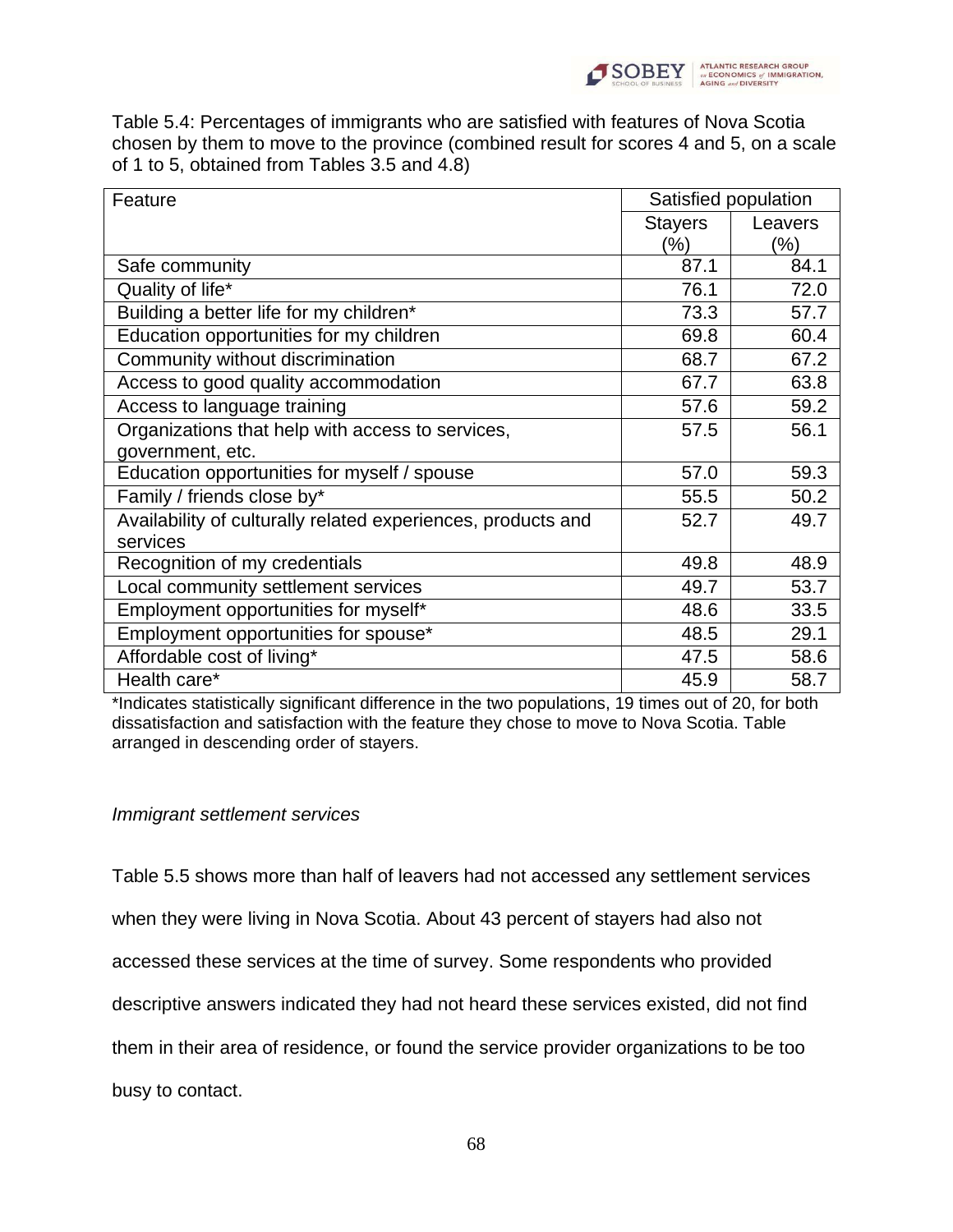Table 5.4: Percentages of immigrants who are satisfied with features of Nova Scotia chosen by them to move to the province (combined result for scores 4 and 5, on a scale of 1 to 5, obtained from Tables 3.5 and 4.8)

| Feature | Satisfied population | |
|---|---|---|
| | Stayers (%) | Leavers (%) |
| Safe community | 87.1 | 84.1 |
| Quality of life* | 76.1 | 72.0 |
| Building a better life for my children* | 73.3 | 57.7 |
| Education opportunities for my children | 69.8 | 60.4 |
| Community without discrimination | 68.7 | 67.2 |
| Access to good quality accommodation | 67.7 | 63.8 |
| Access to language training | 57.6 | 59.2 |
| Organizations that help with access to services, government, etc. | 57.5 | 56.1 |
| Education opportunities for myself / spouse | 57.0 | 59.3 |
| Family / friends close by* | 55.5 | 50.2 |
| Availability of culturally related experiences, products and services | 52.7 | 49.7 |
| Recognition of my credentials | 49.8 | 48.9 |
| Local community settlement services | 49.7 | 53.7 |
| Employment opportunities for myself* | 48.6 | 33.5 |
| Employment opportunities for spouse* | 48.5 | 29.1 |
| Affordable cost of living* | 47.5 | 58.6 |
| Health care* | 45.9 | 58.7 |

*Indicates statistically significant difference in the two populations, 19 times out of 20, for both dissatisfaction and satisfaction with the feature they chose to move to Nova Scotia. Table arranged in descending order of stayers.

*Immigrant settlement services*

Table 5.5 shows more than half of leavers had not accessed any settlement services when they were living in Nova Scotia. About 43 percent of stayers had also not accessed these services at the time of survey. Some respondents who provided descriptive answers indicated they had not heard these services existed, did not find them in their area of residence, or found the service provider organizations to be too busy to contact.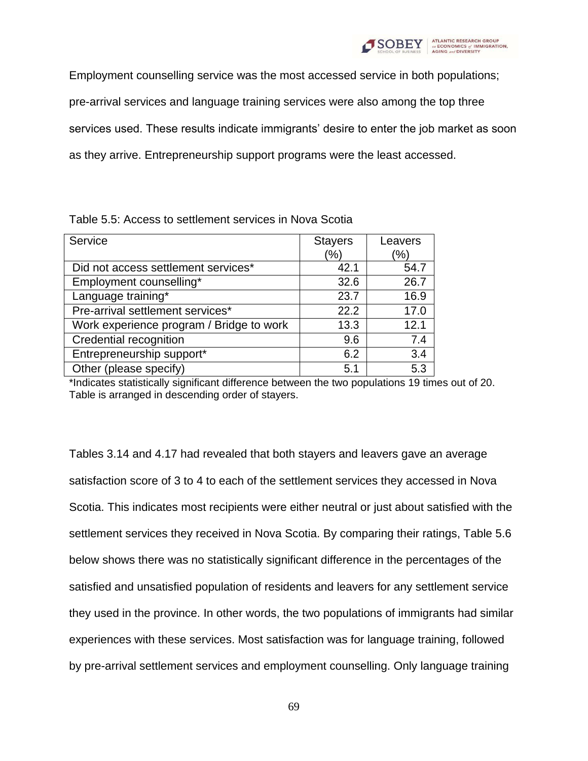Employment counselling service was the most accessed service in both populations; pre-arrival services and language training services were also among the top three services used. These results indicate immigrants' desire to enter the job market as soon as they arrive. Entrepreneurship support programs were the least accessed.

Table 5.5: Access to settlement services in Nova Scotia

| Service | Stayers (%) | Leavers (%) |
|---|---|---|
| Did not access settlement services* | 42.1 | 54.7 |
| Employment counselling* | 32.6 | 26.7 |
| Language training* | 23.7 | 16.9 |
| Pre-arrival settlement services* | 22.2 | 17.0 |
| Work experience program / Bridge to work | 13.3 | 12.1 |
| Credential recognition | 9.6 | 7.4 |
| Entrepreneurship support* | 6.2 | 3.4 |
| Other (please specify) | 5.1 | 5.3 |

*Indicates statistically significant difference between the two populations 19 times out of 20. Table is arranged in descending order of stayers.

Tables 3.14 and 4.17 had revealed that both stayers and leavers gave an average satisfaction score of 3 to 4 to each of the settlement services they accessed in Nova Scotia. This indicates most recipients were either neutral or just about satisfied with the settlement services they received in Nova Scotia. By comparing their ratings, Table 5.6 below shows there was no statistically significant difference in the percentages of the satisfied and unsatisfied population of residents and leavers for any settlement service they used in the province. In other words, the two populations of immigrants had similar experiences with these services. Most satisfaction was for language training, followed by pre-arrival settlement services and employment counselling. Only language training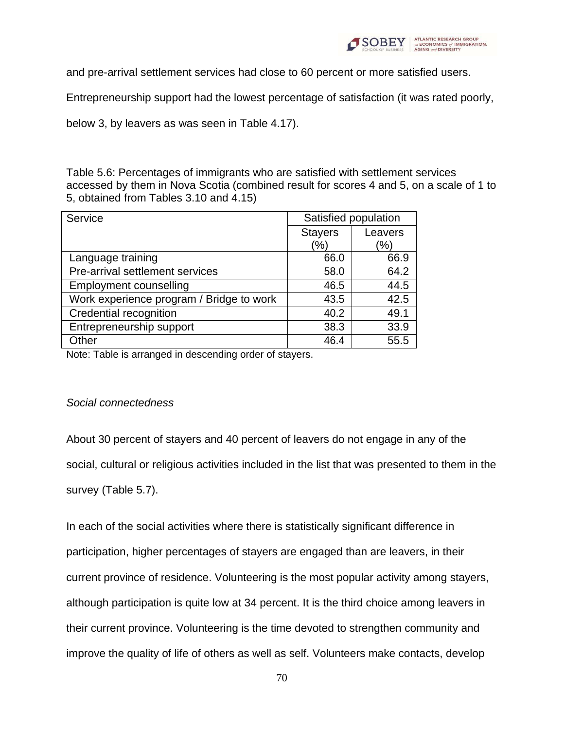and pre-arrival settlement services had close to 60 percent or more satisfied users. Entrepreneurship support had the lowest percentage of satisfaction (it was rated poorly, below 3, by leavers as was seen in Table 4.17).

Table 5.6: Percentages of immigrants who are satisfied with settlement services accessed by them in Nova Scotia (combined result for scores 4 and 5, on a scale of 1 to 5, obtained from Tables 3.10 and 4.15)

| Service | Satisfied population | |
|---|---|---|
| | Stayers (%) | Leavers (%) |
| Language training | 66.0 | 66.9 |
| Pre-arrival settlement services | 58.0 | 64.2 |
| Employment counselling | 46.5 | 44.5 |
| Work experience program / Bridge to work | 43.5 | 42.5 |
| Credential recognition | 40.2 | 49.1 |
| Entrepreneurship support | 38.3 | 33.9 |
| Other | 46.4 | 55.5 |

Note: Table is arranged in descending order of stayers.

*Social connectedness*

About 30 percent of stayers and 40 percent of leavers do not engage in any of the social, cultural or religious activities included in the list that was presented to them in the survey (Table 5.7).

In each of the social activities where there is statistically significant difference in participation, higher percentages of stayers are engaged than are leavers, in their current province of residence. Volunteering is the most popular activity among stayers, although participation is quite low at 34 percent. It is the third choice among leavers in their current province. Volunteering is the time devoted to strengthen community and improve the quality of life of others as well as self. Volunteers make contacts, develop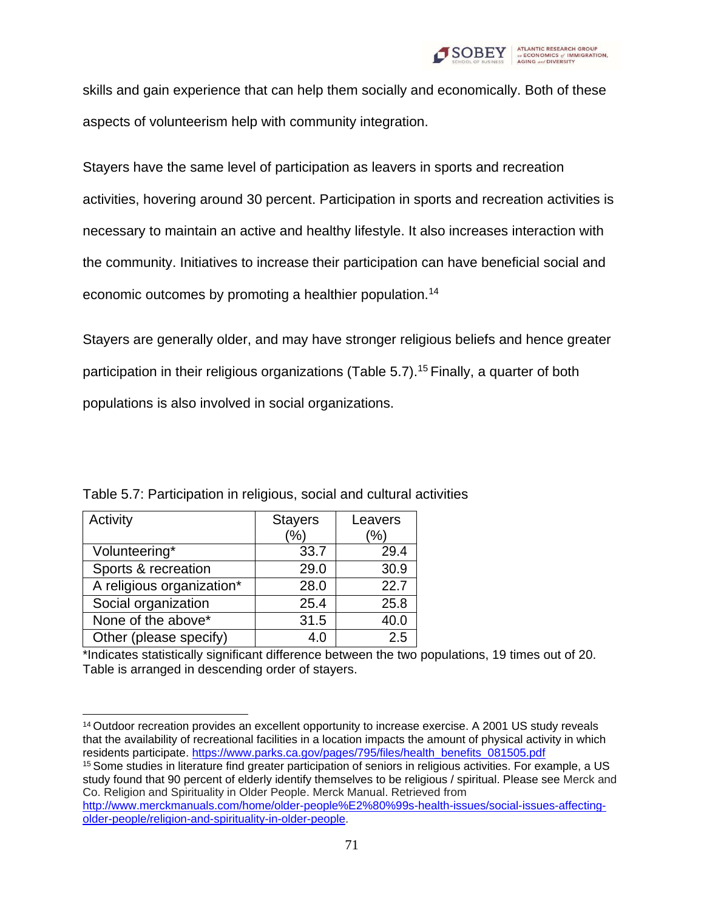skills and gain experience that can help them socially and economically. Both of these aspects of volunteerism help with community integration.

Stayers have the same level of participation as leavers in sports and recreation activities, hovering around 30 percent. Participation in sports and recreation activities is necessary to maintain an active and healthy lifestyle. It also increases interaction with the community. Initiatives to increase their participation can have beneficial social and economic outcomes by promoting a healthier population.[14]

Stayers are generally older, and may have stronger religious beliefs and hence greater participation in their religious organizations (Table 5.7).[15] Finally, a quarter of both populations is also involved in social organizations.

Table 5.7: Participation in religious, social and cultural activities

| Activity | Stayers (%) | Leavers (%) |
|---|---|---|
| Volunteering* | 33.7 | 29.4 |
| Sports & recreation | 29.0 | 30.9 |
| A religious organization* | 28.0 | 22.7 |
| Social organization | 25.4 | 25.8 |
| None of the above* | 31.5 | 40.0 |
| Other (please specify) | 4.0 | 2.5 |

*Indicates statistically significant difference between the two populations, 19 times out of 20. Table is arranged in descending order of stayers.

---

[14] Outdoor recreation provides an excellent opportunity to increase exercise. A 2001 US study reveals that the availability of recreational facilities in a location impacts the amount of physical activity in which residents participate. https://www.parks.ca.gov/pages/795/files/health_benefits_081505.pdf

[15] Some studies in literature find greater participation of seniors in religious activities. For example, a US study found that 90 percent of elderly identify themselves to be religious / spiritual. Please see Merck and Co. Religion and Spirituality in Older People. Merck Manual. Retrieved from http://www.merckmanuals.com/home/older-people%E2%80%99s-health-issues/social-issues-affecting-older-people/religion-and-spirituality-in-older-people.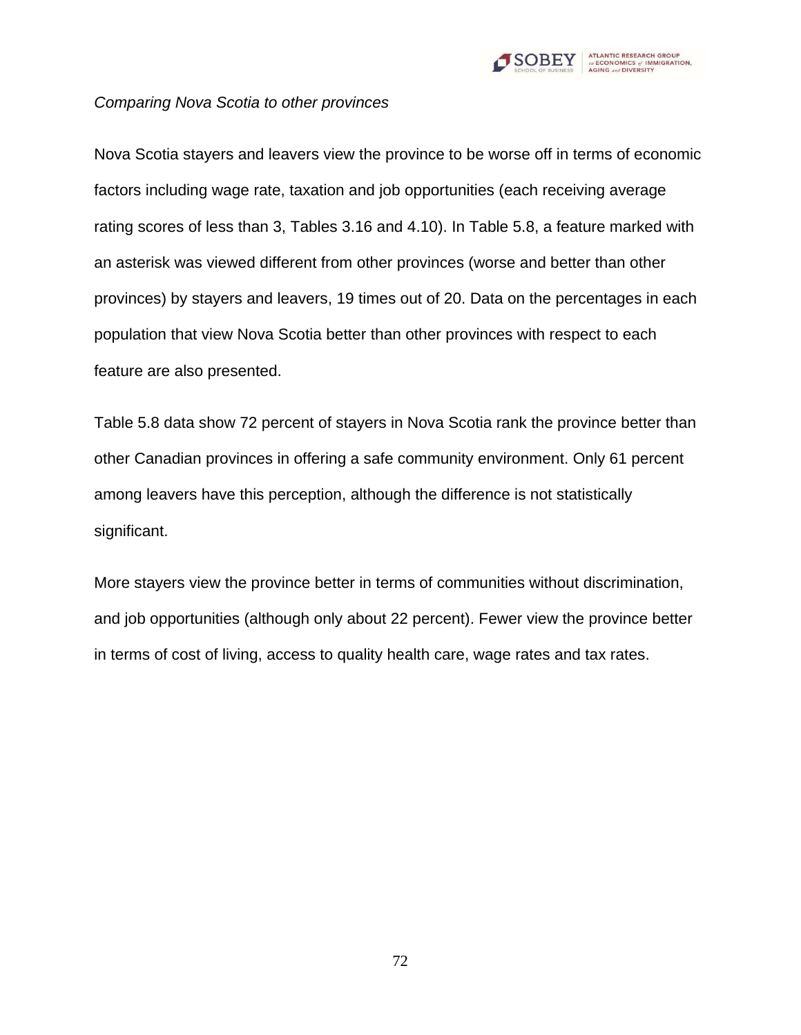*Comparing Nova Scotia to other provinces*

Nova Scotia stayers and leavers view the province to be worse off in terms of economic factors including wage rate, taxation and job opportunities (each receiving average rating scores of less than 3, Tables 3.16 and 4.10). In Table 5.8, a feature marked with an asterisk was viewed different from other provinces (worse and better than other provinces) by stayers and leavers, 19 times out of 20. Data on the percentages in each population that view Nova Scotia better than other provinces with respect to each feature are also presented.

Table 5.8 data show 72 percent of stayers in Nova Scotia rank the province better than other Canadian provinces in offering a safe community environment. Only 61 percent among leavers have this perception, although the difference is not statistically significant.

More stayers view the province better in terms of communities without discrimination, and job opportunities (although only about 22 percent). Fewer view the province better in terms of cost of living, access to quality health care, wage rates and tax rates.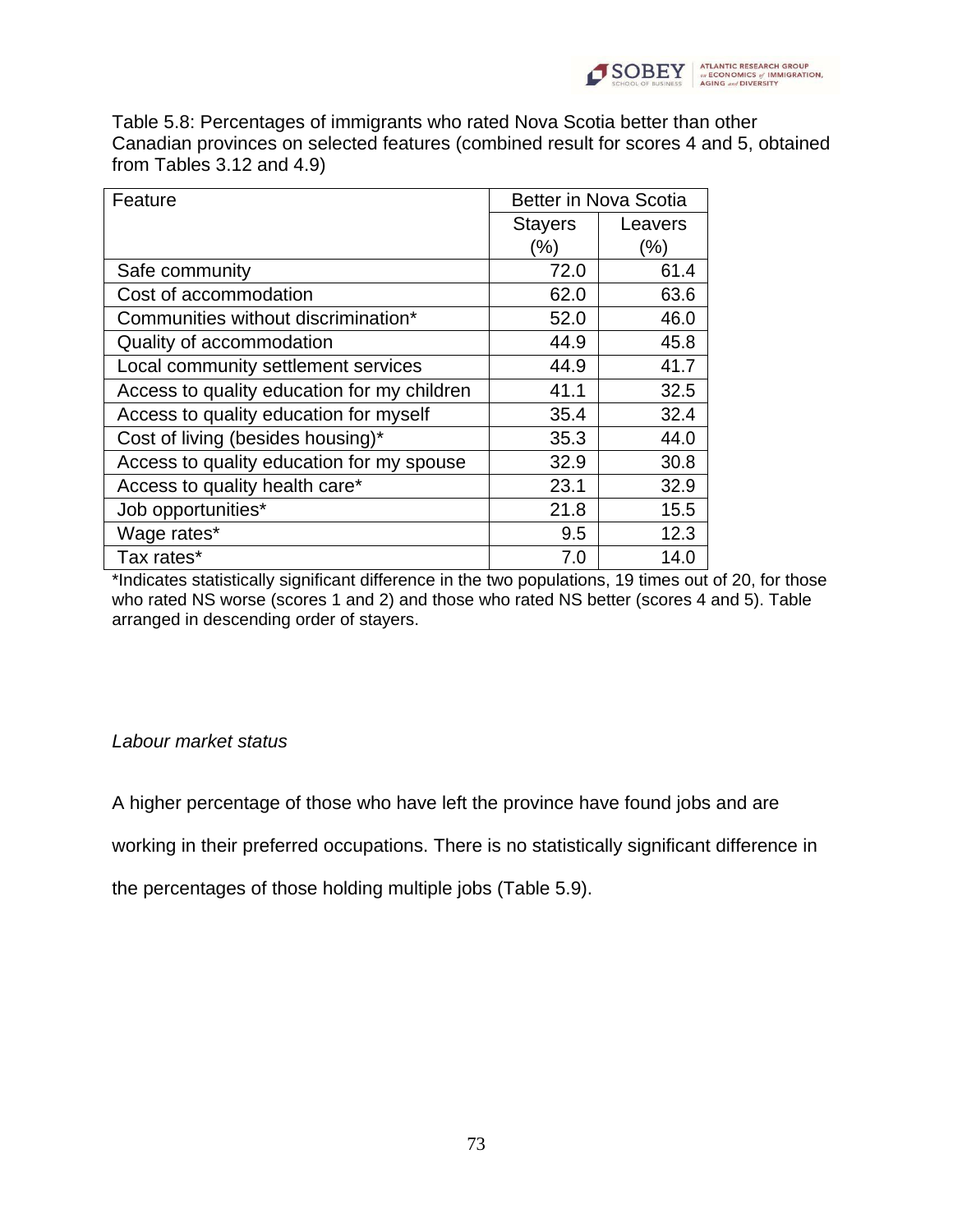Table 5.8: Percentages of immigrants who rated Nova Scotia better than other Canadian provinces on selected features (combined result for scores 4 and 5, obtained from Tables 3.12 and 4.9)

| Feature | Better in Nova Scotia | |
|---|---|---|
| | Stayers (%) | Leavers (%) |
| Safe community | 72.0 | 61.4 |
| Cost of accommodation | 62.0 | 63.6 |
| Communities without discrimination* | 52.0 | 46.0 |
| Quality of accommodation | 44.9 | 45.8 |
| Local community settlement services | 44.9 | 41.7 |
| Access to quality education for my children | 41.1 | 32.5 |
| Access to quality education for myself | 35.4 | 32.4 |
| Cost of living (besides housing)* | 35.3 | 44.0 |
| Access to quality education for my spouse | 32.9 | 30.8 |
| Access to quality health care* | 23.1 | 32.9 |
| Job opportunities* | 21.8 | 15.5 |
| Wage rates* | 9.5 | 12.3 |
| Tax rates* | 7.0 | 14.0 |

*Indicates statistically significant difference in the two populations, 19 times out of 20, for those who rated NS worse (scores 1 and 2) and those who rated NS better (scores 4 and 5). Table arranged in descending order of stayers.

*Labour market status*

A higher percentage of those who have left the province have found jobs and are working in their preferred occupations. There is no statistically significant difference in the percentages of those holding multiple jobs (Table 5.9).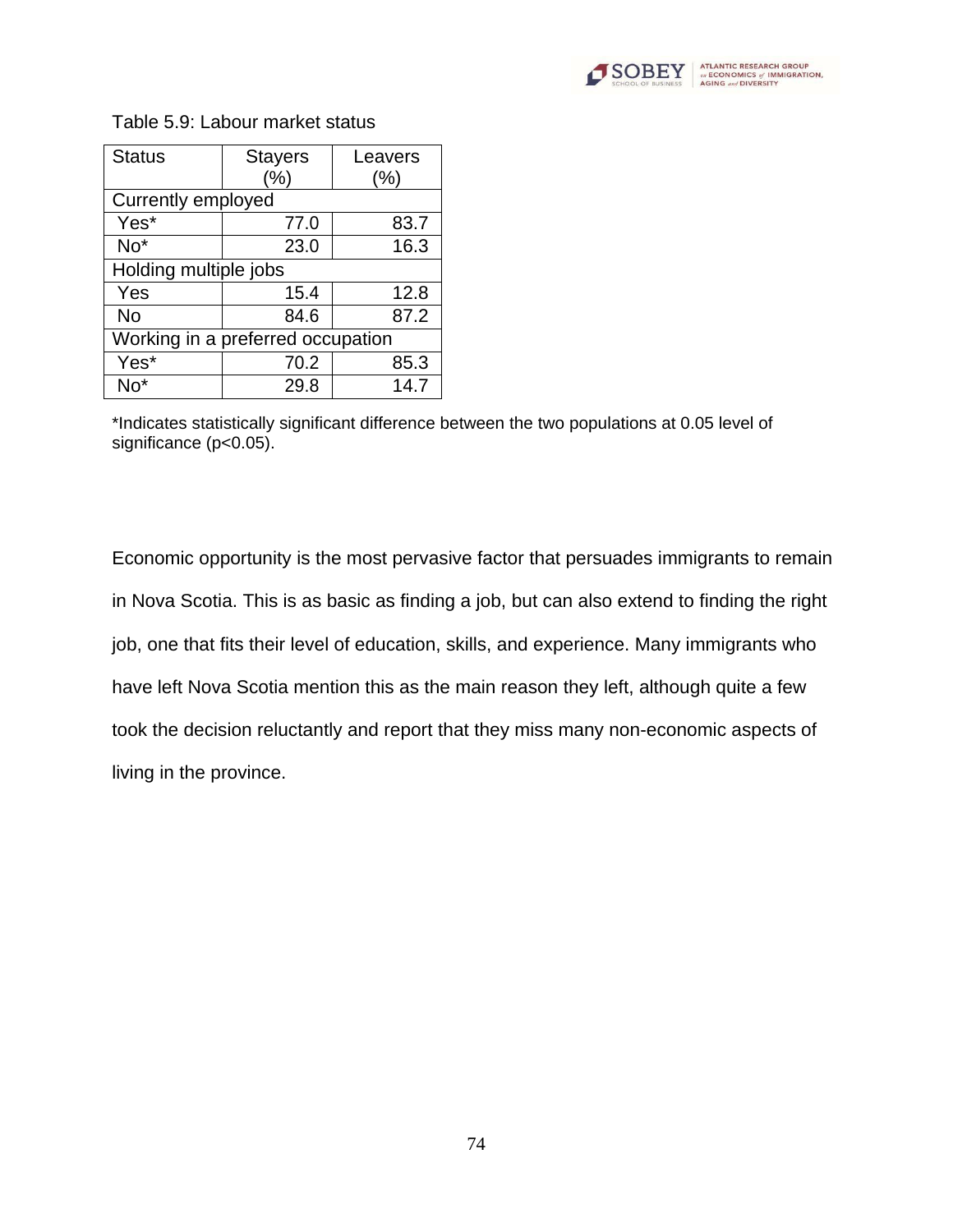Table 5.9: Labour market status

| Status | Stayers (%) | Leavers (%) |
|---|---|---|
| Currently employed | | |
| Yes* | 77.0 | 83.7 |
| No* | 23.0 | 16.3 |
| Holding multiple jobs | | |
| Yes | 15.4 | 12.8 |
| No | 84.6 | 87.2 |
| Working in a preferred occupation | | |
| Yes* | 70.2 | 85.3 |
| No* | 29.8 | 14.7 |

*Indicates statistically significant difference between the two populations at 0.05 level of significance ($p<0.05$).

Economic opportunity is the most pervasive factor that persuades immigrants to remain in Nova Scotia. This is as basic as finding a job, but can also extend to finding the right job, one that fits their level of education, skills, and experience. Many immigrants who have left Nova Scotia mention this as the main reason they left, although quite a few took the decision reluctantly and report that they miss many non-economic aspects of living in the province.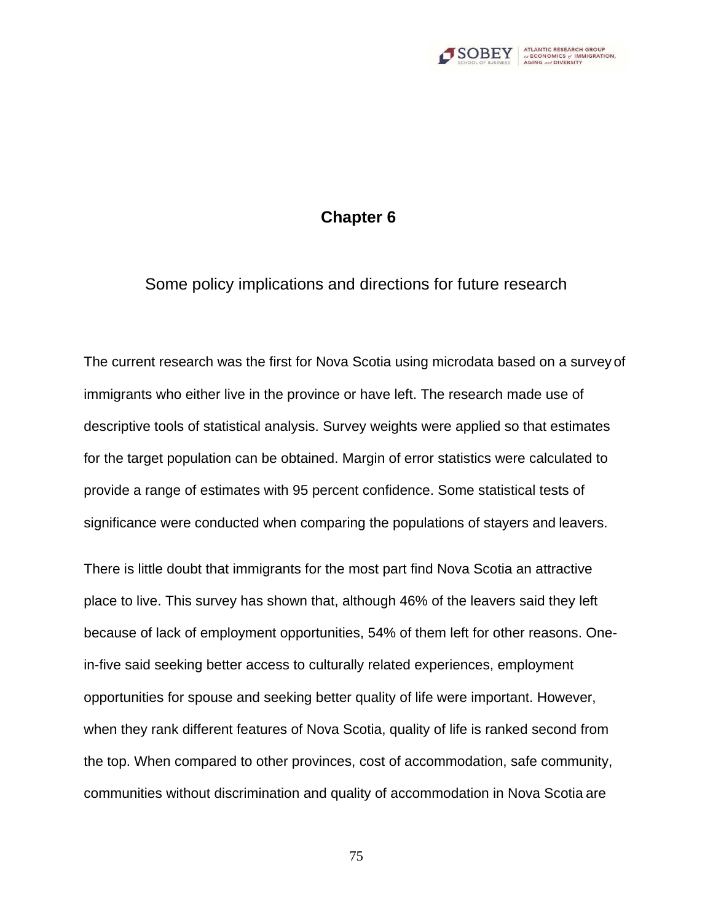# Chapter 6

## Some policy implications and directions for future research

The current research was the first for Nova Scotia using microdata based on a survey of immigrants who either live in the province or have left. The research made use of descriptive tools of statistical analysis. Survey weights were applied so that estimates for the target population can be obtained. Margin of error statistics were calculated to provide a range of estimates with 95 percent confidence. Some statistical tests of significance were conducted when comparing the populations of stayers and leavers.

There is little doubt that immigrants for the most part find Nova Scotia an attractive place to live. This survey has shown that, although 46% of the leavers said they left because of lack of employment opportunities, 54% of them left for other reasons. One-in-five said seeking better access to culturally related experiences, employment opportunities for spouse and seeking better quality of life were important. However, when they rank different features of Nova Scotia, quality of life is ranked second from the top. When compared to other provinces, cost of accommodation, safe community, communities without discrimination and quality of accommodation in Nova Scotia are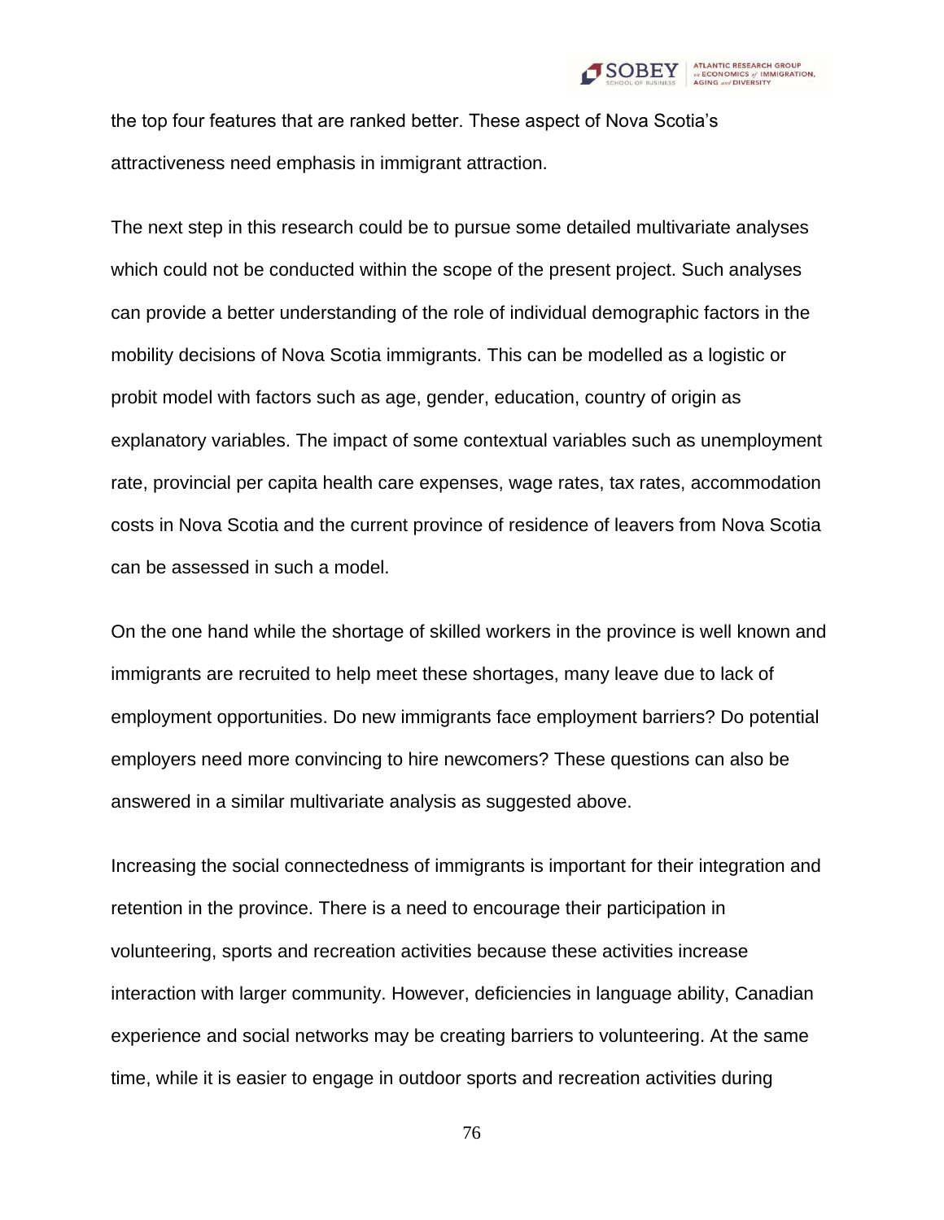the top four features that are ranked better. These aspect of Nova Scotia's attractiveness need emphasis in immigrant attraction.

The next step in this research could be to pursue some detailed multivariate analyses which could not be conducted within the scope of the present project. Such analyses can provide a better understanding of the role of individual demographic factors in the mobility decisions of Nova Scotia immigrants. This can be modelled as a logistic or probit model with factors such as age, gender, education, country of origin as explanatory variables. The impact of some contextual variables such as unemployment rate, provincial per capita health care expenses, wage rates, tax rates, accommodation costs in Nova Scotia and the current province of residence of leavers from Nova Scotia can be assessed in such a model.

On the one hand while the shortage of skilled workers in the province is well known and immigrants are recruited to help meet these shortages, many leave due to lack of employment opportunities. Do new immigrants face employment barriers? Do potential employers need more convincing to hire newcomers? These questions can also be answered in a similar multivariate analysis as suggested above.

Increasing the social connectedness of immigrants is important for their integration and retention in the province. There is a need to encourage their participation in volunteering, sports and recreation activities because these activities increase interaction with larger community. However, deficiencies in language ability, Canadian experience and social networks may be creating barriers to volunteering. At the same time, while it is easier to engage in outdoor sports and recreation activities during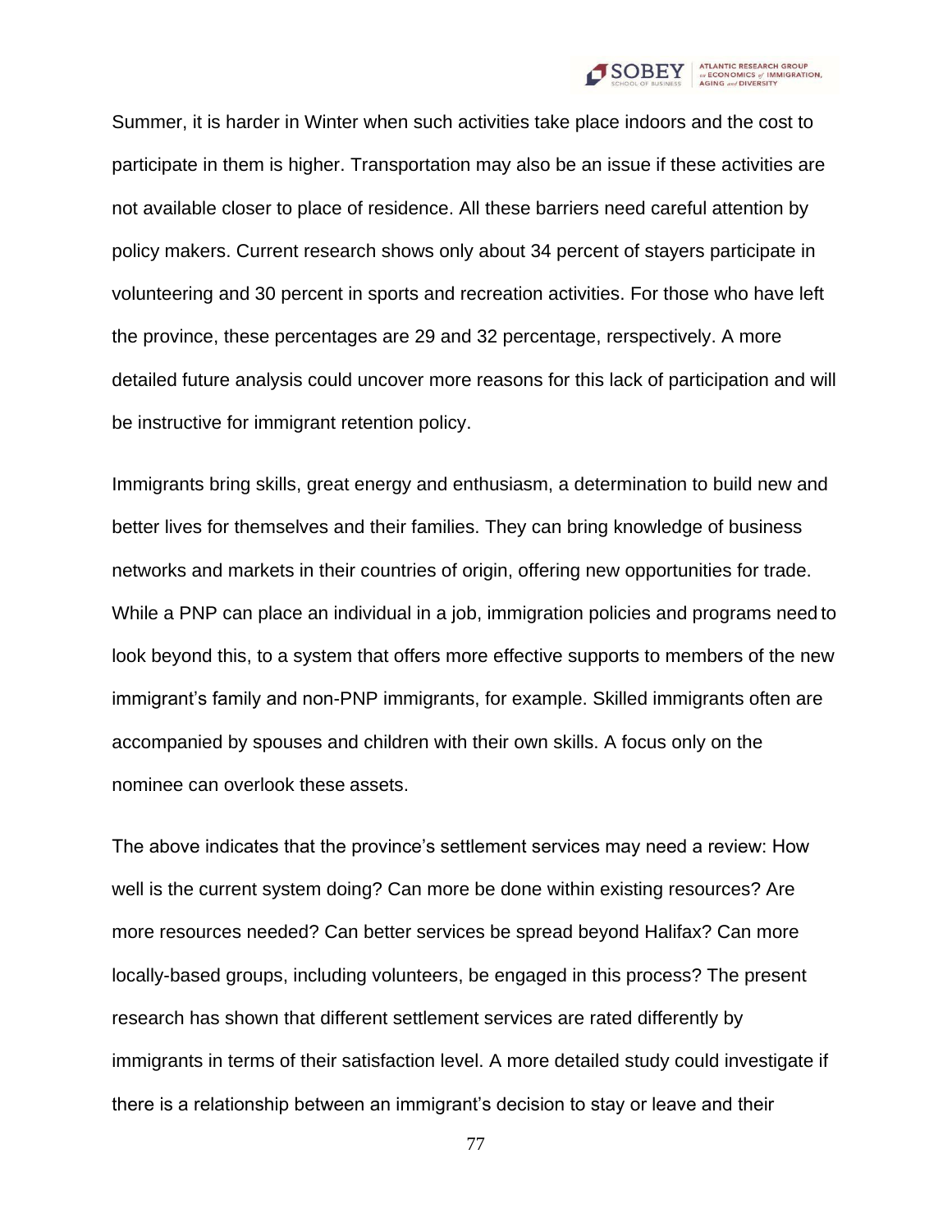Summer, it is harder in Winter when such activities take place indoors and the cost to participate in them is higher. Transportation may also be an issue if these activities are not available closer to place of residence. All these barriers need careful attention by policy makers. Current research shows only about 34 percent of stayers participate in volunteering and 30 percent in sports and recreation activities. For those who have left the province, these percentages are 29 and 32 percentage, rerspectively. A more detailed future analysis could uncover more reasons for this lack of participation and will be instructive for immigrant retention policy.

Immigrants bring skills, great energy and enthusiasm, a determination to build new and better lives for themselves and their families. They can bring knowledge of business networks and markets in their countries of origin, offering new opportunities for trade. While a PNP can place an individual in a job, immigration policies and programs need to look beyond this, to a system that offers more effective supports to members of the new immigrant's family and non-PNP immigrants, for example. Skilled immigrants often are accompanied by spouses and children with their own skills. A focus only on the nominee can overlook these assets.

The above indicates that the province's settlement services may need a review: How well is the current system doing? Can more be done within existing resources? Are more resources needed? Can better services be spread beyond Halifax? Can more locally-based groups, including volunteers, be engaged in this process? The present research has shown that different settlement services are rated differently by immigrants in terms of their satisfaction level. A more detailed study could investigate if there is a relationship between an immigrant's decision to stay or leave and their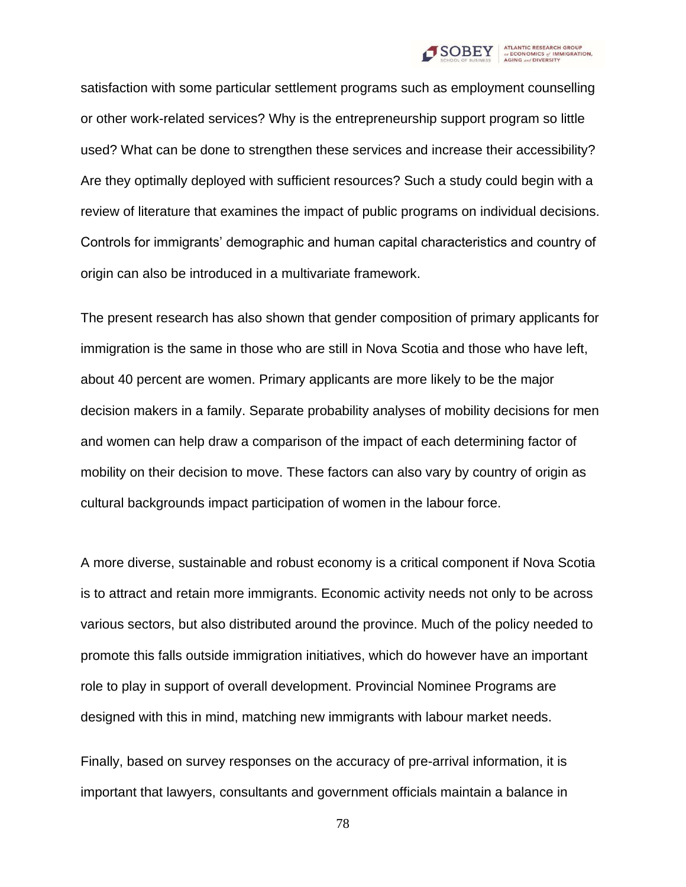satisfaction with some particular settlement programs such as employment counselling or other work-related services? Why is the entrepreneurship support program so little used? What can be done to strengthen these services and increase their accessibility? Are they optimally deployed with sufficient resources? Such a study could begin with a review of literature that examines the impact of public programs on individual decisions. Controls for immigrants' demographic and human capital characteristics and country of origin can also be introduced in a multivariate framework.

The present research has also shown that gender composition of primary applicants for immigration is the same in those who are still in Nova Scotia and those who have left, about 40 percent are women. Primary applicants are more likely to be the major decision makers in a family. Separate probability analyses of mobility decisions for men and women can help draw a comparison of the impact of each determining factor of mobility on their decision to move. These factors can also vary by country of origin as cultural backgrounds impact participation of women in the labour force.

A more diverse, sustainable and robust economy is a critical component if Nova Scotia is to attract and retain more immigrants. Economic activity needs not only to be across various sectors, but also distributed around the province. Much of the policy needed to promote this falls outside immigration initiatives, which do however have an important role to play in support of overall development. Provincial Nominee Programs are designed with this in mind, matching new immigrants with labour market needs.

Finally, based on survey responses on the accuracy of pre-arrival information, it is important that lawyers, consultants and government officials maintain a balance in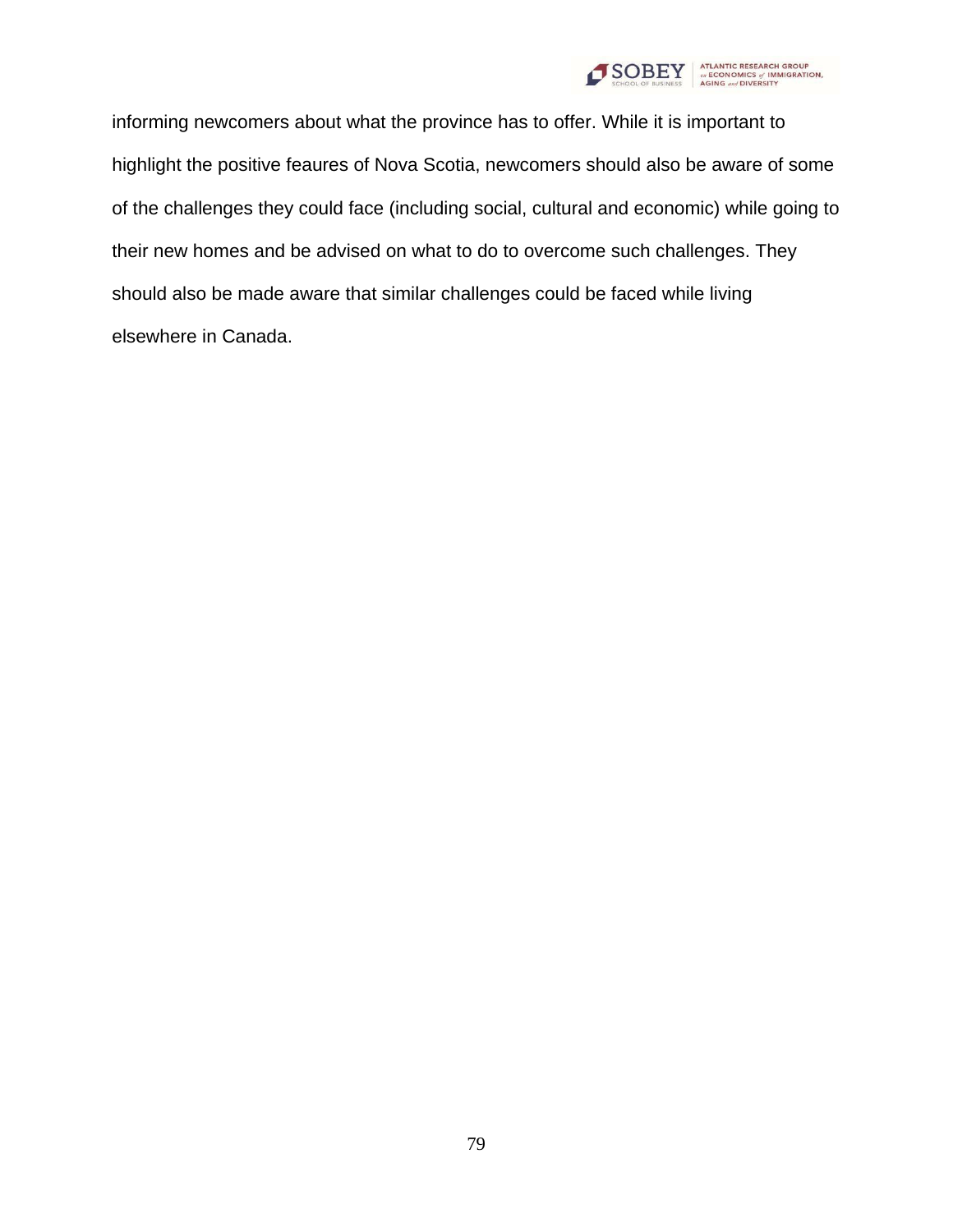informing newcomers about what the province has to offer. While it is important to highlight the positive feaures of Nova Scotia, newcomers should also be aware of some of the challenges they could face (including social, cultural and economic) while going to their new homes and be advised on what to do to overcome such challenges. They should also be made aware that similar challenges could be faced while living elsewhere in Canada.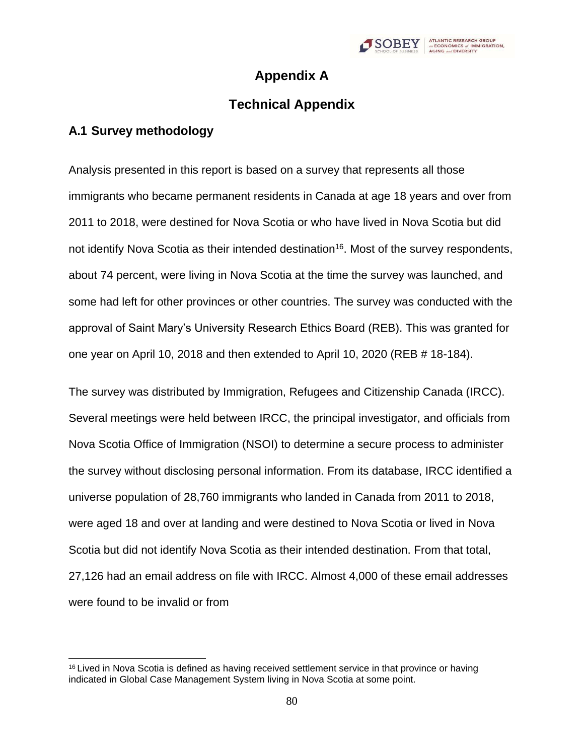# Appendix A

# Technical Appendix

## A.1 Survey methodology

Analysis presented in this report is based on a survey that represents all those immigrants who became permanent residents in Canada at age 18 years and over from 2011 to 2018, were destined for Nova Scotia or who have lived in Nova Scotia but did not identify Nova Scotia as their intended destination[16]. Most of the survey respondents, about 74 percent, were living in Nova Scotia at the time the survey was launched, and some had left for other provinces or other countries. The survey was conducted with the approval of Saint Mary's University Research Ethics Board (REB). This was granted for one year on April 10, 2018 and then extended to April 10, 2020 (REB # 18-184).

The survey was distributed by Immigration, Refugees and Citizenship Canada (IRCC). Several meetings were held between IRCC, the principal investigator, and officials from Nova Scotia Office of Immigration (NSOI) to determine a secure process to administer the survey without disclosing personal information. From its database, IRCC identified a universe population of 28,760 immigrants who landed in Canada from 2011 to 2018, were aged 18 and over at landing and were destined to Nova Scotia or lived in Nova Scotia but did not identify Nova Scotia as their intended destination. From that total, 27,126 had an email address on file with IRCC. Almost 4,000 of these email addresses were found to be invalid or from

[16] Lived in Nova Scotia is defined as having received settlement service in that province or having indicated in Global Case Management System living in Nova Scotia at some point.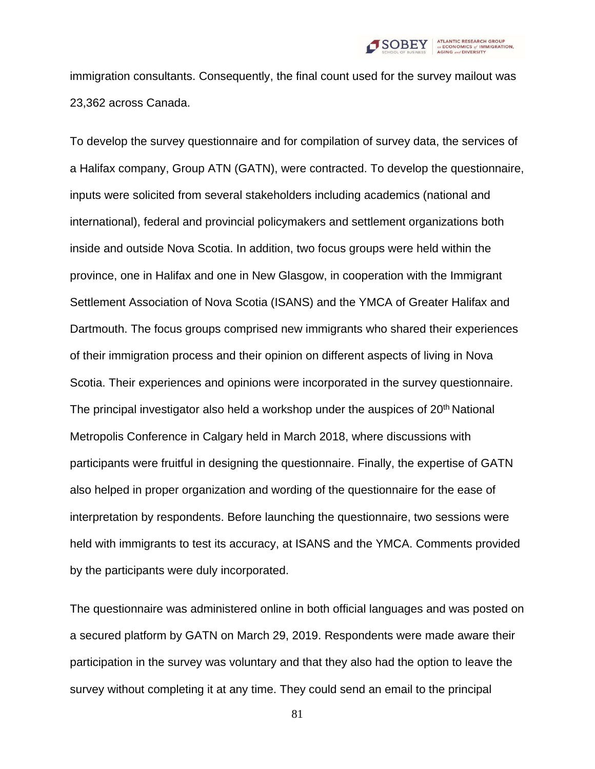immigration consultants. Consequently, the final count used for the survey mailout was 23,362 across Canada.

To develop the survey questionnaire and for compilation of survey data, the services of a Halifax company, Group ATN (GATN), were contracted. To develop the questionnaire, inputs were solicited from several stakeholders including academics (national and international), federal and provincial policymakers and settlement organizations both inside and outside Nova Scotia. In addition, two focus groups were held within the province, one in Halifax and one in New Glasgow, in cooperation with the Immigrant Settlement Association of Nova Scotia (ISANS) and the YMCA of Greater Halifax and Dartmouth. The focus groups comprised new immigrants who shared their experiences of their immigration process and their opinion on different aspects of living in Nova Scotia. Their experiences and opinions were incorporated in the survey questionnaire. The principal investigator also held a workshop under the auspices of 20th National Metropolis Conference in Calgary held in March 2018, where discussions with participants were fruitful in designing the questionnaire. Finally, the expertise of GATN also helped in proper organization and wording of the questionnaire for the ease of interpretation by respondents. Before launching the questionnaire, two sessions were held with immigrants to test its accuracy, at ISANS and the YMCA. Comments provided by the participants were duly incorporated.

The questionnaire was administered online in both official languages and was posted on a secured platform by GATN on March 29, 2019. Respondents were made aware their participation in the survey was voluntary and that they also had the option to leave the survey without completing it at any time. They could send an email to the principal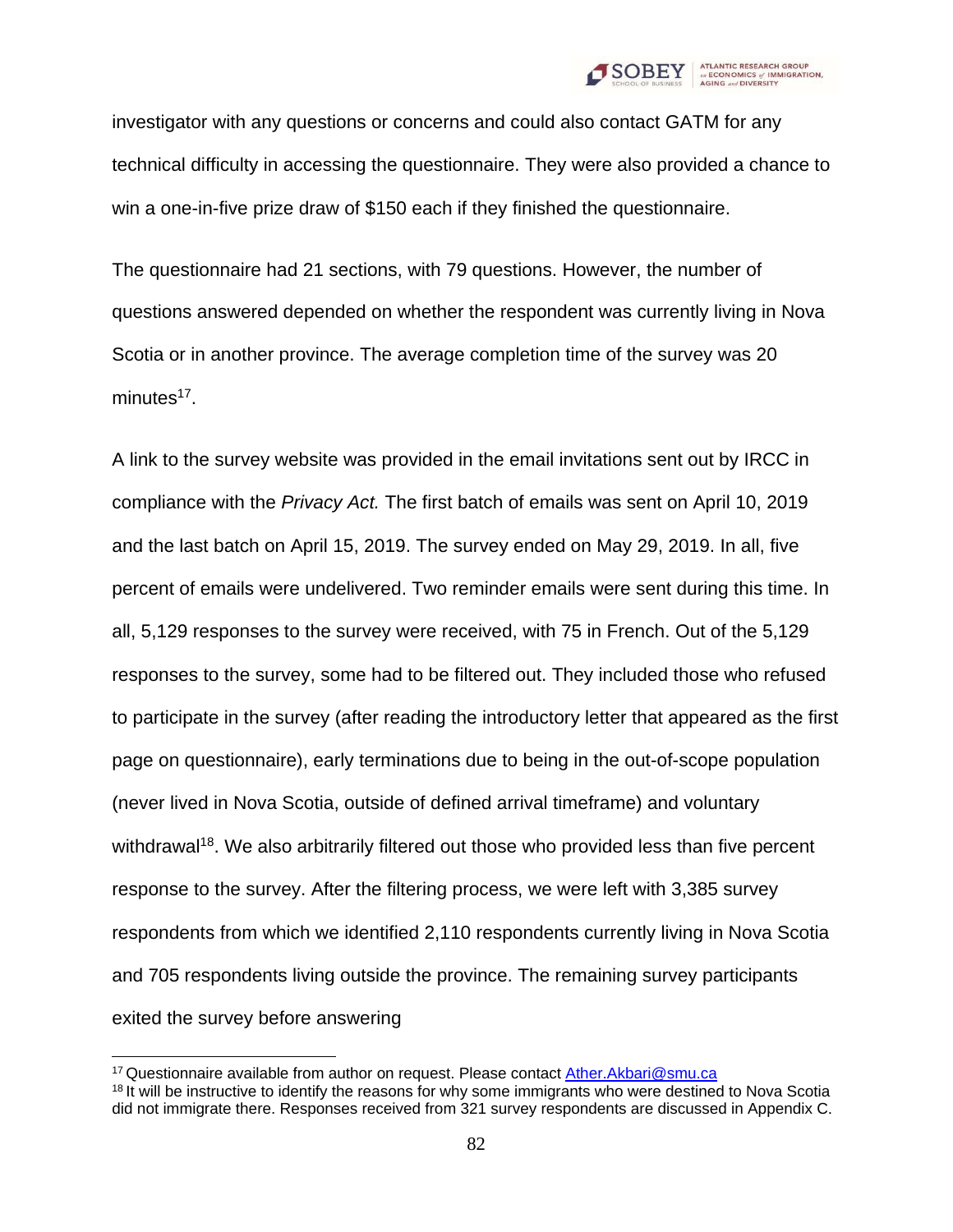investigator with any questions or concerns and could also contact GATM for any technical difficulty in accessing the questionnaire. They were also provided a chance to win a one-in-five prize draw of $150 each if they finished the questionnaire.

The questionnaire had 21 sections, with 79 questions. However, the number of questions answered depended on whether the respondent was currently living in Nova Scotia or in another province. The average completion time of the survey was 20 minutes[17].

A link to the survey website was provided in the email invitations sent out by IRCC in compliance with the *Privacy Act.* The first batch of emails was sent on April 10, 2019 and the last batch on April 15, 2019. The survey ended on May 29, 2019. In all, five percent of emails were undelivered. Two reminder emails were sent during this time. In all, 5,129 responses to the survey were received, with 75 in French. Out of the 5,129 responses to the survey, some had to be filtered out. They included those who refused to participate in the survey (after reading the introductory letter that appeared as the first page on questionnaire), early terminations due to being in the out-of-scope population (never lived in Nova Scotia, outside of defined arrival timeframe) and voluntary withdrawal[18]. We also arbitrarily filtered out those who provided less than five percent response to the survey. After the filtering process, we were left with 3,385 survey respondents from which we identified 2,110 respondents currently living in Nova Scotia and 705 respondents living outside the province. The remaining survey participants exited the survey before answering

[17] Questionnaire available from author on request. Please contact Ather.Akbari@smu.ca

[18] It will be instructive to identify the reasons for why some immigrants who were destined to Nova Scotia did not immigrate there. Responses received from 321 survey respondents are discussed in Appendix C.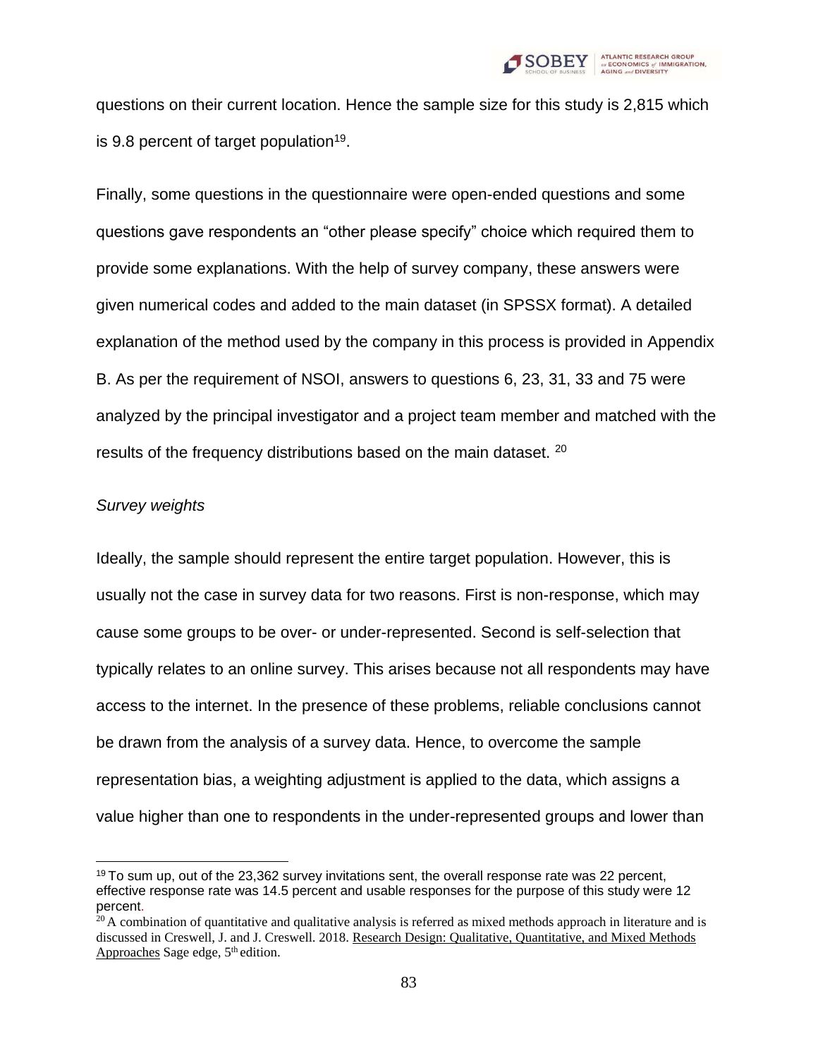questions on their current location. Hence the sample size for this study is 2,815 which is 9.8 percent of target population[19].

Finally, some questions in the questionnaire were open-ended questions and some questions gave respondents an "other please specify" choice which required them to provide some explanations. With the help of survey company, these answers were given numerical codes and added to the main dataset (in SPSSX format). A detailed explanation of the method used by the company in this process is provided in Appendix B. As per the requirement of NSOI, answers to questions 6, 23, 31, 33 and 75 were analyzed by the principal investigator and a project team member and matched with the results of the frequency distributions based on the main dataset. [20]

*Survey weights*

Ideally, the sample should represent the entire target population. However, this is usually not the case in survey data for two reasons. First is non-response, which may cause some groups to be over- or under-represented. Second is self-selection that typically relates to an online survey. This arises because not all respondents may have access to the internet. In the presence of these problems, reliable conclusions cannot be drawn from the analysis of a survey data. Hence, to overcome the sample representation bias, a weighting adjustment is applied to the data, which assigns a value higher than one to respondents in the under-represented groups and lower than

---

[19] To sum up, out of the 23,362 survey invitations sent, the overall response rate was 22 percent, effective response rate was 14.5 percent and usable responses for the purpose of this study were 12 percent.

[20] A combination of quantitative and qualitative analysis is referred as mixed methods approach in literature and is discussed in Creswell, J. and J. Creswell. 2018. Research Design: Qualitative, Quantitative, and Mixed Methods Approaches Sage edge, 5th edition.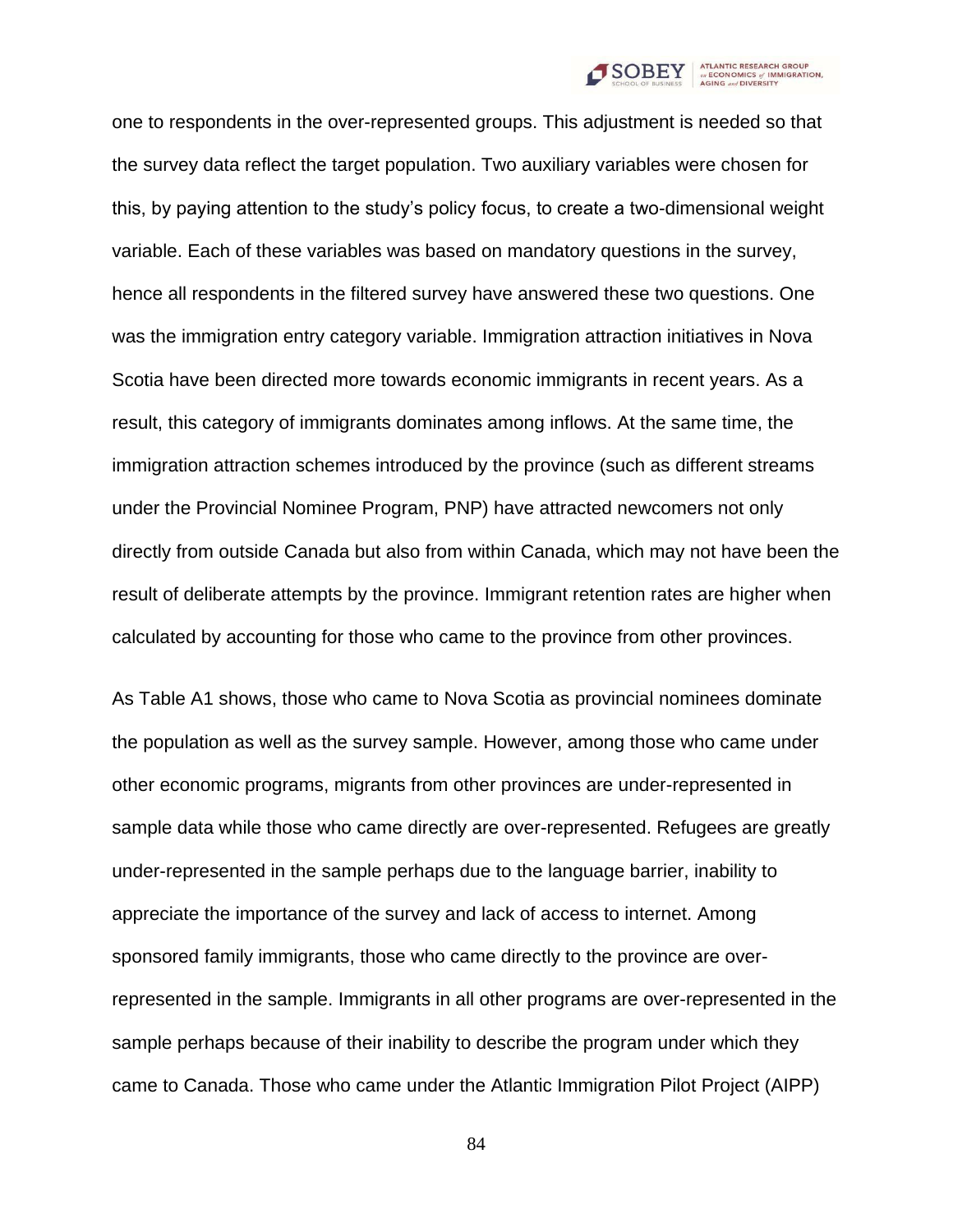one to respondents in the over-represented groups. This adjustment is needed so that the survey data reflect the target population. Two auxiliary variables were chosen for this, by paying attention to the study's policy focus, to create a two-dimensional weight variable. Each of these variables was based on mandatory questions in the survey, hence all respondents in the filtered survey have answered these two questions. One was the immigration entry category variable. Immigration attraction initiatives in Nova Scotia have been directed more towards economic immigrants in recent years. As a result, this category of immigrants dominates among inflows. At the same time, the immigration attraction schemes introduced by the province (such as different streams under the Provincial Nominee Program, PNP) have attracted newcomers not only directly from outside Canada but also from within Canada, which may not have been the result of deliberate attempts by the province. Immigrant retention rates are higher when calculated by accounting for those who came to the province from other provinces.

As Table A1 shows, those who came to Nova Scotia as provincial nominees dominate the population as well as the survey sample. However, among those who came under other economic programs, migrants from other provinces are under-represented in sample data while those who came directly are over-represented. Refugees are greatly under-represented in the sample perhaps due to the language barrier, inability to appreciate the importance of the survey and lack of access to internet. Among sponsored family immigrants, those who came directly to the province are over-represented in the sample. Immigrants in all other programs are over-represented in the sample perhaps because of their inability to describe the program under which they came to Canada. Those who came under the Atlantic Immigration Pilot Project (AIPP)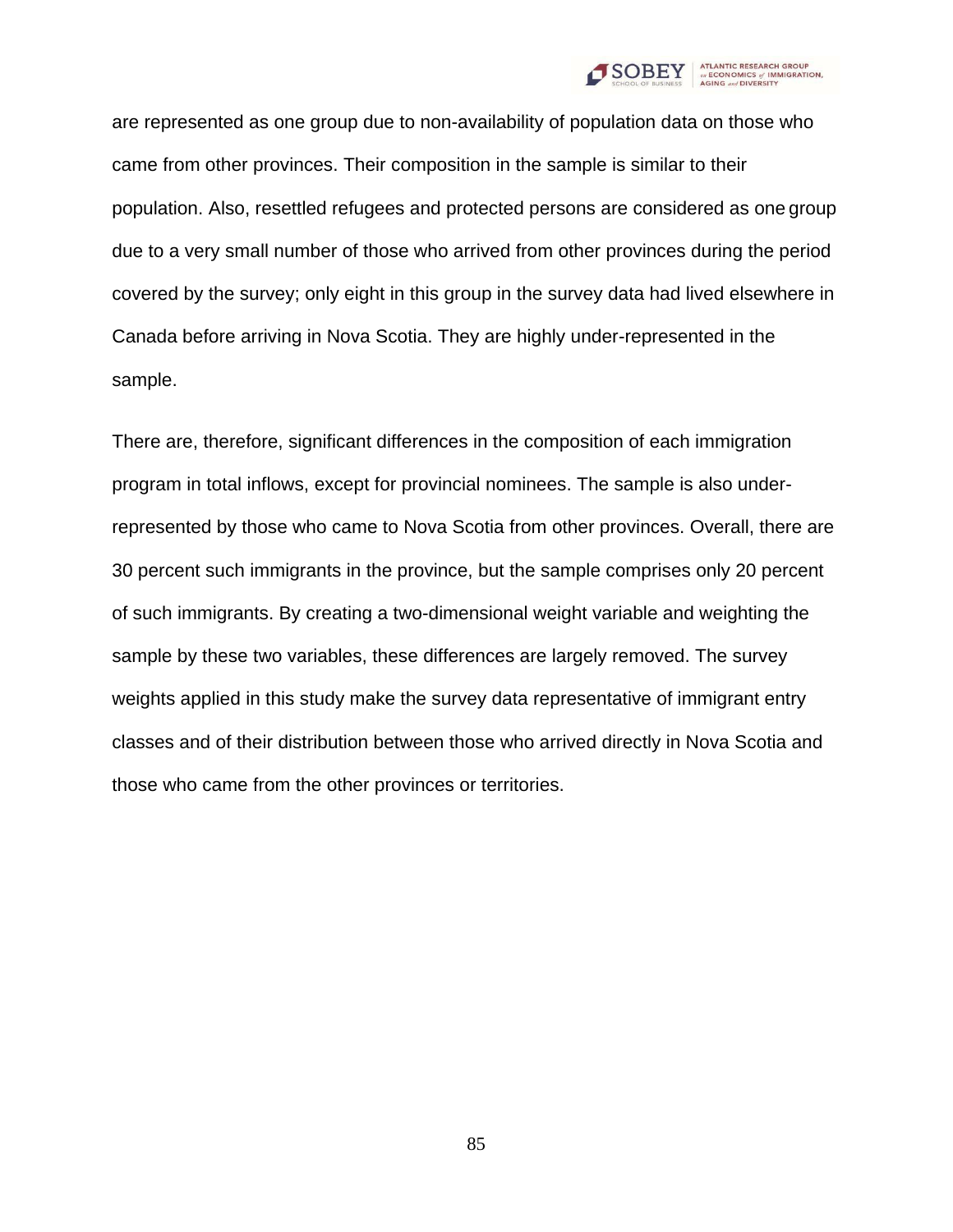are represented as one group due to non-availability of population data on those who came from other provinces. Their composition in the sample is similar to their population. Also, resettled refugees and protected persons are considered as one group due to a very small number of those who arrived from other provinces during the period covered by the survey; only eight in this group in the survey data had lived elsewhere in Canada before arriving in Nova Scotia. They are highly under-represented in the sample.

There are, therefore, significant differences in the composition of each immigration program in total inflows, except for provincial nominees. The sample is also under-represented by those who came to Nova Scotia from other provinces. Overall, there are 30 percent such immigrants in the province, but the sample comprises only 20 percent of such immigrants. By creating a two-dimensional weight variable and weighting the sample by these two variables, these differences are largely removed. The survey weights applied in this study make the survey data representative of immigrant entry classes and of their distribution between those who arrived directly in Nova Scotia and those who came from the other provinces or territories.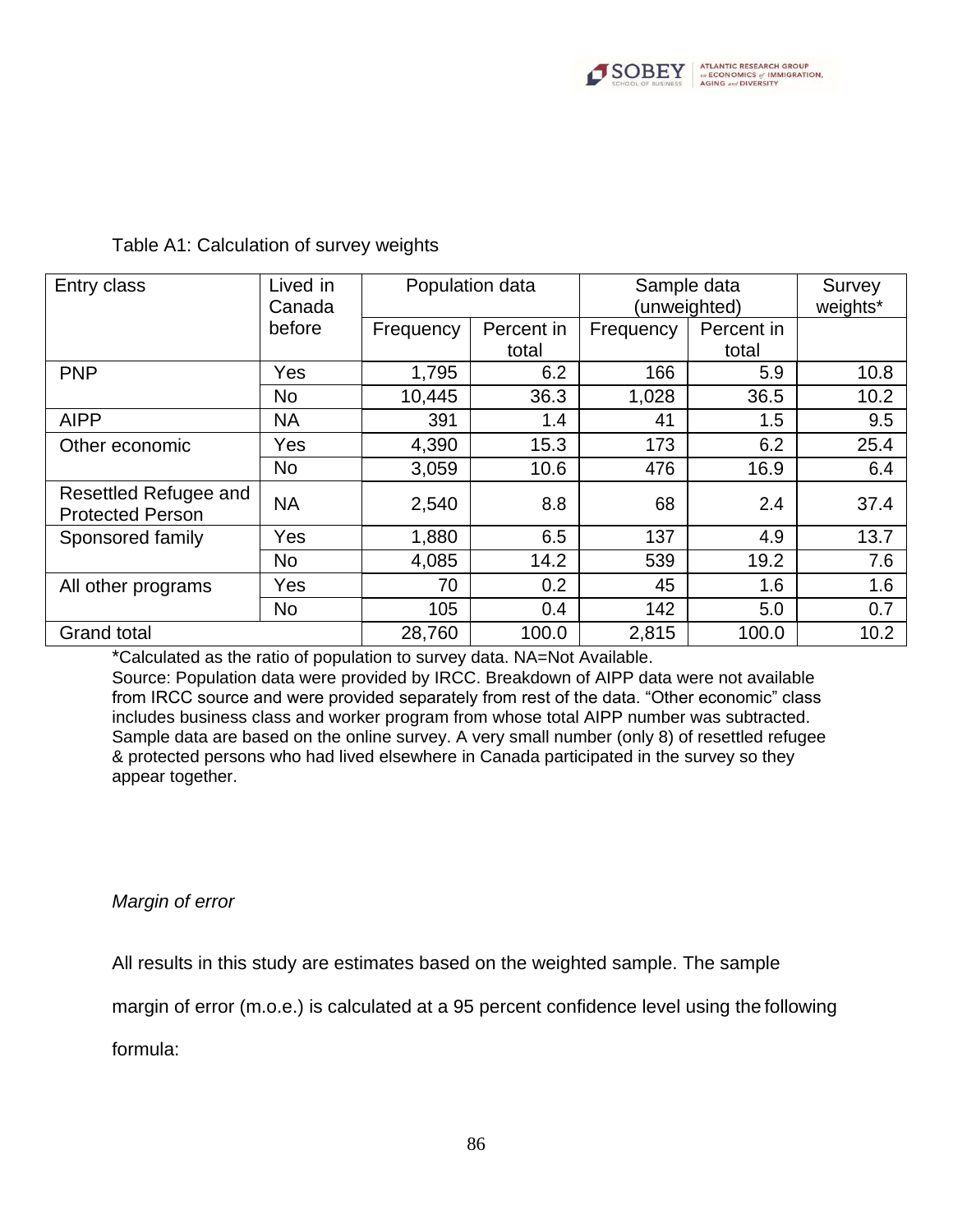Table A1: Calculation of survey weights

| Entry class | Lived in Canada before | Population data | | Sample data (unweighted) | | Survey weights* |
|---|---|---|---|---|---|---|
| | | Frequency | Percent in total | Frequency | Percent in total | |
| PNP | Yes | 1,795 | 6.2 | 166 | 5.9 | 10.8 |
| | No | 10,445 | 36.3 | 1,028 | 36.5 | 10.2 |
| AIPP | NA | 391 | 1.4 | 41 | 1.5 | 9.5 |
| Other economic | Yes | 4,390 | 15.3 | 173 | 6.2 | 25.4 |
| | No | 3,059 | 10.6 | 476 | 16.9 | 6.4 |
| Resettled Refugee and Protected Person | NA | 2,540 | 8.8 | 68 | 2.4 | 37.4 |
| Sponsored family | Yes | 1,880 | 6.5 | 137 | 4.9 | 13.7 |
| | No | 4,085 | 14.2 | 539 | 19.2 | 7.6 |
| All other programs | Yes | 70 | 0.2 | 45 | 1.6 | 1.6 |
| | No | 105 | 0.4 | 142 | 5.0 | 0.7 |
| Grand total | | 28,760 | 100.0 | 2,815 | 100.0 | 10.2 |

*Calculated as the ratio of population to survey data. NA=Not Available.
Source: Population data were provided by IRCC. Breakdown of AIPP data were not available from IRCC source and were provided separately from rest of the data. "Other economic" class includes business class and worker program from whose total AIPP number was subtracted. Sample data are based on the online survey. A very small number (only 8) of resettled refugee & protected persons who had lived elsewhere in Canada participated in the survey so they appear together.

*Margin of error*

All results in this study are estimates based on the weighted sample. The sample margin of error (m.o.e.) is calculated at a 95 percent confidence level using the following formula: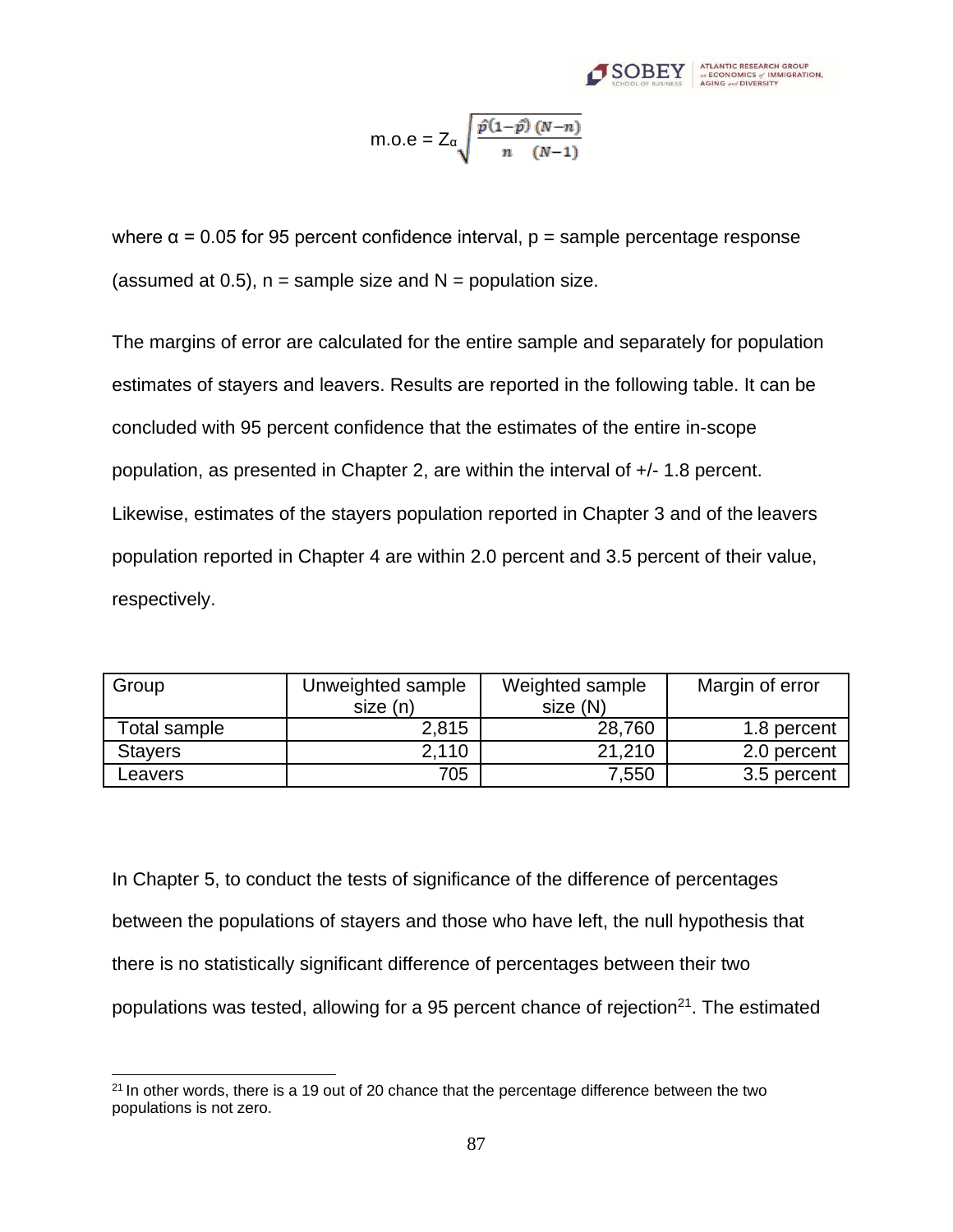$$\text{m.o.e} = Z_{\alpha}\sqrt{\frac{\hat{p}(1-\hat{p})}{n}\frac{(N-n)}{(N-1)}}$$

where α = 0.05 for 95 percent confidence interval, p = sample percentage response (assumed at 0.5), n = sample size and N = population size.

The margins of error are calculated for the entire sample and separately for population estimates of stayers and leavers. Results are reported in the following table. It can be concluded with 95 percent confidence that the estimates of the entire in-scope population, as presented in Chapter 2, are within the interval of +/- 1.8 percent. Likewise, estimates of the stayers population reported in Chapter 3 and of the leavers population reported in Chapter 4 are within 2.0 percent and 3.5 percent of their value, respectively.

| Group | Unweighted sample size (n) | Weighted sample size (N) | Margin of error |
|---|---|---|---|
| Total sample | 2,815 | 28,760 | 1.8 percent |
| Stayers | 2,110 | 21,210 | 2.0 percent |
| Leavers | 705 | 7,550 | 3.5 percent |

In Chapter 5, to conduct the tests of significance of the difference of percentages between the populations of stayers and those who have left, the null hypothesis that there is no statistically significant difference of percentages between their two populations was tested, allowing for a 95 percent chance of rejection[21]. The estimated

[21] In other words, there is a 19 out of 20 chance that the percentage difference between the two populations is not zero.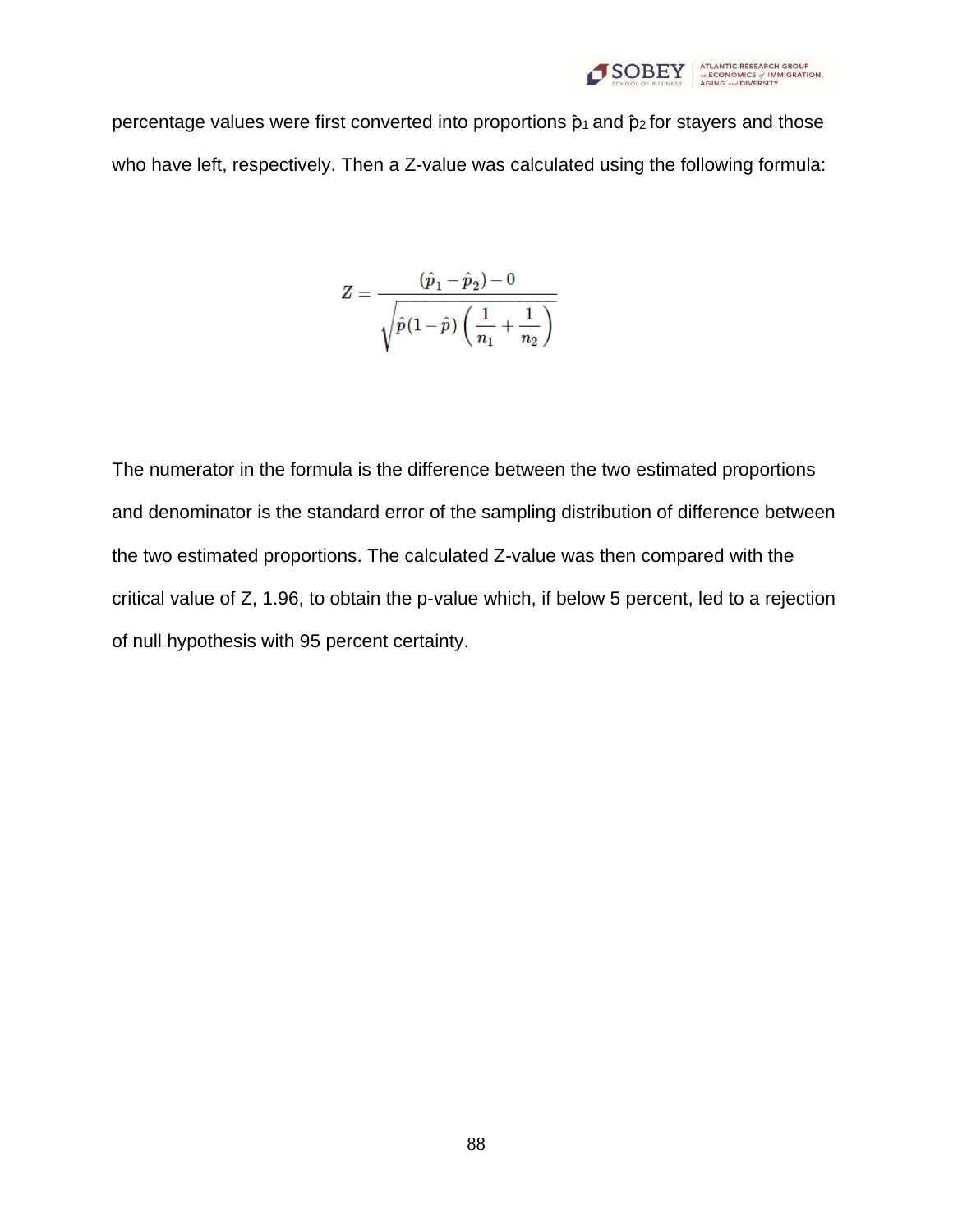percentage values were first converted into proportions $\hat{p}_1$ and $\hat{p}_2$ for stayers and those who have left, respectively. Then a Z-value was calculated using the following formula:

$$Z = \frac{(\hat{p}_1 - \hat{p}_2) - 0}{\sqrt{\hat{p}(1 - \hat{p})\left(\frac{1}{n_1} + \frac{1}{n_2}\right)}}$$

The numerator in the formula is the difference between the two estimated proportions and denominator is the standard error of the sampling distribution of difference between the two estimated proportions. The calculated Z-value was then compared with the critical value of Z, 1.96, to obtain the p-value which, if below 5 percent, led to a rejection of null hypothesis with 95 percent certainty.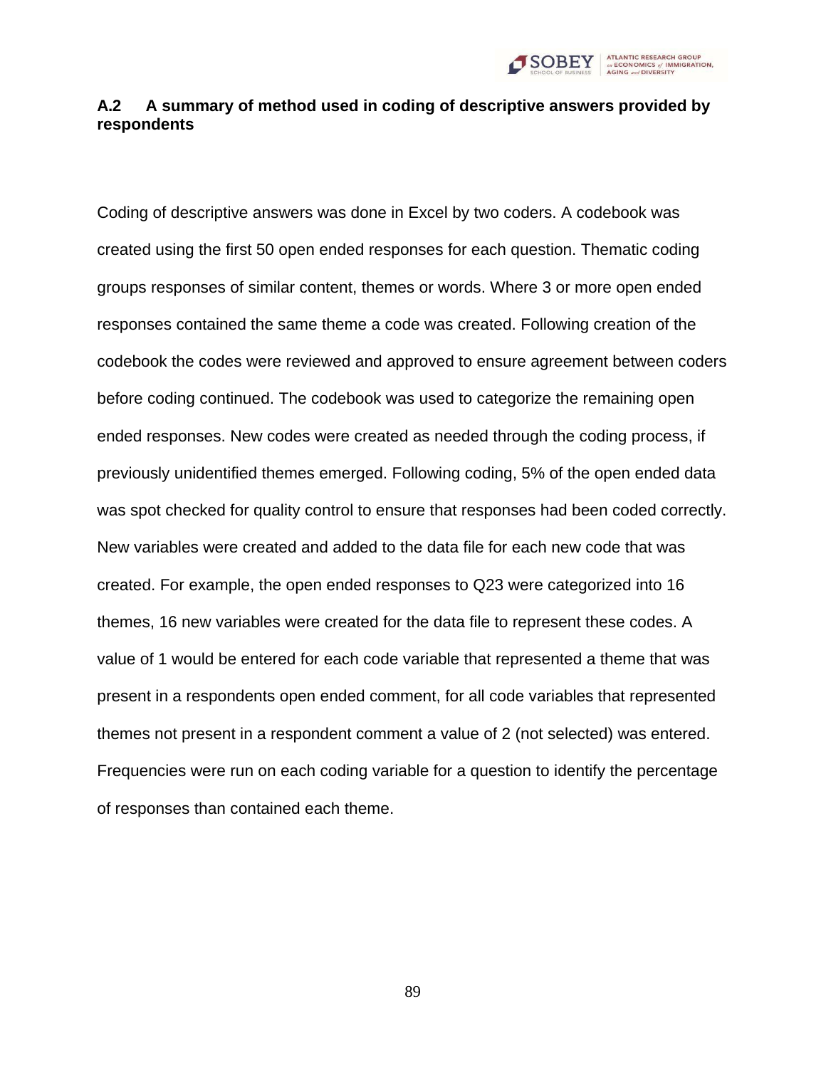### A.2 A summary of method used in coding of descriptive answers provided by respondents

Coding of descriptive answers was done in Excel by two coders. A codebook was created using the first 50 open ended responses for each question. Thematic coding groups responses of similar content, themes or words. Where 3 or more open ended responses contained the same theme a code was created. Following creation of the codebook the codes were reviewed and approved to ensure agreement between coders before coding continued. The codebook was used to categorize the remaining open ended responses. New codes were created as needed through the coding process, if previously unidentified themes emerged. Following coding, 5% of the open ended data was spot checked for quality control to ensure that responses had been coded correctly. New variables were created and added to the data file for each new code that was created. For example, the open ended responses to Q23 were categorized into 16 themes, 16 new variables were created for the data file to represent these codes. A value of 1 would be entered for each code variable that represented a theme that was present in a respondents open ended comment, for all code variables that represented themes not present in a respondent comment a value of 2 (not selected) was entered. Frequencies were run on each coding variable for a question to identify the percentage of responses than contained each theme.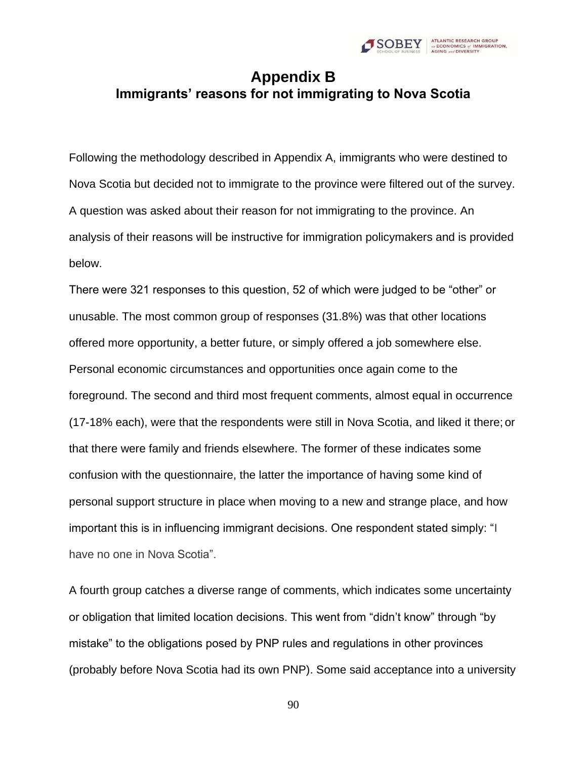# Appendix B

## Immigrants' reasons for not immigrating to Nova Scotia

Following the methodology described in Appendix A, immigrants who were destined to Nova Scotia but decided not to immigrate to the province were filtered out of the survey. A question was asked about their reason for not immigrating to the province. An analysis of their reasons will be instructive for immigration policymakers and is provided below.

There were 321 responses to this question, 52 of which were judged to be "other" or unusable. The most common group of responses (31.8%) was that other locations offered more opportunity, a better future, or simply offered a job somewhere else. Personal economic circumstances and opportunities once again come to the foreground. The second and third most frequent comments, almost equal in occurrence (17-18% each), were that the respondents were still in Nova Scotia, and liked it there; or that there were family and friends elsewhere. The former of these indicates some confusion with the questionnaire, the latter the importance of having some kind of personal support structure in place when moving to a new and strange place, and how important this is in influencing immigrant decisions. One respondent stated simply: "I have no one in Nova Scotia".

A fourth group catches a diverse range of comments, which indicates some uncertainty or obligation that limited location decisions. This went from "didn't know" through "by mistake" to the obligations posed by PNP rules and regulations in other provinces (probably before Nova Scotia had its own PNP). Some said acceptance into a university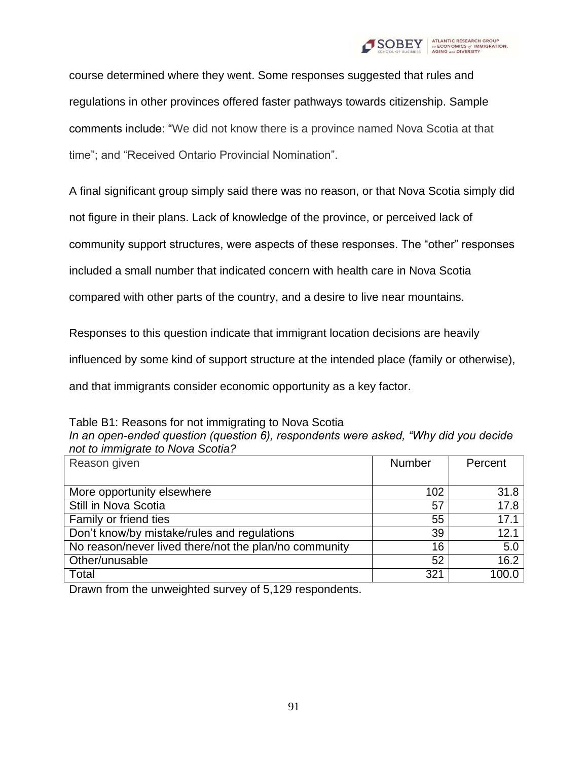course determined where they went. Some responses suggested that rules and regulations in other provinces offered faster pathways towards citizenship. Sample comments include: “We did not know there is a province named Nova Scotia at that time”; and “Received Ontario Provincial Nomination”.

A final significant group simply said there was no reason, or that Nova Scotia simply did not figure in their plans. Lack of knowledge of the province, or perceived lack of community support structures, were aspects of these responses. The “other” responses included a small number that indicated concern with health care in Nova Scotia compared with other parts of the country, and a desire to live near mountains.

Responses to this question indicate that immigrant location decisions are heavily influenced by some kind of support structure at the intended place (family or otherwise), and that immigrants consider economic opportunity as a key factor.

Table B1: Reasons for not immigrating to Nova Scotia
*In an open-ended question (question 6), respondents were asked, “Why did you decide not to immigrate to Nova Scotia?*

| Reason given | Number | Percent |
|---|---|---|
| More opportunity elsewhere | 102 | 31.8 |
| Still in Nova Scotia | 57 | 17.8 |
| Family or friend ties | 55 | 17.1 |
| Don’t know/by mistake/rules and regulations | 39 | 12.1 |
| No reason/never lived there/not the plan/no community | 16 | 5.0 |
| Other/unusable | 52 | 16.2 |
| Total | 321 | 100.0 |

Drawn from the unweighted survey of 5,129 respondents.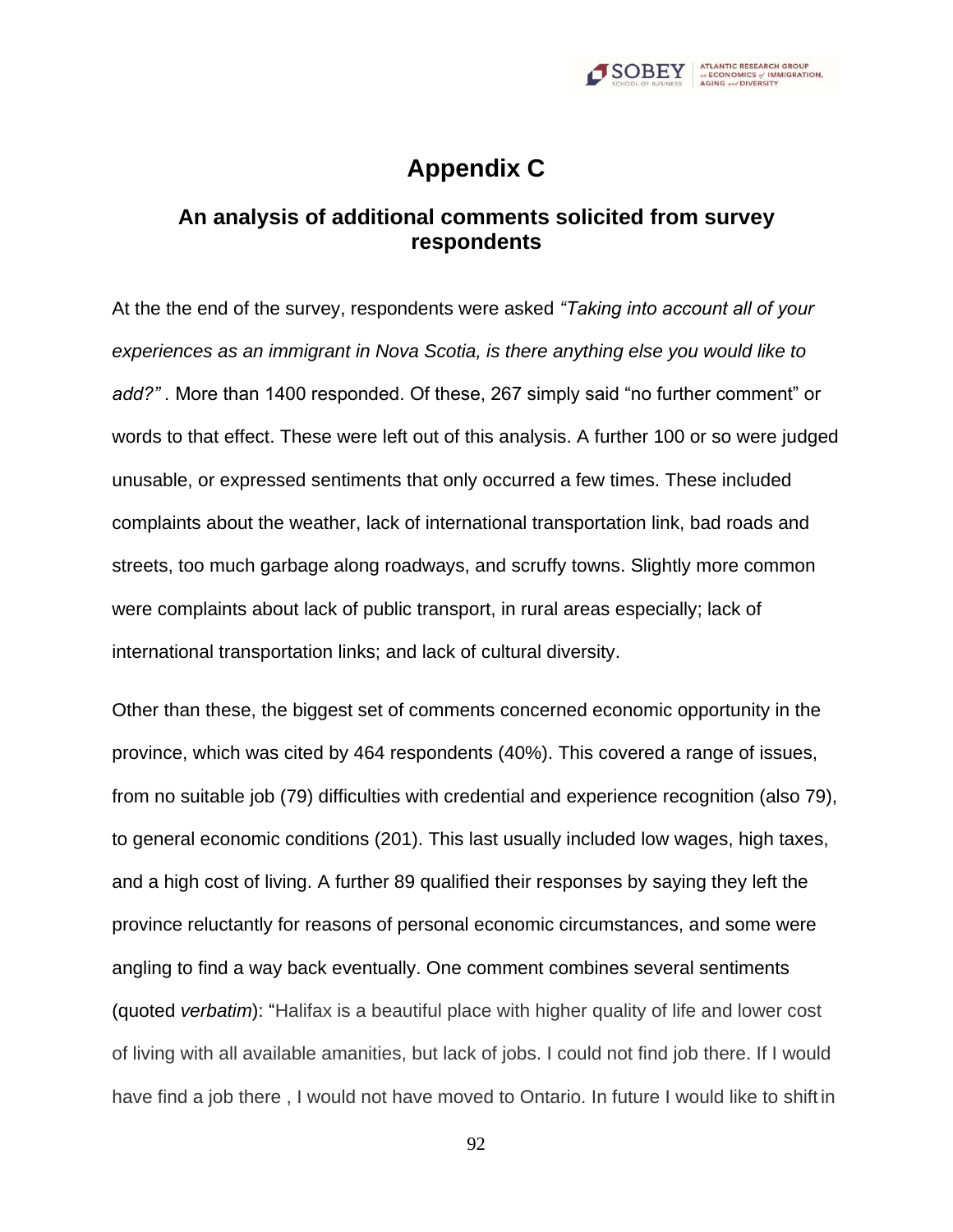# Appendix C

## An analysis of additional comments solicited from survey respondents

At the the end of the survey, respondents were asked *"Taking into account all of your experiences as an immigrant in Nova Scotia, is there anything else you would like to add?"* . More than 1400 responded. Of these, 267 simply said "no further comment" or words to that effect. These were left out of this analysis. A further 100 or so were judged unusable, or expressed sentiments that only occurred a few times. These included complaints about the weather, lack of international transportation link, bad roads and streets, too much garbage along roadways, and scruffy towns. Slightly more common were complaints about lack of public transport, in rural areas especially; lack of international transportation links; and lack of cultural diversity.

Other than these, the biggest set of comments concerned economic opportunity in the province, which was cited by 464 respondents (40%). This covered a range of issues, from no suitable job (79) difficulties with credential and experience recognition (also 79), to general economic conditions (201). This last usually included low wages, high taxes, and a high cost of living. A further 89 qualified their responses by saying they left the province reluctantly for reasons of personal economic circumstances, and some were angling to find a way back eventually. One comment combines several sentiments (quoted *verbatim*): "Halifax is a beautiful place with higher quality of life and lower cost of living with all available amanities, but lack of jobs. I could not find job there. If I would have find a job there , I would not have moved to Ontario. In future I would like to shift in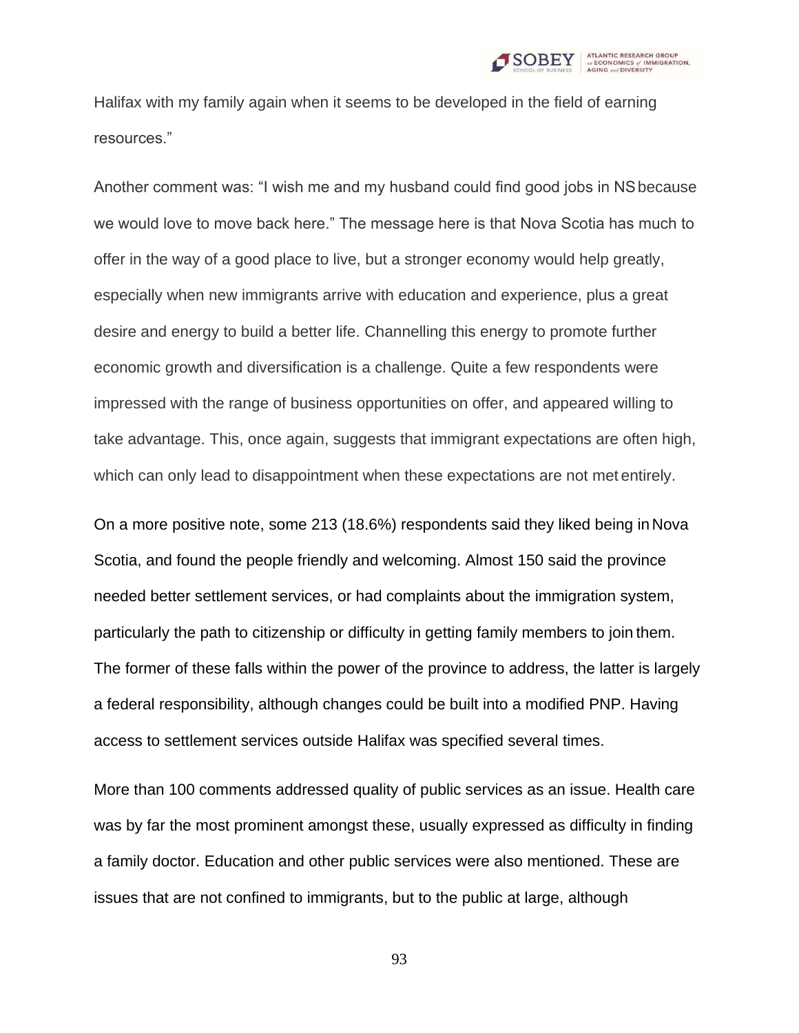Halifax with my family again when it seems to be developed in the field of earning resources."

Another comment was: "I wish me and my husband could find good jobs in NS because we would love to move back here." The message here is that Nova Scotia has much to offer in the way of a good place to live, but a stronger economy would help greatly, especially when new immigrants arrive with education and experience, plus a great desire and energy to build a better life. Channelling this energy to promote further economic growth and diversification is a challenge. Quite a few respondents were impressed with the range of business opportunities on offer, and appeared willing to take advantage. This, once again, suggests that immigrant expectations are often high, which can only lead to disappointment when these expectations are not met entirely.

On a more positive note, some 213 (18.6%) respondents said they liked being in Nova Scotia, and found the people friendly and welcoming. Almost 150 said the province needed better settlement services, or had complaints about the immigration system, particularly the path to citizenship or difficulty in getting family members to join them. The former of these falls within the power of the province to address, the latter is largely a federal responsibility, although changes could be built into a modified PNP. Having access to settlement services outside Halifax was specified several times.

More than 100 comments addressed quality of public services as an issue. Health care was by far the most prominent amongst these, usually expressed as difficulty in finding a family doctor. Education and other public services were also mentioned. These are issues that are not confined to immigrants, but to the public at large, although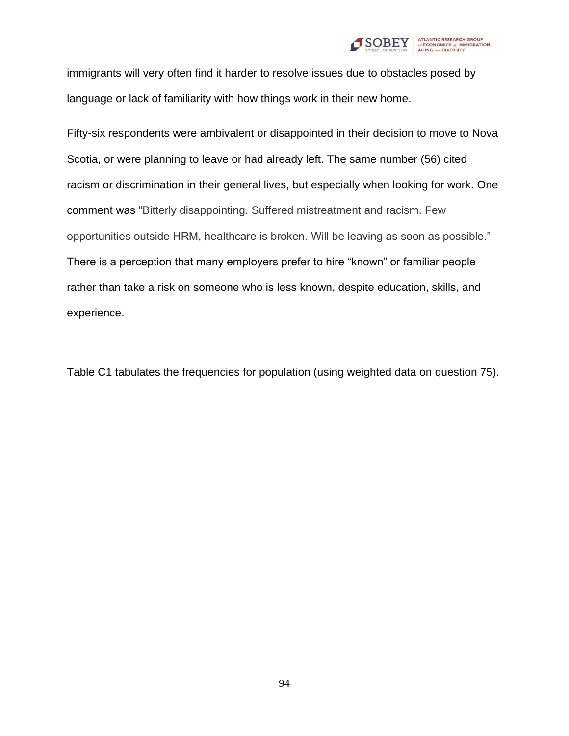immigrants will very often find it harder to resolve issues due to obstacles posed by language or lack of familiarity with how things work in their new home.

Fifty-six respondents were ambivalent or disappointed in their decision to move to Nova Scotia, or were planning to leave or had already left. The same number (56) cited racism or discrimination in their general lives, but especially when looking for work. One comment was "Bitterly disappointing. Suffered mistreatment and racism. Few opportunities outside HRM, healthcare is broken. Will be leaving as soon as possible." There is a perception that many employers prefer to hire "known" or familiar people rather than take a risk on someone who is less known, despite education, skills, and experience.

Table C1 tabulates the frequencies for population (using weighted data on question 75).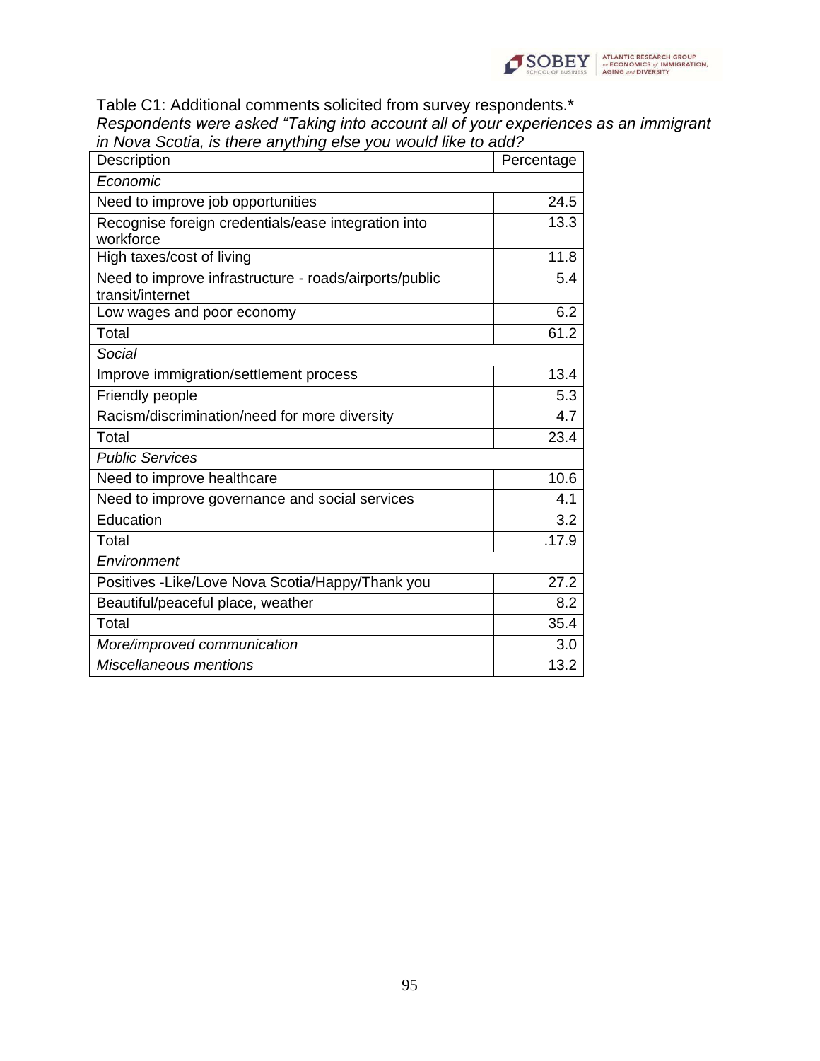Table C1: Additional comments solicited from survey respondents.*
*Respondents were asked "Taking into account all of your experiences as an immigrant in Nova Scotia, is there anything else you would like to add?*

| Description | Percentage |
|---|---|
| *Economic* | |
| Need to improve job opportunities | 24.5 |
| Recognise foreign credentials/ease integration into workforce | 13.3 |
| High taxes/cost of living | 11.8 |
| Need to improve infrastructure - roads/airports/public transit/internet | 5.4 |
| Low wages and poor economy | 6.2 |
| Total | 61.2 |
| *Social* | |
| Improve immigration/settlement process | 13.4 |
| Friendly people | 5.3 |
| Racism/discrimination/need for more diversity | 4.7 |
| Total | 23.4 |
| *Public Services* | |
| Need to improve healthcare | 10.6 |
| Need to improve governance and social services | 4.1 |
| Education | 3.2 |
| Total | .17.9 |
| *Environment* | |
| Positives -Like/Love Nova Scotia/Happy/Thank you | 27.2 |
| Beautiful/peaceful place, weather | 8.2 |
| Total | 35.4 |
| *More/improved communication* | 3.0 |
| *Miscellaneous mentions* | 13.2 |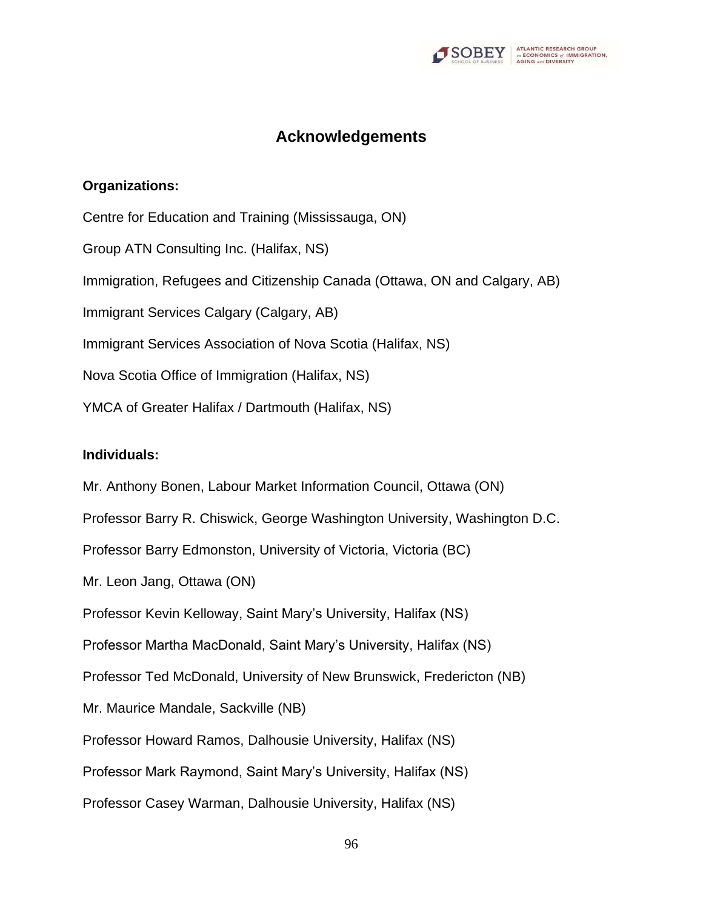# Acknowledgements

**Organizations:**

Centre for Education and Training (Mississauga, ON)

Group ATN Consulting Inc. (Halifax, NS)

Immigration, Refugees and Citizenship Canada (Ottawa, ON and Calgary, AB)

Immigrant Services Calgary (Calgary, AB)

Immigrant Services Association of Nova Scotia (Halifax, NS)

Nova Scotia Office of Immigration (Halifax, NS)

YMCA of Greater Halifax / Dartmouth (Halifax, NS)

**Individuals:**

Mr. Anthony Bonen, Labour Market Information Council, Ottawa (ON)

Professor Barry R. Chiswick, George Washington University, Washington D.C.

Professor Barry Edmonston, University of Victoria, Victoria (BC)

Mr. Leon Jang, Ottawa (ON)

Professor Kevin Kelloway, Saint Mary's University, Halifax (NS)

Professor Martha MacDonald, Saint Mary's University, Halifax (NS)

Professor Ted McDonald, University of New Brunswick, Fredericton (NB)

Mr. Maurice Mandale, Sackville (NB)

Professor Howard Ramos, Dalhousie University, Halifax (NS)

Professor Mark Raymond, Saint Mary's University, Halifax (NS)

Professor Casey Warman, Dalhousie University, Halifax (NS)